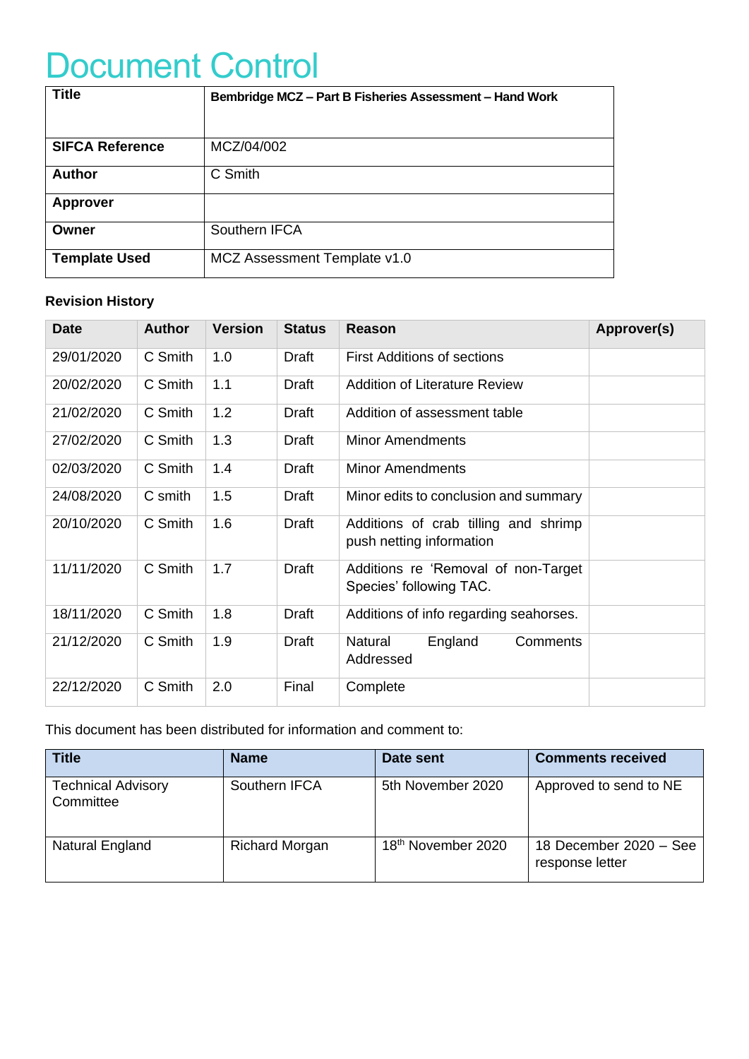# Document Control

| Title | **Bembridge MCZ – Part B Fisheries Assessment – Hand Work** |
|---|---|
| **SIFCA Reference** | MCZ/04/002 |
| **Author** | C Smith |
| **Approver** | |
| **Owner** | Southern IFCA |
| **Template Used** | MCZ Assessment Template v1.0 |

**Revision History**

| Date | Author | Version | Status | Reason | Approver(s) |
|---|---|---|---|---|---|
| 29/01/2020 | C Smith | 1.0 | Draft | First Additions of sections | |
| 20/02/2020 | C Smith | 1.1 | Draft | Addition of Literature Review | |
| 21/02/2020 | C Smith | 1.2 | Draft | Addition of assessment table | |
| 27/02/2020 | C Smith | 1.3 | Draft | Minor Amendments | |
| 02/03/2020 | C Smith | 1.4 | Draft | Minor Amendments | |
| 24/08/2020 | C smith | 1.5 | Draft | Minor edits to conclusion and summary | |
| 20/10/2020 | C Smith | 1.6 | Draft | Additions of crab tilling and shrimp push netting information | |
| 11/11/2020 | C Smith | 1.7 | Draft | Additions re 'Removal of non-Target Species' following TAC. | |
| 18/11/2020 | C Smith | 1.8 | Draft | Additions of info regarding seahorses. | |
| 21/12/2020 | C Smith | 1.9 | Draft | Natural England Comments Addressed | |
| 22/12/2020 | C Smith | 2.0 | Final | Complete | |

This document has been distributed for information and comment to:

| Title | Name | Date sent | Comments received |
|---|---|---|---|
| Technical Advisory Committee | Southern IFCA | 5th November 2020 | Approved to send to NE |
| Natural England | Richard Morgan | 18th November 2020 | 18 December 2020 – See response letter |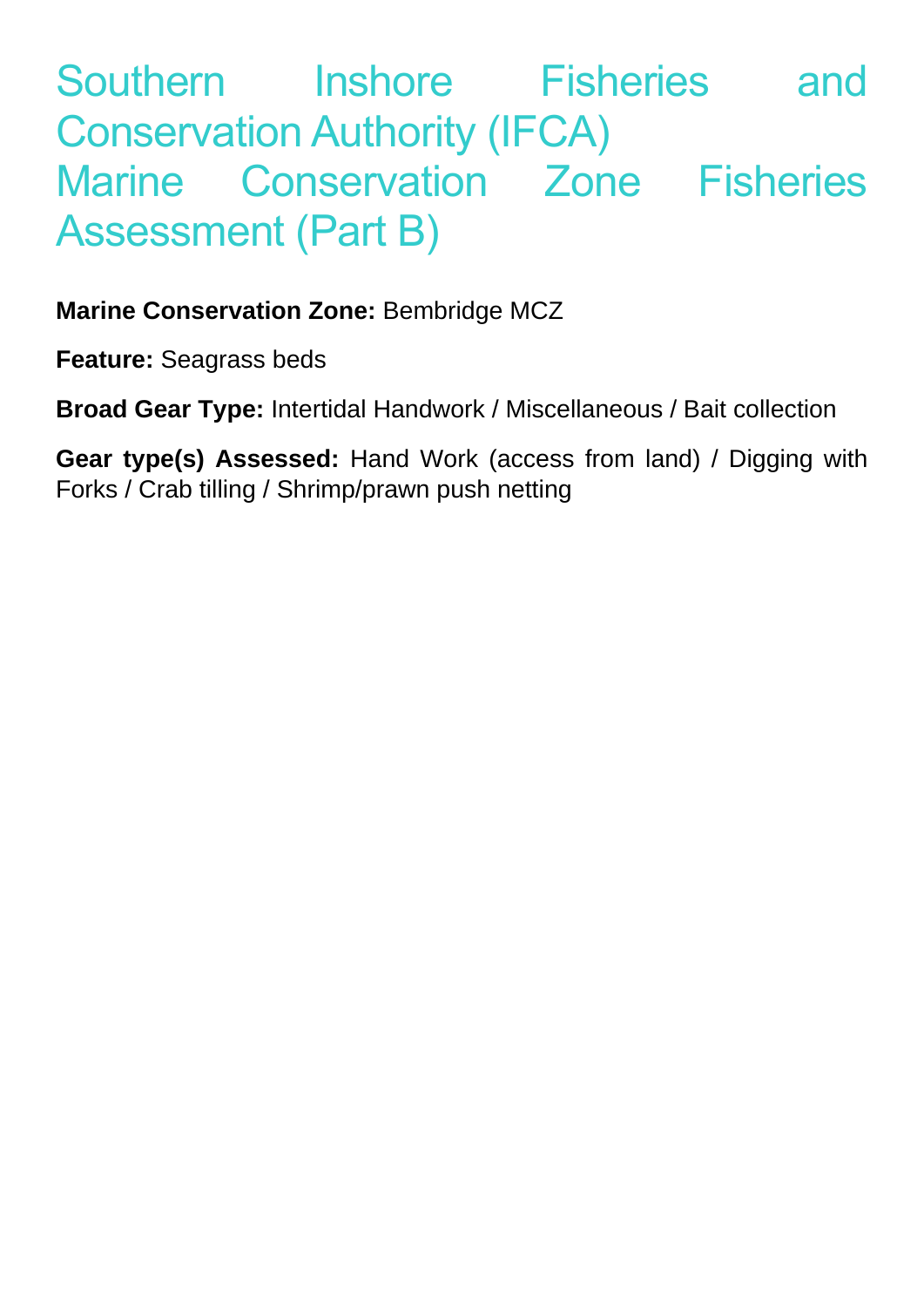# Southern Inshore Fisheries and Conservation Authority (IFCA) Marine Conservation Zone Fisheries Assessment (Part B)

**Marine Conservation Zone:** Bembridge MCZ

**Feature:** Seagrass beds

**Broad Gear Type:** Intertidal Handwork / Miscellaneous / Bait collection

**Gear type(s) Assessed:** Hand Work (access from land) / Digging with Forks / Crab tilling / Shrimp/prawn push netting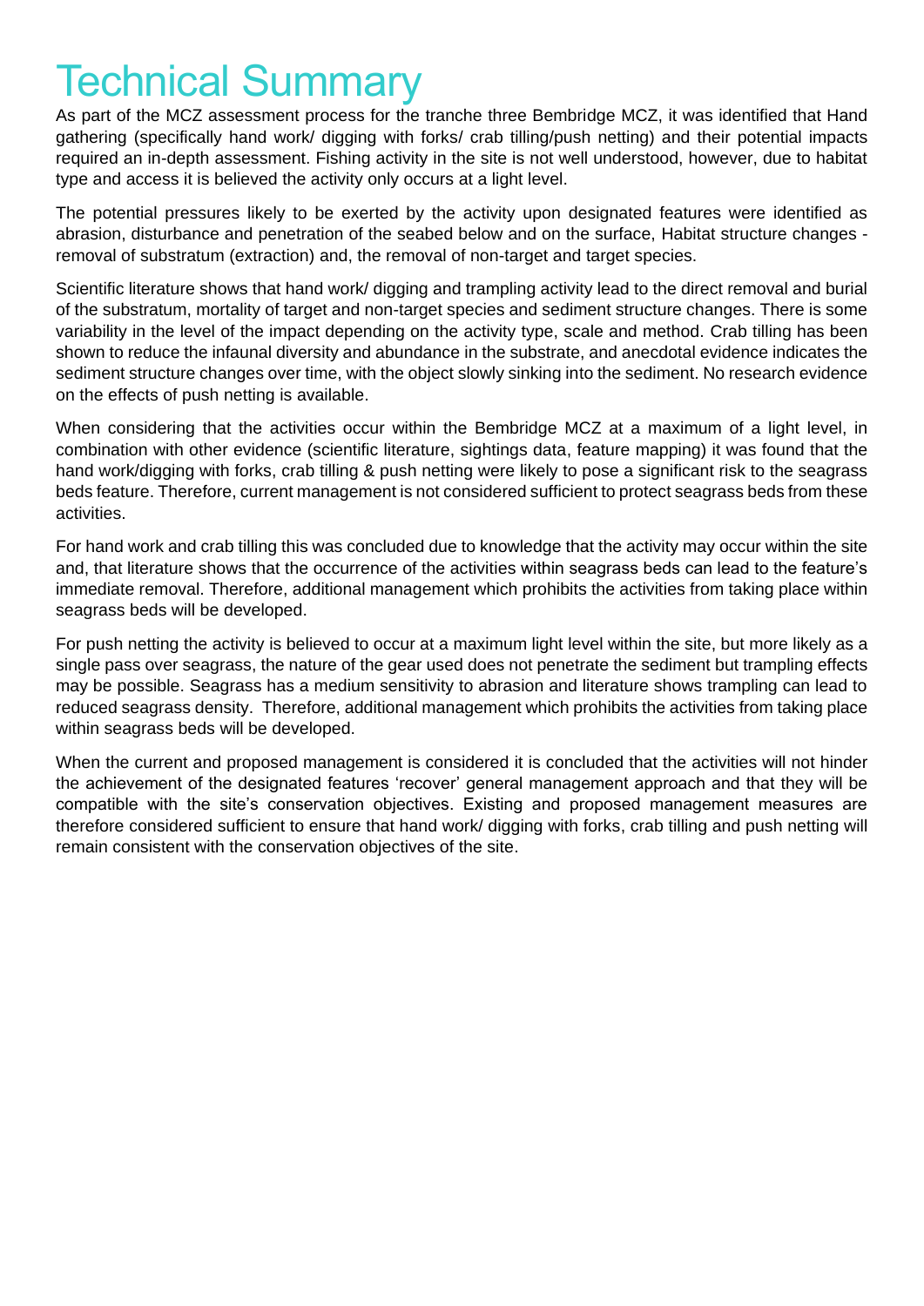# Technical Summary

As part of the MCZ assessment process for the tranche three Bembridge MCZ, it was identified that Hand gathering (specifically hand work/ digging with forks/ crab tilling/push netting) and their potential impacts required an in-depth assessment. Fishing activity in the site is not well understood, however, due to habitat type and access it is believed the activity only occurs at a light level.

The potential pressures likely to be exerted by the activity upon designated features were identified as abrasion, disturbance and penetration of the seabed below and on the surface, Habitat structure changes - removal of substratum (extraction) and, the removal of non-target and target species.

Scientific literature shows that hand work/ digging and trampling activity lead to the direct removal and burial of the substratum, mortality of target and non-target species and sediment structure changes. There is some variability in the level of the impact depending on the activity type, scale and method. Crab tilling has been shown to reduce the infaunal diversity and abundance in the substrate, and anecdotal evidence indicates the sediment structure changes over time, with the object slowly sinking into the sediment. No research evidence on the effects of push netting is available.

When considering that the activities occur within the Bembridge MCZ at a maximum of a light level, in combination with other evidence (scientific literature, sightings data, feature mapping) it was found that the hand work/digging with forks, crab tilling & push netting were likely to pose a significant risk to the seagrass beds feature. Therefore, current management is not considered sufficient to protect seagrass beds from these activities.

For hand work and crab tilling this was concluded due to knowledge that the activity may occur within the site and, that literature shows that the occurrence of the activities within seagrass beds can lead to the feature's immediate removal. Therefore, additional management which prohibits the activities from taking place within seagrass beds will be developed.

For push netting the activity is believed to occur at a maximum light level within the site, but more likely as a single pass over seagrass, the nature of the gear used does not penetrate the sediment but trampling effects may be possible. Seagrass has a medium sensitivity to abrasion and literature shows trampling can lead to reduced seagrass density. Therefore, additional management which prohibits the activities from taking place within seagrass beds will be developed.

When the current and proposed management is considered it is concluded that the activities will not hinder the achievement of the designated features 'recover' general management approach and that they will be compatible with the site's conservation objectives. Existing and proposed management measures are therefore considered sufficient to ensure that hand work/ digging with forks, crab tilling and push netting will remain consistent with the conservation objectives of the site.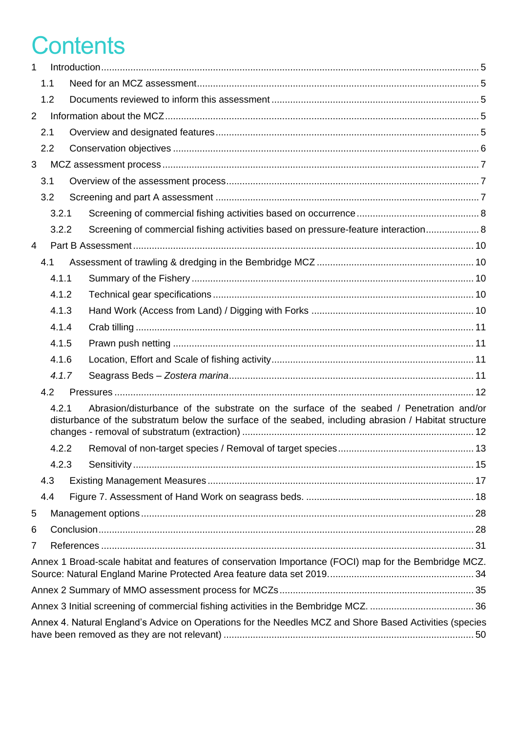# Contents

1 Introduction ..... 5
  1.1 Need for an MCZ assessment ..... 5
  1.2 Documents reviewed to inform this assessment ..... 5
2 Information about the MCZ ..... 5
  2.1 Overview and designated features ..... 5
  2.2 Conservation objectives ..... 6
3 MCZ assessment process ..... 7
  3.1 Overview of the assessment process ..... 7
  3.2 Screening and part A assessment ..... 7
    3.2.1 Screening of commercial fishing activities based on occurrence ..... 8
    3.2.2 Screening of commercial fishing activities based on pressure-feature interaction ..... 8
4 Part B Assessment ..... 10
  4.1 Assessment of trawling & dredging in the Bembridge MCZ ..... 10
    4.1.1 Summary of the Fishery ..... 10
    4.1.2 Technical gear specifications ..... 10
    4.1.3 Hand Work (Access from Land) / Digging with Forks ..... 10
    4.1.4 Crab tilling ..... 11
    4.1.5 Prawn push netting ..... 11
    4.1.6 Location, Effort and Scale of fishing activity ..... 11
    *4.1.7* Seagrass Beds – *Zostera marina* ..... 11
  4.2 Pressures ..... 12
    4.2.1 Abrasion/disturbance of the substrate on the surface of the seabed / Penetration and/or disturbance of the substratum below the surface of the seabed, including abrasion / Habitat structure changes - removal of substratum (extraction) ..... 12
    4.2.2 Removal of non-target species / Removal of target species ..... 13
    4.2.3 Sensitivity ..... 15
  4.3 Existing Management Measures ..... 17
  4.4 Figure 7. Assessment of Hand Work on seagrass beds. ..... 18
5 Management options ..... 28
6 Conclusion ..... 28
7 References ..... 31

Annex 1 Broad-scale habitat and features of conservation Importance (FOCI) map for the Bembridge MCZ. Source: Natural England Marine Protected Area feature data set 2019. ..... 34

Annex 2 Summary of MMO assessment process for MCZs ..... 35

Annex 3 Initial screening of commercial fishing activities in the Bembridge MCZ. ..... 36

Annex 4. Natural England's Advice on Operations for the Needles MCZ and Shore Based Activities (species have been removed as they are not relevant) ..... 50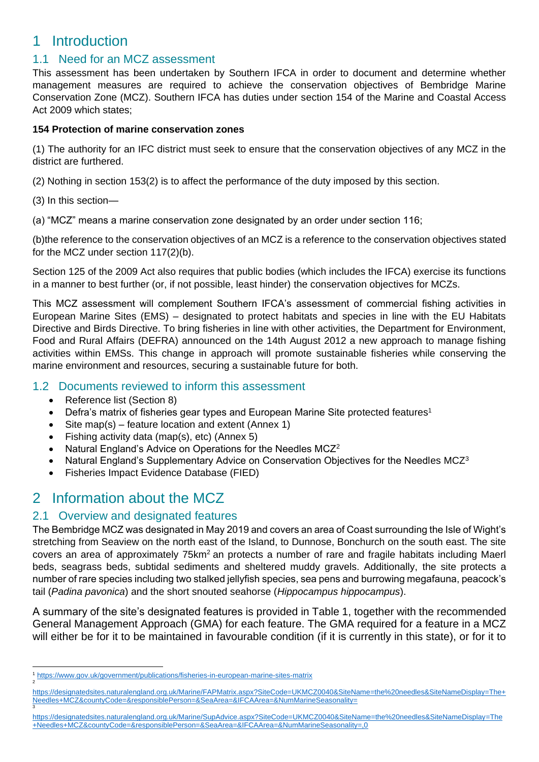# 1 Introduction

## 1.1 Need for an MCZ assessment

This assessment has been undertaken by Southern IFCA in order to document and determine whether management measures are required to achieve the conservation objectives of Bembridge Marine Conservation Zone (MCZ). Southern IFCA has duties under section 154 of the Marine and Coastal Access Act 2009 which states;

**154 Protection of marine conservation zones**

(1) The authority for an IFC district must seek to ensure that the conservation objectives of any MCZ in the district are furthered.

(2) Nothing in section 153(2) is to affect the performance of the duty imposed by this section.

(3) In this section—

(a) "MCZ" means a marine conservation zone designated by an order under section 116;

(b)the reference to the conservation objectives of an MCZ is a reference to the conservation objectives stated for the MCZ under section 117(2)(b).

Section 125 of the 2009 Act also requires that public bodies (which includes the IFCA) exercise its functions in a manner to best further (or, if not possible, least hinder) the conservation objectives for MCZs.

This MCZ assessment will complement Southern IFCA's assessment of commercial fishing activities in European Marine Sites (EMS) – designated to protect habitats and species in line with the EU Habitats Directive and Birds Directive. To bring fisheries in line with other activities, the Department for Environment, Food and Rural Affairs (DEFRA) announced on the 14th August 2012 a new approach to manage fishing activities within EMSs. This change in approach will promote sustainable fisheries while conserving the marine environment and resources, securing a sustainable future for both.

## 1.2 Documents reviewed to inform this assessment

- Reference list (Section 8)
- Defra's matrix of fisheries gear types and European Marine Site protected features[1]
- Site map(s) – feature location and extent (Annex 1)
- Fishing activity data (map(s), etc) (Annex 5)
- Natural England's Advice on Operations for the Needles MCZ[2]
- Natural England's Supplementary Advice on Conservation Objectives for the Needles MCZ[3]
- Fisheries Impact Evidence Database (FIED)

# 2 Information about the MCZ

## 2.1 Overview and designated features

The Bembridge MCZ was designated in May 2019 and covers an area of Coast surrounding the Isle of Wight's stretching from Seaview on the north east of the Island, to Dunnose, Bonchurch on the south east. The site covers an area of approximately 75km$^2$ an protects a number of rare and fragile habitats including Maerl beds, seagrass beds, subtidal sediments and sheltered muddy gravels. Additionally, the site protects a number of rare species including two stalked jellyfish species, sea pens and burrowing megafauna, peacock's tail (*Padina pavonica*) and the short snouted seahorse (*Hippocampus hippocampus*).

A summary of the site's designated features is provided in Table 1, together with the recommended General Management Approach (GMA) for each feature. The GMA required for a feature in a MCZ will either be for it to be maintained in favourable condition (if it is currently in this state), or for it to

---

[1] https://www.gov.uk/government/publications/fisheries-in-european-marine-sites-matrix

[2] https://designatedsites.naturalengland.org.uk/Marine/FAPMatrix.aspx?SiteCode=UKMCZ0040&SiteName=the%20needles&SiteNameDisplay=The+Needles+MCZ&countyCode=&responsiblePerson=&SeaArea=&IFCAArea=&NumMarineSeasonality=

[3] https://designatedsites.naturalengland.org.uk/Marine/SupAdvice.aspx?SiteCode=UKMCZ0040&SiteName=the%20needles&SiteNameDisplay=The+Needles+MCZ&countyCode=&responsiblePerson=&SeaArea=&IFCAArea=&NumMarineSeasonality=,0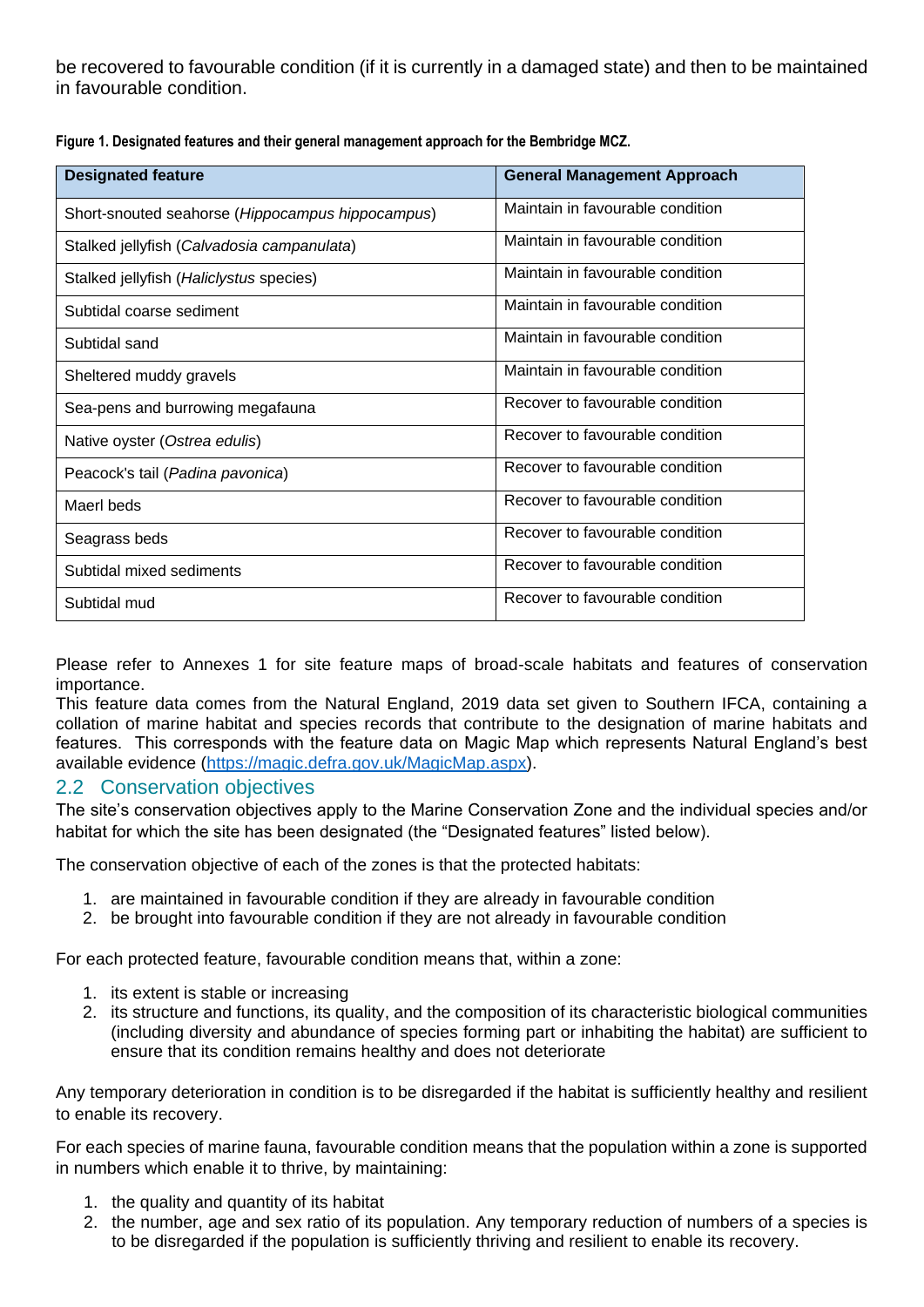be recovered to favourable condition (if it is currently in a damaged state) and then to be maintained in favourable condition.

**Figure 1. Designated features and their general management approach for the Bembridge MCZ.**

| Designated feature | General Management Approach |
|---|---|
| Short-snouted seahorse (*Hippocampus hippocampus*) | Maintain in favourable condition |
| Stalked jellyfish (*Calvadosia campanulata*) | Maintain in favourable condition |
| Stalked jellyfish (*Haliclystus* species) | Maintain in favourable condition |
| Subtidal coarse sediment | Maintain in favourable condition |
| Subtidal sand | Maintain in favourable condition |
| Sheltered muddy gravels | Maintain in favourable condition |
| Sea-pens and burrowing megafauna | Recover to favourable condition |
| Native oyster (*Ostrea edulis*) | Recover to favourable condition |
| Peacock's tail (*Padina pavonica*) | Recover to favourable condition |
| Maerl beds | Recover to favourable condition |
| Seagrass beds | Recover to favourable condition |
| Subtidal mixed sediments | Recover to favourable condition |
| Subtidal mud | Recover to favourable condition |

Please refer to Annexes 1 for site feature maps of broad-scale habitats and features of conservation importance.
This feature data comes from the Natural England, 2019 data set given to Southern IFCA, containing a collation of marine habitat and species records that contribute to the designation of marine habitats and features. This corresponds with the feature data on Magic Map which represents Natural England's best available evidence (https://magic.defra.gov.uk/MagicMap.aspx).

## 2.2 Conservation objectives

The site's conservation objectives apply to the Marine Conservation Zone and the individual species and/or habitat for which the site has been designated (the "Designated features" listed below).

The conservation objective of each of the zones is that the protected habitats:

1. are maintained in favourable condition if they are already in favourable condition
2. be brought into favourable condition if they are not already in favourable condition

For each protected feature, favourable condition means that, within a zone:

1. its extent is stable or increasing
2. its structure and functions, its quality, and the composition of its characteristic biological communities (including diversity and abundance of species forming part or inhabiting the habitat) are sufficient to ensure that its condition remains healthy and does not deteriorate

Any temporary deterioration in condition is to be disregarded if the habitat is sufficiently healthy and resilient to enable its recovery.

For each species of marine fauna, favourable condition means that the population within a zone is supported in numbers which enable it to thrive, by maintaining:

1. the quality and quantity of its habitat
2. the number, age and sex ratio of its population. Any temporary reduction of numbers of a species is to be disregarded if the population is sufficiently thriving and resilient to enable its recovery.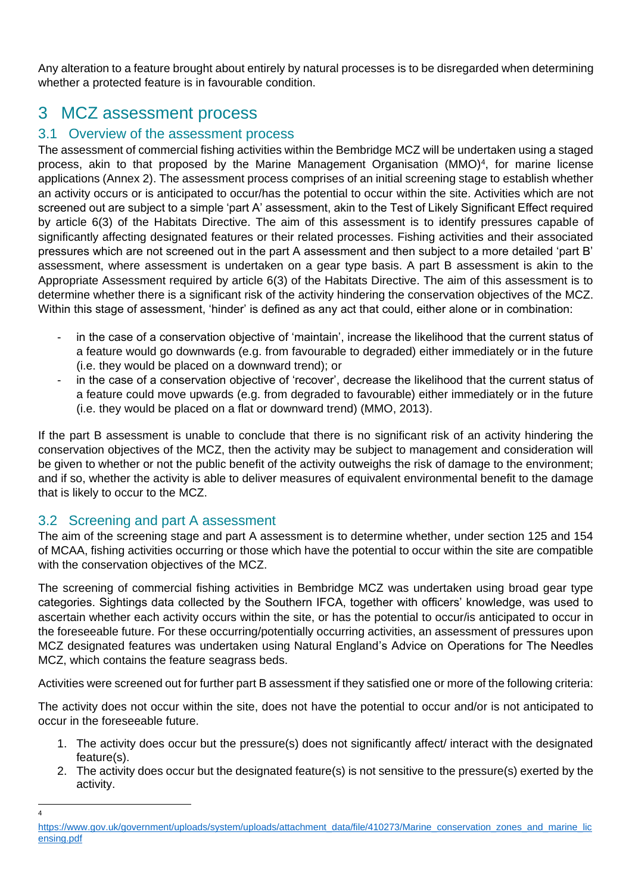Any alteration to a feature brought about entirely by natural processes is to be disregarded when determining whether a protected feature is in favourable condition.

# 3 MCZ assessment process

## 3.1 Overview of the assessment process

The assessment of commercial fishing activities within the Bembridge MCZ will be undertaken using a staged process, akin to that proposed by the Marine Management Organisation (MMO)[4], for marine license applications (Annex 2). The assessment process comprises of an initial screening stage to establish whether an activity occurs or is anticipated to occur/has the potential to occur within the site. Activities which are not screened out are subject to a simple 'part A' assessment, akin to the Test of Likely Significant Effect required by article 6(3) of the Habitats Directive. The aim of this assessment is to identify pressures capable of significantly affecting designated features or their related processes. Fishing activities and their associated pressures which are not screened out in the part A assessment and then subject to a more detailed 'part B' assessment, where assessment is undertaken on a gear type basis. A part B assessment is akin to the Appropriate Assessment required by article 6(3) of the Habitats Directive. The aim of this assessment is to determine whether there is a significant risk of the activity hindering the conservation objectives of the MCZ. Within this stage of assessment, 'hinder' is defined as any act that could, either alone or in combination:

- in the case of a conservation objective of 'maintain', increase the likelihood that the current status of a feature would go downwards (e.g. from favourable to degraded) either immediately or in the future (i.e. they would be placed on a downward trend); or
- in the case of a conservation objective of 'recover', decrease the likelihood that the current status of a feature could move upwards (e.g. from degraded to favourable) either immediately or in the future (i.e. they would be placed on a flat or downward trend) (MMO, 2013).

If the part B assessment is unable to conclude that there is no significant risk of an activity hindering the conservation objectives of the MCZ, then the activity may be subject to management and consideration will be given to whether or not the public benefit of the activity outweighs the risk of damage to the environment; and if so, whether the activity is able to deliver measures of equivalent environmental benefit to the damage that is likely to occur to the MCZ.

## 3.2 Screening and part A assessment

The aim of the screening stage and part A assessment is to determine whether, under section 125 and 154 of MCAA, fishing activities occurring or those which have the potential to occur within the site are compatible with the conservation objectives of the MCZ.

The screening of commercial fishing activities in Bembridge MCZ was undertaken using broad gear type categories. Sightings data collected by the Southern IFCA, together with officers' knowledge, was used to ascertain whether each activity occurs within the site, or has the potential to occur/is anticipated to occur in the foreseeable future. For these occurring/potentially occurring activities, an assessment of pressures upon MCZ designated features was undertaken using Natural England's Advice on Operations for The Needles MCZ, which contains the feature seagrass beds.

Activities were screened out for further part B assessment if they satisfied one or more of the following criteria:

The activity does not occur within the site, does not have the potential to occur and/or is not anticipated to occur in the foreseeable future.

1. The activity does occur but the pressure(s) does not significantly affect/ interact with the designated feature(s).
2. The activity does occur but the designated feature(s) is not sensitive to the pressure(s) exerted by the activity.

[4] https://www.gov.uk/government/uploads/system/uploads/attachment_data/file/410273/Marine_conservation_zones_and_marine_licensing.pdf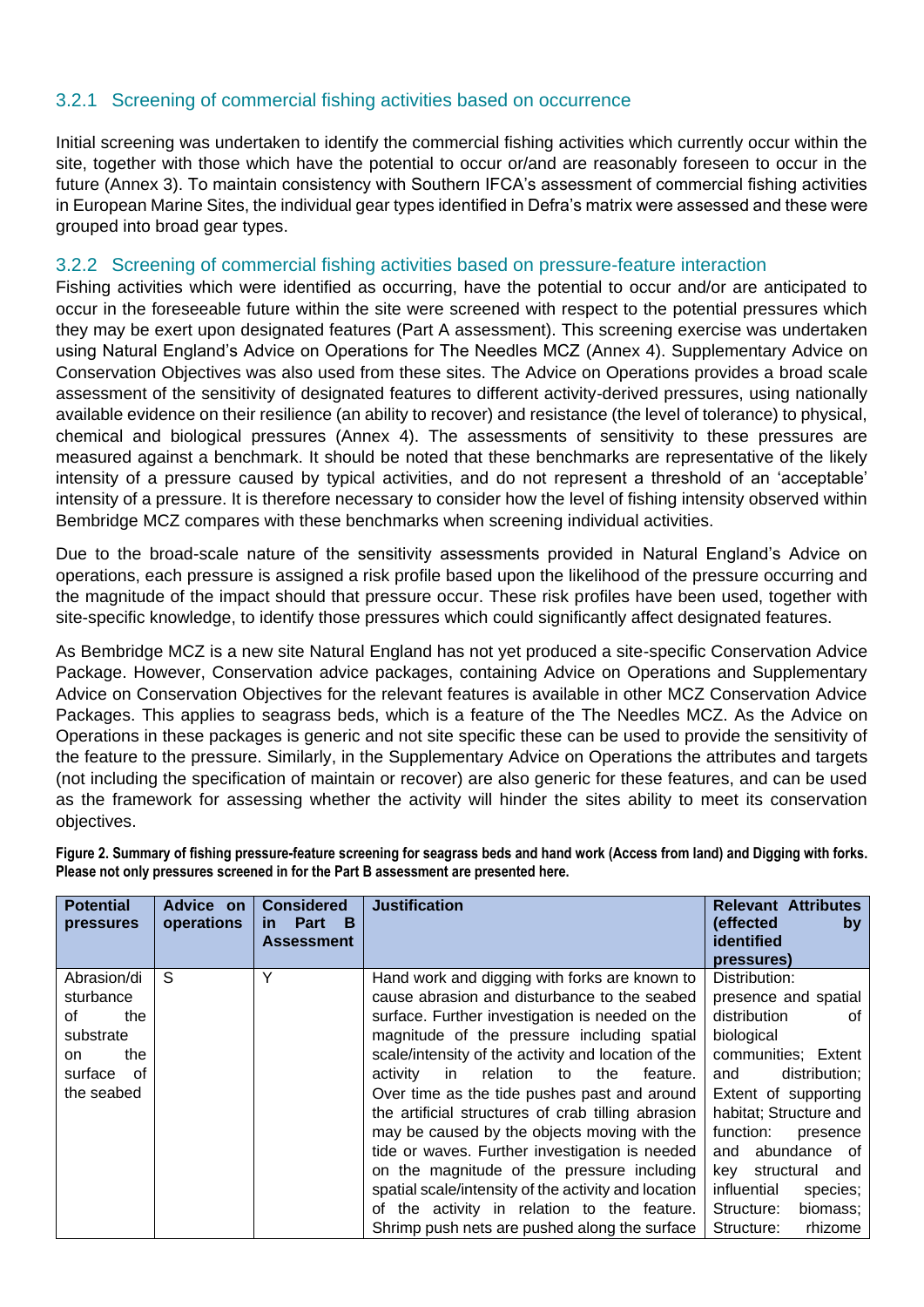### 3.2.1 Screening of commercial fishing activities based on occurrence

Initial screening was undertaken to identify the commercial fishing activities which currently occur within the site, together with those which have the potential to occur or/and are reasonably foreseen to occur in the future (Annex 3). To maintain consistency with Southern IFCA's assessment of commercial fishing activities in European Marine Sites, the individual gear types identified in Defra's matrix were assessed and these were grouped into broad gear types.

### 3.2.2 Screening of commercial fishing activities based on pressure-feature interaction

Fishing activities which were identified as occurring, have the potential to occur and/or are anticipated to occur in the foreseeable future within the site were screened with respect to the potential pressures which they may be exert upon designated features (Part A assessment). This screening exercise was undertaken using Natural England's Advice on Operations for The Needles MCZ (Annex 4). Supplementary Advice on Conservation Objectives was also used from these sites. The Advice on Operations provides a broad scale assessment of the sensitivity of designated features to different activity-derived pressures, using nationally available evidence on their resilience (an ability to recover) and resistance (the level of tolerance) to physical, chemical and biological pressures (Annex 4). The assessments of sensitivity to these pressures are measured against a benchmark. It should be noted that these benchmarks are representative of the likely intensity of a pressure caused by typical activities, and do not represent a threshold of an 'acceptable' intensity of a pressure. It is therefore necessary to consider how the level of fishing intensity observed within Bembridge MCZ compares with these benchmarks when screening individual activities.

Due to the broad-scale nature of the sensitivity assessments provided in Natural England's Advice on operations, each pressure is assigned a risk profile based upon the likelihood of the pressure occurring and the magnitude of the impact should that pressure occur. These risk profiles have been used, together with site-specific knowledge, to identify those pressures which could significantly affect designated features.

As Bembridge MCZ is a new site Natural England has not yet produced a site-specific Conservation Advice Package. However, Conservation advice packages, containing Advice on Operations and Supplementary Advice on Conservation Objectives for the relevant features is available in other MCZ Conservation Advice Packages. This applies to seagrass beds, which is a feature of the The Needles MCZ. As the Advice on Operations in these packages is generic and not site specific these can be used to provide the sensitivity of the feature to the pressure. Similarly, in the Supplementary Advice on Operations the attributes and targets (not including the specification of maintain or recover) are also generic for these features, and can be used as the framework for assessing whether the activity will hinder the sites ability to meet its conservation objectives.

**Figure 2. Summary of fishing pressure-feature screening for seagrass beds and hand work (Access from land) and Digging with forks. Please not only pressures screened in for the Part B assessment are presented here.**

| Potential pressures | Advice on operations | Considered in Part B Assessment | Justification | Relevant Attributes (effected by identified pressures) |
|---|---|---|---|---|
| Abrasion/disturbance of the substrate on the surface of the seabed | S | Y | Hand work and digging with forks are known to cause abrasion and disturbance to the seabed surface. Further investigation is needed on the magnitude of the pressure including spatial scale/intensity of the activity and location of the activity in relation to the feature. Over time as the tide pushes past and around the artificial structures of crab tilling abrasion may be caused by the objects moving with the tide or waves. Further investigation is needed on the magnitude of the pressure including spatial scale/intensity of the activity and location of the activity in relation to the feature. Shrimp push nets are pushed along the surface | Distribution: presence and spatial distribution of biological communities; Extent and distribution; Extent of supporting habitat; Structure and function: presence and abundance of key structural and influential species; Structure: biomass; Structure: rhizome |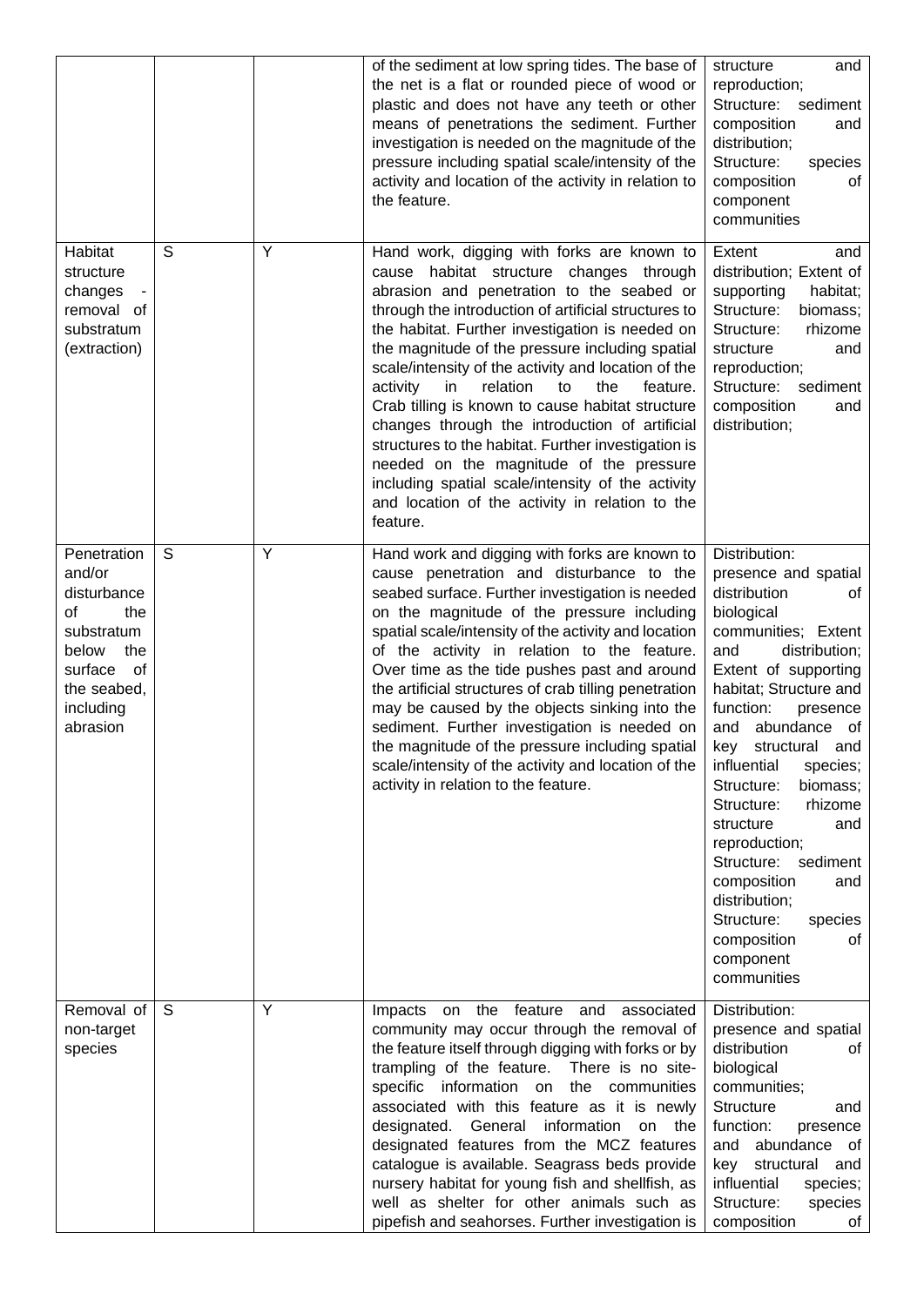| | | | | |
|---|---|---|---|---|
| | | | of the sediment at low spring tides. The base of the net is a flat or rounded piece of wood or plastic and does not have any teeth or other means of penetrations the sediment. Further investigation is needed on the magnitude of the pressure including spatial scale/intensity of the activity and location of the activity in relation to the feature. | structure and reproduction; Structure: sediment composition and distribution; Structure: species composition of component communities |
| Habitat structure changes - removal of substratum (extraction) | S | Y | Hand work, digging with forks are known to cause habitat structure changes through abrasion and penetration to the seabed or through the introduction of artificial structures to the habitat. Further investigation is needed on the magnitude of the pressure including spatial scale/intensity of the activity and location of the activity in relation to the feature. Crab tilling is known to cause habitat structure changes through the introduction of artificial structures to the habitat. Further investigation is needed on the magnitude of the pressure including spatial scale/intensity of the activity and location of the activity in relation to the feature. | Extent and distribution; Extent of supporting habitat; Structure: biomass; Structure: rhizome structure and reproduction; Structure: sediment composition and distribution; |
| Penetration and/or disturbance of the substratum below the surface of the seabed, including abrasion | S | Y | Hand work and digging with forks are known to cause penetration and disturbance to the seabed surface. Further investigation is needed on the magnitude of the pressure including spatial scale/intensity of the activity and location of the activity in relation to the feature. Over time as the tide pushes past and around the artificial structures of crab tilling penetration may be caused by the objects sinking into the sediment. Further investigation is needed on the magnitude of the pressure including spatial scale/intensity of the activity and location of the activity in relation to the feature. | Distribution: presence and spatial distribution of biological communities; Extent and distribution; Extent of supporting habitat; Structure and function: presence and abundance of key structural and influential species; Structure: biomass; Structure: rhizome structure and reproduction; Structure: sediment composition and distribution; Structure: species composition of component communities |
| Removal of non-target species | S | Y | Impacts on the feature and associated community may occur through the removal of the feature itself through digging with forks or by trampling of the feature. There is no site-specific information on the communities associated with this feature as it is newly designated. General information on the designated features from the MCZ features catalogue is available. Seagrass beds provide nursery habitat for young fish and shellfish, as well as shelter for other animals such as pipefish and seahorses. Further investigation is | Distribution: presence and spatial distribution of biological communities; Structure and function: presence and abundance of key structural and influential species; Structure: species composition of |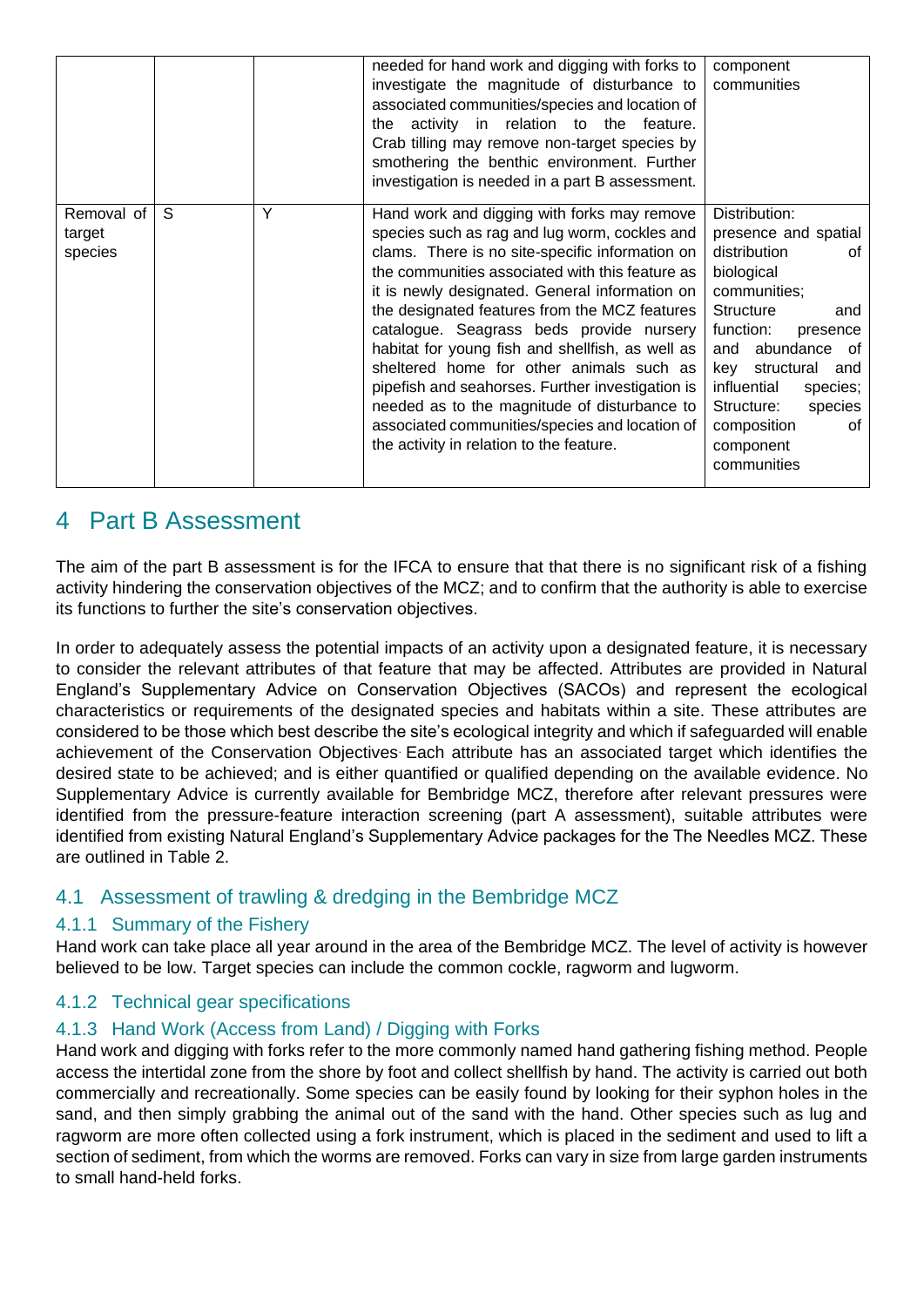| | | | needed for hand work and digging with forks to investigate the magnitude of disturbance to associated communities/species and location of the activity in relation to the feature. Crab tilling may remove non-target species by smothering the benthic environment. Further investigation is needed in a part B assessment. | component communities |
|---|---|---|---|---|
| Removal of target species | S | Y | Hand work and digging with forks may remove species such as rag and lug worm, cockles and clams. There is no site-specific information on the communities associated with this feature as it is newly designated. General information on the designated features from the MCZ features catalogue. Seagrass beds provide nursery habitat for young fish and shellfish, as well as sheltered home for other animals such as pipefish and seahorses. Further investigation is needed as to the magnitude of disturbance to associated communities/species and location of the activity in relation to the feature. | Distribution: presence and spatial distribution of biological communities; Structure and function: presence and abundance of key structural and influential species; Structure: species composition of component communities |

# 4 Part B Assessment

The aim of the part B assessment is for the IFCA to ensure that that there is no significant risk of a fishing activity hindering the conservation objectives of the MCZ; and to confirm that the authority is able to exercise its functions to further the site's conservation objectives.

In order to adequately assess the potential impacts of an activity upon a designated feature, it is necessary to consider the relevant attributes of that feature that may be affected. Attributes are provided in Natural England's Supplementary Advice on Conservation Objectives (SACOs) and represent the ecological characteristics or requirements of the designated species and habitats within a site. These attributes are considered to be those which best describe the site's ecological integrity and which if safeguarded will enable achievement of the Conservation Objectives. Each attribute has an associated target which identifies the desired state to be achieved; and is either quantified or qualified depending on the available evidence. No Supplementary Advice is currently available for Bembridge MCZ, therefore after relevant pressures were identified from the pressure-feature interaction screening (part A assessment), suitable attributes were identified from existing Natural England's Supplementary Advice packages for the The Needles MCZ. These are outlined in Table 2.

## 4.1 Assessment of trawling & dredging in the Bembridge MCZ

### 4.1.1 Summary of the Fishery

Hand work can take place all year around in the area of the Bembridge MCZ. The level of activity is however believed to be low. Target species can include the common cockle, ragworm and lugworm.

### 4.1.2 Technical gear specifications

### 4.1.3 Hand Work (Access from Land) / Digging with Forks

Hand work and digging with forks refer to the more commonly named hand gathering fishing method. People access the intertidal zone from the shore by foot and collect shellfish by hand. The activity is carried out both commercially and recreationally. Some species can be easily found by looking for their syphon holes in the sand, and then simply grabbing the animal out of the sand with the hand. Other species such as lug and ragworm are more often collected using a fork instrument, which is placed in the sediment and used to lift a section of sediment, from which the worms are removed. Forks can vary in size from large garden instruments to small hand-held forks.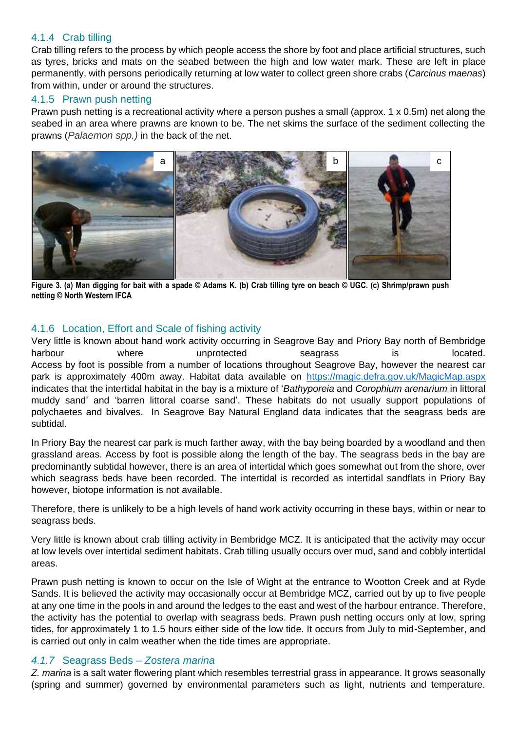### 4.1.4 Crab tilling

Crab tilling refers to the process by which people access the shore by foot and place artificial structures, such as tyres, bricks and mats on the seabed between the high and low water mark. These are left in place permanently, with persons periodically returning at low water to collect green shore crabs (*Carcinus maenas*) from within, under or around the structures.

### 4.1.5 Prawn push netting

Prawn push netting is a recreational activity where a person pushes a small (approx. 1 x 0.5m) net along the seabed in an area where prawns are known to be. The net skims the surface of the sediment collecting the prawns (*Palaemon spp.)* in the back of the net.

**Figure 3. (a) Man digging for bait with a spade © Adams K. (b) Crab tilling tyre on beach © UGC. (c) Shrimp/prawn push netting © North Western IFCA**

### 4.1.6 Location, Effort and Scale of fishing activity

Very little is known about hand work activity occurring in Seagrove Bay and Priory Bay north of Bembridge harbour where unprotected seagrass is located. Access by foot is possible from a number of locations throughout Seagrove Bay, however the nearest car park is approximately 400m away. Habitat data available on https://magic.defra.gov.uk/MagicMap.aspx indicates that the intertidal habitat in the bay is a mixture of '*Bathyporeia* and *Corophium arenarium* in littoral muddy sand' and 'barren littoral coarse sand'. These habitats do not usually support populations of polychaetes and bivalves. In Seagrove Bay Natural England data indicates that the seagrass beds are subtidal.

In Priory Bay the nearest car park is much farther away, with the bay being boarded by a woodland and then grassland areas. Access by foot is possible along the length of the bay. The seagrass beds in the bay are predominantly subtidal however, there is an area of intertidal which goes somewhat out from the shore, over which seagrass beds have been recorded. The intertidal is recorded as intertidal sandflats in Priory Bay however, biotope information is not available.

Therefore, there is unlikely to be a high levels of hand work activity occurring in these bays, within or near to seagrass beds.

Very little is known about crab tilling activity in Bembridge MCZ. It is anticipated that the activity may occur at low levels over intertidal sediment habitats. Crab tilling usually occurs over mud, sand and cobbly intertidal areas.

Prawn push netting is known to occur on the Isle of Wight at the entrance to Wootton Creek and at Ryde Sands. It is believed the activity may occasionally occur at Bembridge MCZ, carried out by up to five people at any one time in the pools in and around the ledges to the east and west of the harbour entrance. Therefore, the activity has the potential to overlap with seagrass beds. Prawn push netting occurs only at low, spring tides, for approximately 1 to 1.5 hours either side of the low tide. It occurs from July to mid-September, and is carried out only in calm weather when the tide times are appropriate.

### *4.1.7* Seagrass Beds – *Zostera marina*

*Z. marina* is a salt water flowering plant which resembles terrestrial grass in appearance. It grows seasonally (spring and summer) governed by environmental parameters such as light, nutrients and temperature.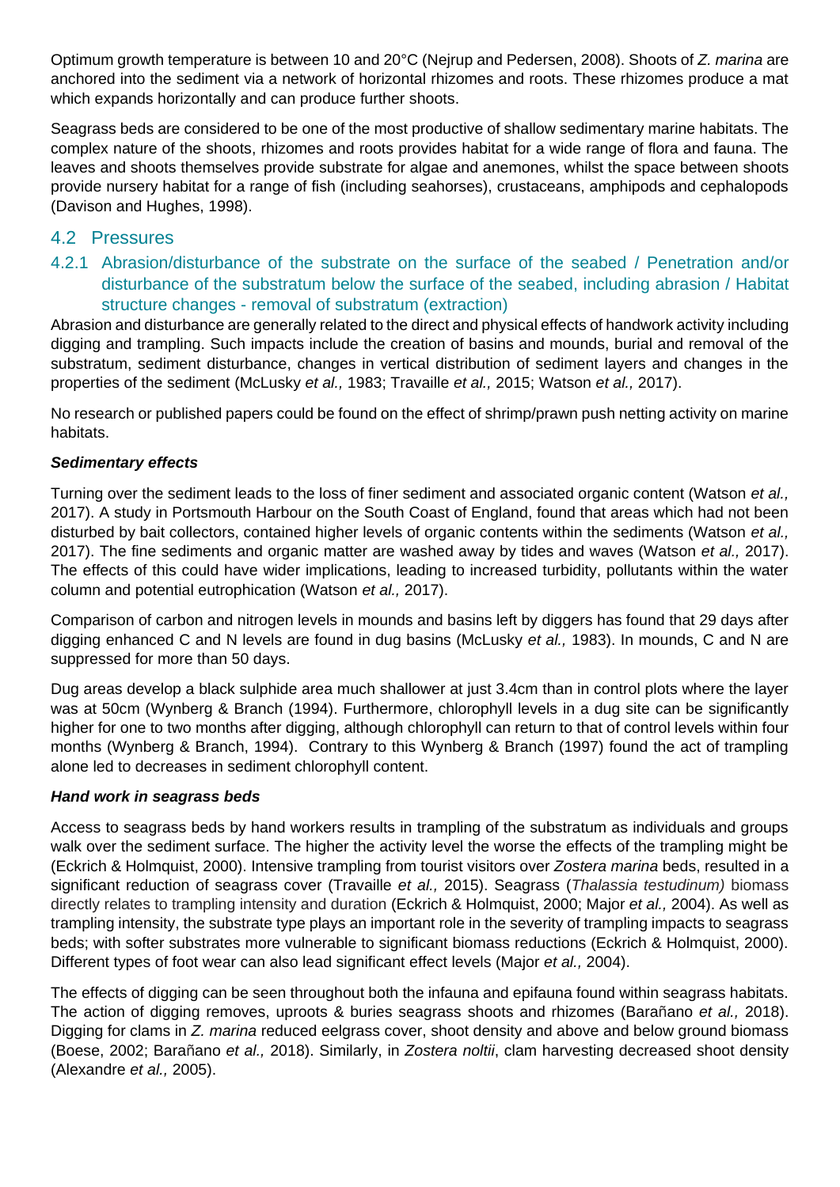Optimum growth temperature is between 10 and 20°C (Nejrup and Pedersen, 2008). Shoots of *Z. marina* are anchored into the sediment via a network of horizontal rhizomes and roots. These rhizomes produce a mat which expands horizontally and can produce further shoots.

Seagrass beds are considered to be one of the most productive of shallow sedimentary marine habitats. The complex nature of the shoots, rhizomes and roots provides habitat for a wide range of flora and fauna. The leaves and shoots themselves provide substrate for algae and anemones, whilst the space between shoots provide nursery habitat for a range of fish (including seahorses), crustaceans, amphipods and cephalopods (Davison and Hughes, 1998).

## 4.2 Pressures

### 4.2.1 Abrasion/disturbance of the substrate on the surface of the seabed / Penetration and/or disturbance of the substratum below the surface of the seabed, including abrasion / Habitat structure changes - removal of substratum (extraction)

Abrasion and disturbance are generally related to the direct and physical effects of handwork activity including digging and trampling. Such impacts include the creation of basins and mounds, burial and removal of the substratum, sediment disturbance, changes in vertical distribution of sediment layers and changes in the properties of the sediment (McLusky *et al.,* 1983; Travaille *et al.,* 2015; Watson *et al.,* 2017).

No research or published papers could be found on the effect of shrimp/prawn push netting activity on marine habitats.

***Sedimentary effects***

Turning over the sediment leads to the loss of finer sediment and associated organic content (Watson *et al.,* 2017). A study in Portsmouth Harbour on the South Coast of England, found that areas which had not been disturbed by bait collectors, contained higher levels of organic contents within the sediments (Watson *et al.,* 2017). The fine sediments and organic matter are washed away by tides and waves (Watson *et al.,* 2017). The effects of this could have wider implications, leading to increased turbidity, pollutants within the water column and potential eutrophication (Watson *et al.,* 2017).

Comparison of carbon and nitrogen levels in mounds and basins left by diggers has found that 29 days after digging enhanced C and N levels are found in dug basins (McLusky *et al.,* 1983). In mounds, C and N are suppressed for more than 50 days.

Dug areas develop a black sulphide area much shallower at just 3.4cm than in control plots where the layer was at 50cm (Wynberg & Branch (1994). Furthermore, chlorophyll levels in a dug site can be significantly higher for one to two months after digging, although chlorophyll can return to that of control levels within four months (Wynberg & Branch, 1994). Contrary to this Wynberg & Branch (1997) found the act of trampling alone led to decreases in sediment chlorophyll content.

***Hand work in seagrass beds***

Access to seagrass beds by hand workers results in trampling of the substratum as individuals and groups walk over the sediment surface. The higher the activity level the worse the effects of the trampling might be (Eckrich & Holmquist, 2000). Intensive trampling from tourist visitors over *Zostera marina* beds, resulted in a significant reduction of seagrass cover (Travaille *et al.,* 2015). Seagrass (*Thalassia testudinum)* biomass directly relates to trampling intensity and duration (Eckrich & Holmquist, 2000; Major *et al.,* 2004). As well as trampling intensity, the substrate type plays an important role in the severity of trampling impacts to seagrass beds; with softer substrates more vulnerable to significant biomass reductions (Eckrich & Holmquist, 2000). Different types of foot wear can also lead significant effect levels (Major *et al.,* 2004).

The effects of digging can be seen throughout both the infauna and epifauna found within seagrass habitats. The action of digging removes, uproots & buries seagrass shoots and rhizomes (Barañano *et al.,* 2018). Digging for clams in *Z. marina* reduced eelgrass cover, shoot density and above and below ground biomass (Boese, 2002; Barañano *et al.,* 2018). Similarly, in *Zostera noltii*, clam harvesting decreased shoot density (Alexandre *et al.,* 2005).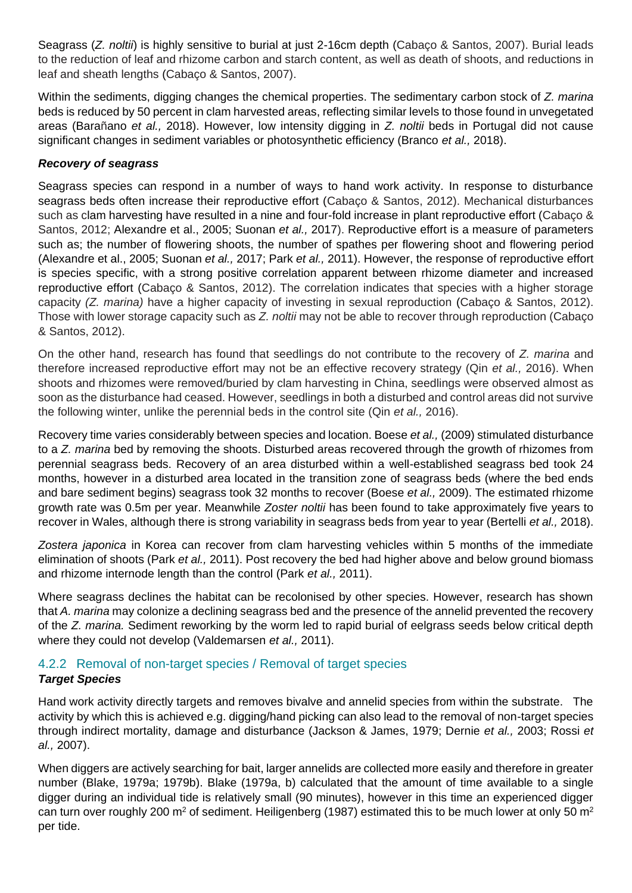Seagrass (*Z. noltii*) is highly sensitive to burial at just 2-16cm depth (Cabaço & Santos, 2007). Burial leads to the reduction of leaf and rhizome carbon and starch content, as well as death of shoots, and reductions in leaf and sheath lengths (Cabaço & Santos, 2007).

Within the sediments, digging changes the chemical properties. The sedimentary carbon stock of *Z. marina* beds is reduced by 50 percent in clam harvested areas, reflecting similar levels to those found in unvegetated areas (Barañano *et al.,* 2018). However, low intensity digging in *Z. noltii* beds in Portugal did not cause significant changes in sediment variables or photosynthetic efficiency (Branco *et al.,* 2018).

***Recovery of seagrass***

Seagrass species can respond in a number of ways to hand work activity. In response to disturbance seagrass beds often increase their reproductive effort (Cabaço & Santos, 2012). Mechanical disturbances such as clam harvesting have resulted in a nine and four-fold increase in plant reproductive effort (Cabaço & Santos, 2012; Alexandre et al., 2005; Suonan *et al.,* 2017). Reproductive effort is a measure of parameters such as; the number of flowering shoots, the number of spathes per flowering shoot and flowering period (Alexandre et al., 2005; Suonan *et al.,* 2017; Park *et al.,* 2011). However, the response of reproductive effort is species specific, with a strong positive correlation apparent between rhizome diameter and increased reproductive effort (Cabaço & Santos, 2012). The correlation indicates that species with a higher storage capacity *(Z. marina)* have a higher capacity of investing in sexual reproduction (Cabaço & Santos, 2012). Those with lower storage capacity such as *Z. noltii* may not be able to recover through reproduction (Cabaço & Santos, 2012).

On the other hand, research has found that seedlings do not contribute to the recovery of *Z. marina* and therefore increased reproductive effort may not be an effective recovery strategy (Qin *et al.,* 2016). When shoots and rhizomes were removed/buried by clam harvesting in China, seedlings were observed almost as soon as the disturbance had ceased. However, seedlings in both a disturbed and control areas did not survive the following winter, unlike the perennial beds in the control site (Qin *et al.,* 2016).

Recovery time varies considerably between species and location. Boese *et al.,* (2009) stimulated disturbance to a *Z. marina* bed by removing the shoots. Disturbed areas recovered through the growth of rhizomes from perennial seagrass beds. Recovery of an area disturbed within a well-established seagrass bed took 24 months, however in a disturbed area located in the transition zone of seagrass beds (where the bed ends and bare sediment begins) seagrass took 32 months to recover (Boese *et al.,* 2009). The estimated rhizome growth rate was 0.5m per year. Meanwhile *Zoster noltii* has been found to take approximately five years to recover in Wales, although there is strong variability in seagrass beds from year to year (Bertelli *et al.,* 2018).

*Zostera japonica* in Korea can recover from clam harvesting vehicles within 5 months of the immediate elimination of shoots (Park *et al.,* 2011). Post recovery the bed had higher above and below ground biomass and rhizome internode length than the control (Park *et al.,* 2011).

Where seagrass declines the habitat can be recolonised by other species. However, research has shown that *A. marina* may colonize a declining seagrass bed and the presence of the annelid prevented the recovery of the *Z. marina.* Sediment reworking by the worm led to rapid burial of eelgrass seeds below critical depth where they could not develop (Valdemarsen *et al.,* 2011).

### 4.2.2 Removal of non-target species / Removal of target species

***Target Species***

Hand work activity directly targets and removes bivalve and annelid species from within the substrate. The activity by which this is achieved e.g. digging/hand picking can also lead to the removal of non-target species through indirect mortality, damage and disturbance (Jackson & James, 1979; Dernie *et al.,* 2003; Rossi *et al.,* 2007).

When diggers are actively searching for bait, larger annelids are collected more easily and therefore in greater number (Blake, 1979a; 1979b). Blake (1979a, b) calculated that the amount of time available to a single digger during an individual tide is relatively small (90 minutes), however in this time an experienced digger can turn over roughly 200 m$^2$ of sediment. Heiligenberg (1987) estimated this to be much lower at only 50 m$^2$ per tide.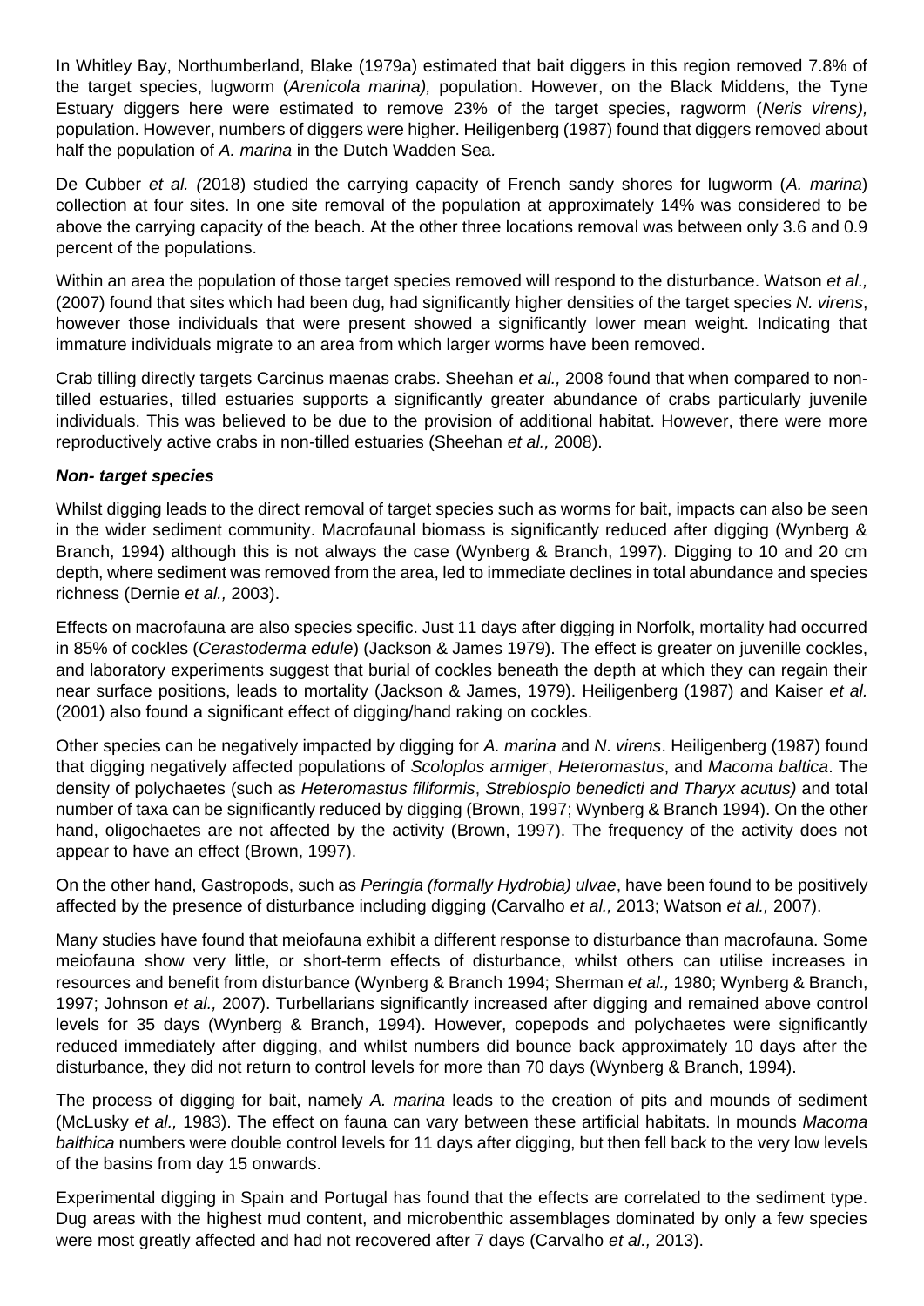In Whitley Bay, Northumberland, Blake (1979a) estimated that bait diggers in this region removed 7.8% of the target species, lugworm (*Arenicola marina),* population. However, on the Black Middens, the Tyne Estuary diggers here were estimated to remove 23% of the target species, ragworm (*Neris virens),* population. However, numbers of diggers were higher. Heiligenberg (1987) found that diggers removed about half the population of *A. marina* in the Dutch Wadden Sea.

De Cubber *et al. (*2018) studied the carrying capacity of French sandy shores for lugworm (*A. marina*) collection at four sites. In one site removal of the population at approximately 14% was considered to be above the carrying capacity of the beach. At the other three locations removal was between only 3.6 and 0.9 percent of the populations.

Within an area the population of those target species removed will respond to the disturbance. Watson *et al.,* (2007) found that sites which had been dug, had significantly higher densities of the target species *N. virens*, however those individuals that were present showed a significantly lower mean weight. Indicating that immature individuals migrate to an area from which larger worms have been removed.

Crab tilling directly targets Carcinus maenas crabs. Sheehan *et al.,* 2008 found that when compared to non-tilled estuaries, tilled estuaries supports a significantly greater abundance of crabs particularly juvenile individuals. This was believed to be due to the provision of additional habitat. However, there were more reproductively active crabs in non-tilled estuaries (Sheehan *et al.,* 2008).

***Non- target species***

Whilst digging leads to the direct removal of target species such as worms for bait, impacts can also be seen in the wider sediment community. Macrofaunal biomass is significantly reduced after digging (Wynberg & Branch, 1994) although this is not always the case (Wynberg & Branch, 1997). Digging to 10 and 20 cm depth, where sediment was removed from the area, led to immediate declines in total abundance and species richness (Dernie *et al.,* 2003).

Effects on macrofauna are also species specific. Just 11 days after digging in Norfolk, mortality had occurred in 85% of cockles (*Cerastoderma edule*) (Jackson & James 1979). The effect is greater on juvenille cockles, and laboratory experiments suggest that burial of cockles beneath the depth at which they can regain their near surface positions, leads to mortality (Jackson & James, 1979). Heiligenberg (1987) and Kaiser *et al.* (2001) also found a significant effect of digging/hand raking on cockles.

Other species can be negatively impacted by digging for *A. marina* and *N. virens*. Heiligenberg (1987) found that digging negatively affected populations of *Scoloplos armiger*, *Heteromastus*, and *Macoma baltica*. The density of polychaetes (such as *Heteromastus filiformis*, *Streblospio benedicti and Tharyx acutus)* and total number of taxa can be significantly reduced by digging (Brown, 1997; Wynberg & Branch 1994). On the other hand, oligochaetes are not affected by the activity (Brown, 1997). The frequency of the activity does not appear to have an effect (Brown, 1997).

On the other hand, Gastropods, such as *Peringia (formally Hydrobia) ulvae*, have been found to be positively affected by the presence of disturbance including digging (Carvalho *et al.,* 2013; Watson *et al.,* 2007).

Many studies have found that meiofauna exhibit a different response to disturbance than macrofauna. Some meiofauna show very little, or short-term effects of disturbance, whilst others can utilise increases in resources and benefit from disturbance (Wynberg & Branch 1994; Sherman *et al.,* 1980; Wynberg & Branch, 1997; Johnson *et al.,* 2007). Turbellarians significantly increased after digging and remained above control levels for 35 days (Wynberg & Branch, 1994). However, copepods and polychaetes were significantly reduced immediately after digging, and whilst numbers did bounce back approximately 10 days after the disturbance, they did not return to control levels for more than 70 days (Wynberg & Branch, 1994).

The process of digging for bait, namely *A. marina* leads to the creation of pits and mounds of sediment (McLusky *et al.,* 1983). The effect on fauna can vary between these artificial habitats. In mounds *Macoma balthica* numbers were double control levels for 11 days after digging, but then fell back to the very low levels of the basins from day 15 onwards.

Experimental digging in Spain and Portugal has found that the effects are correlated to the sediment type. Dug areas with the highest mud content, and microbenthic assemblages dominated by only a few species were most greatly affected and had not recovered after 7 days (Carvalho *et al.,* 2013).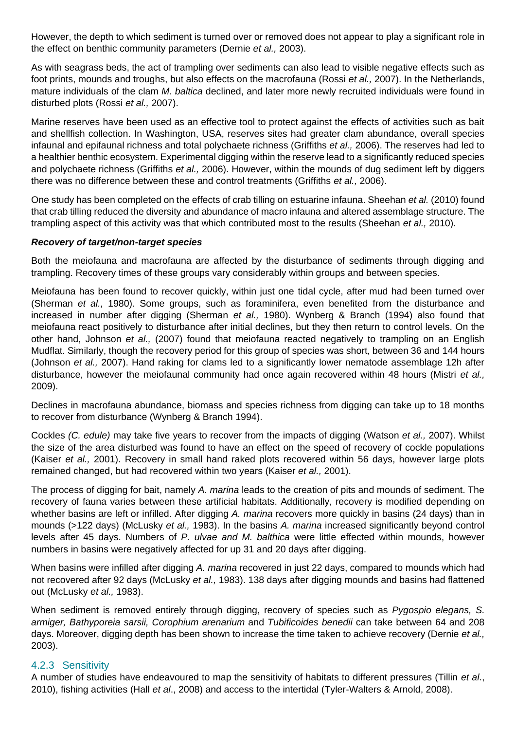However, the depth to which sediment is turned over or removed does not appear to play a significant role in the effect on benthic community parameters (Dernie *et al.,* 2003).

As with seagrass beds, the act of trampling over sediments can also lead to visible negative effects such as foot prints, mounds and troughs, but also effects on the macrofauna (Rossi *et al.,* 2007). In the Netherlands, mature individuals of the clam *M. baltica* declined, and later more newly recruited individuals were found in disturbed plots (Rossi *et al.,* 2007).

Marine reserves have been used as an effective tool to protect against the effects of activities such as bait and shellfish collection. In Washington, USA, reserves sites had greater clam abundance, overall species infaunal and epifaunal richness and total polychaete richness (Griffiths *et al.,* 2006). The reserves had led to a healthier benthic ecosystem. Experimental digging within the reserve lead to a significantly reduced species and polychaete richness (Griffiths *et al.,* 2006). However, within the mounds of dug sediment left by diggers there was no difference between these and control treatments (Griffiths *et al.,* 2006).

One study has been completed on the effects of crab tilling on estuarine infauna. Sheehan *et al.* (2010) found that crab tilling reduced the diversity and abundance of macro infauna and altered assemblage structure. The trampling aspect of this activity was that which contributed most to the results (Sheehan *et al.,* 2010).

***Recovery of target/non-target species***

Both the meiofauna and macrofauna are affected by the disturbance of sediments through digging and trampling. Recovery times of these groups vary considerably within groups and between species.

Meiofauna has been found to recover quickly, within just one tidal cycle, after mud had been turned over (Sherman *et al.,* 1980). Some groups, such as foraminifera, even benefited from the disturbance and increased in number after digging (Sherman *et al.,* 1980). Wynberg & Branch (1994) also found that meiofauna react positively to disturbance after initial declines, but they then return to control levels. On the other hand, Johnson *et al.,* (2007) found that meiofauna reacted negatively to trampling on an English Mudflat. Similarly, though the recovery period for this group of species was short, between 36 and 144 hours (Johnson *et al.,* 2007). Hand raking for clams led to a significantly lower nematode assemblage 12h after disturbance, however the meiofaunal community had once again recovered within 48 hours (Mistri *et al.,* 2009).

Declines in macrofauna abundance, biomass and species richness from digging can take up to 18 months to recover from disturbance (Wynberg & Branch 1994).

Cockles *(C. edule)* may take five years to recover from the impacts of digging (Watson *et al.,* 2007). Whilst the size of the area disturbed was found to have an effect on the speed of recovery of cockle populations (Kaiser *et al.,* 2001). Recovery in small hand raked plots recovered within 56 days, however large plots remained changed, but had recovered within two years (Kaiser *et al.,* 2001).

The process of digging for bait, namely *A. marina* leads to the creation of pits and mounds of sediment. The recovery of fauna varies between these artificial habitats. Additionally, recovery is modified depending on whether basins are left or infilled. After digging *A. marina* recovers more quickly in basins (24 days) than in mounds (>122 days) (McLusky *et al.,* 1983). In the basins *A. marina* increased significantly beyond control levels after 45 days. Numbers of *P. ulvae and M. balthica* were little effected within mounds, however numbers in basins were negatively affected for up 31 and 20 days after digging.

When basins were infilled after digging *A. marina* recovered in just 22 days, compared to mounds which had not recovered after 92 days (McLusky *et al.,* 1983). 138 days after digging mounds and basins had flattened out (McLusky *et al.,* 1983).

When sediment is removed entirely through digging, recovery of species such as *Pygospio elegans, S. armiger, Bathyporeia sarsii, Corophium arenarium* and *Tubificoides benedii* can take between 64 and 208 days. Moreover, digging depth has been shown to increase the time taken to achieve recovery (Dernie *et al.,* 2003).

### 4.2.3 Sensitivity

A number of studies have endeavoured to map the sensitivity of habitats to different pressures (Tillin *et al*., 2010), fishing activities (Hall *et al*., 2008) and access to the intertidal (Tyler-Walters & Arnold, 2008).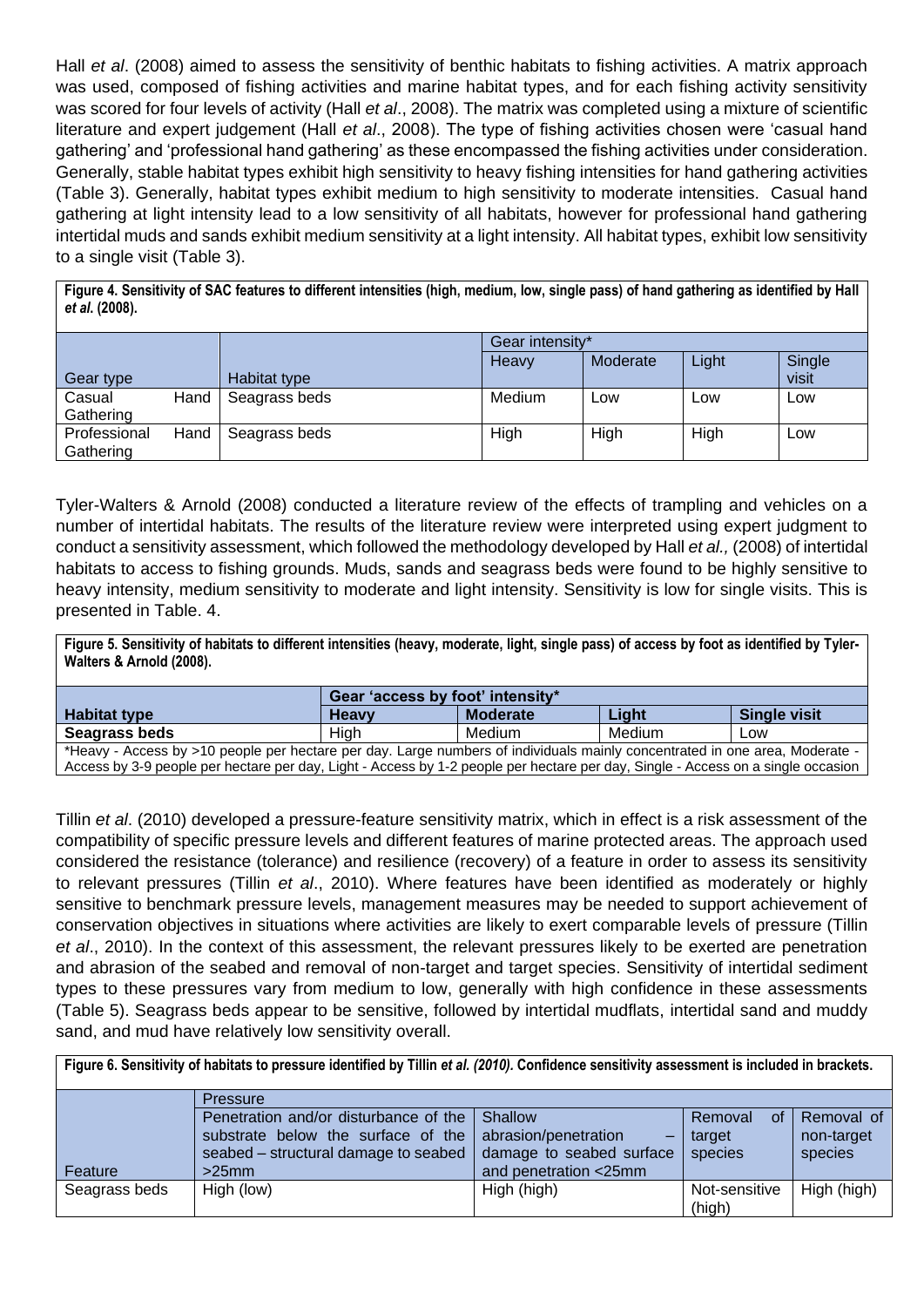Hall *et al*. (2008) aimed to assess the sensitivity of benthic habitats to fishing activities. A matrix approach was used, composed of fishing activities and marine habitat types, and for each fishing activity sensitivity was scored for four levels of activity (Hall *et al*., 2008). The matrix was completed using a mixture of scientific literature and expert judgement (Hall *et al*., 2008). The type of fishing activities chosen were 'casual hand gathering' and 'professional hand gathering' as these encompassed the fishing activities under consideration. Generally, stable habitat types exhibit high sensitivity to heavy fishing intensities for hand gathering activities (Table 3). Generally, habitat types exhibit medium to high sensitivity to moderate intensities. Casual hand gathering at light intensity lead to a low sensitivity of all habitats, however for professional hand gathering intertidal muds and sands exhibit medium sensitivity at a light intensity. All habitat types, exhibit low sensitivity to a single visit (Table 3).

**Figure 4. Sensitivity of SAC features to different intensities (high, medium, low, single pass) of hand gathering as identified by Hall *et al*. (2008).**

| | | Gear intensity* | | | |
|---|---|---|---|---|---|
| Gear type | Habitat type | Heavy | Moderate | Light | Single visit |
| Casual Hand Gathering | Seagrass beds | Medium | Low | Low | Low |
| Professional Hand Gathering | Seagrass beds | High | High | High | Low |

Tyler-Walters & Arnold (2008) conducted a literature review of the effects of trampling and vehicles on a number of intertidal habitats. The results of the literature review were interpreted using expert judgment to conduct a sensitivity assessment, which followed the methodology developed by Hall *et al.,* (2008) of intertidal habitats to access to fishing grounds. Muds, sands and seagrass beds were found to be highly sensitive to heavy intensity, medium sensitivity to moderate and light intensity. Sensitivity is low for single visits. This is presented in Table. 4.

**Figure 5. Sensitivity of habitats to different intensities (heavy, moderate, light, single pass) of access by foot as identified by Tyler-Walters & Arnold (2008).**

| | Gear 'access by foot' intensity* | | | |
|---|---|---|---|---|
| **Habitat type** | **Heavy** | **Moderate** | **Light** | **Single visit** |
| **Seagrass beds** | High | Medium | Medium | Low |

*Heavy - Access by >10 people per hectare per day. Large numbers of individuals mainly concentrated in one area, Moderate - Access by 3-9 people per hectare per day, Light - Access by 1-2 people per hectare per day, Single - Access on a single occasion

Tillin *et al*. (2010) developed a pressure-feature sensitivity matrix, which in effect is a risk assessment of the compatibility of specific pressure levels and different features of marine protected areas. The approach used considered the resistance (tolerance) and resilience (recovery) of a feature in order to assess its sensitivity to relevant pressures (Tillin *et al*., 2010). Where features have been identified as moderately or highly sensitive to benchmark pressure levels, management measures may be needed to support achievement of conservation objectives in situations where activities are likely to exert comparable levels of pressure (Tillin *et al*., 2010). In the context of this assessment, the relevant pressures likely to be exerted are penetration and abrasion of the seabed and removal of non-target and target species. Sensitivity of intertidal sediment types to these pressures vary from medium to low, generally with high confidence in these assessments (Table 5). Seagrass beds appear to be sensitive, followed by intertidal mudflats, intertidal sand and muddy sand, and mud have relatively low sensitivity overall.

**Figure 6. Sensitivity of habitats to pressure identified by Tillin *et al.* (2010). Confidence sensitivity assessment is included in brackets.**

| | Pressure | | | |
|---|---|---|---|---|
| Feature | Penetration and/or disturbance of the substrate below the surface of the seabed – structural damage to seabed >25mm | Shallow abrasion/penetration – damage to seabed surface and penetration <25mm | Removal of target species | Removal of non-target species |
| Seagrass beds | High (low) | High (high) | Not-sensitive (high) | High (high) |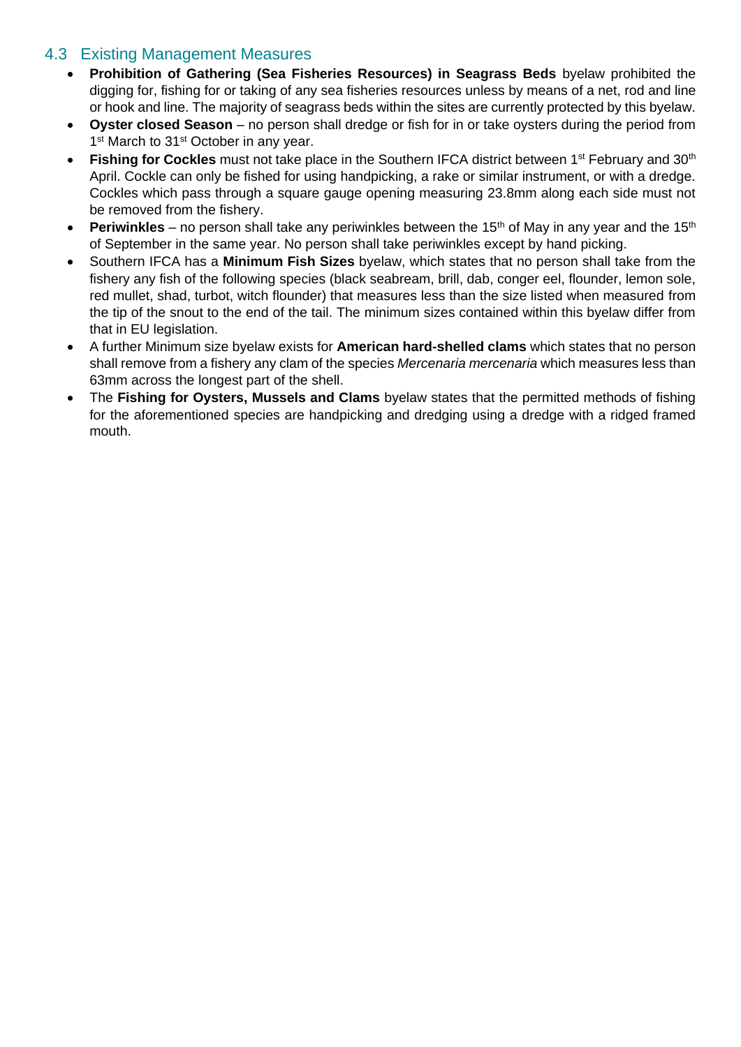## 4.3 Existing Management Measures

- **Prohibition of Gathering (Sea Fisheries Resources) in Seagrass Beds** byelaw prohibited the digging for, fishing for or taking of any sea fisheries resources unless by means of a net, rod and line or hook and line. The majority of seagrass beds within the sites are currently protected by this byelaw.
- **Oyster closed Season** – no person shall dredge or fish for in or take oysters during the period from 1st March to 31st October in any year.
- **Fishing for Cockles** must not take place in the Southern IFCA district between 1st February and 30th April. Cockle can only be fished for using handpicking, a rake or similar instrument, or with a dredge. Cockles which pass through a square gauge opening measuring 23.8mm along each side must not be removed from the fishery.
- **Periwinkles** – no person shall take any periwinkles between the 15th of May in any year and the 15th of September in the same year. No person shall take periwinkles except by hand picking.
- Southern IFCA has a **Minimum Fish Sizes** byelaw, which states that no person shall take from the fishery any fish of the following species (black seabream, brill, dab, conger eel, flounder, lemon sole, red mullet, shad, turbot, witch flounder) that measures less than the size listed when measured from the tip of the snout to the end of the tail. The minimum sizes contained within this byelaw differ from that in EU legislation.
- A further Minimum size byelaw exists for **American hard-shelled clams** which states that no person shall remove from a fishery any clam of the species *Mercenaria mercenaria* which measures less than 63mm across the longest part of the shell.
- The **Fishing for Oysters, Mussels and Clams** byelaw states that the permitted methods of fishing for the aforementioned species are handpicking and dredging using a dredge with a ridged framed mouth.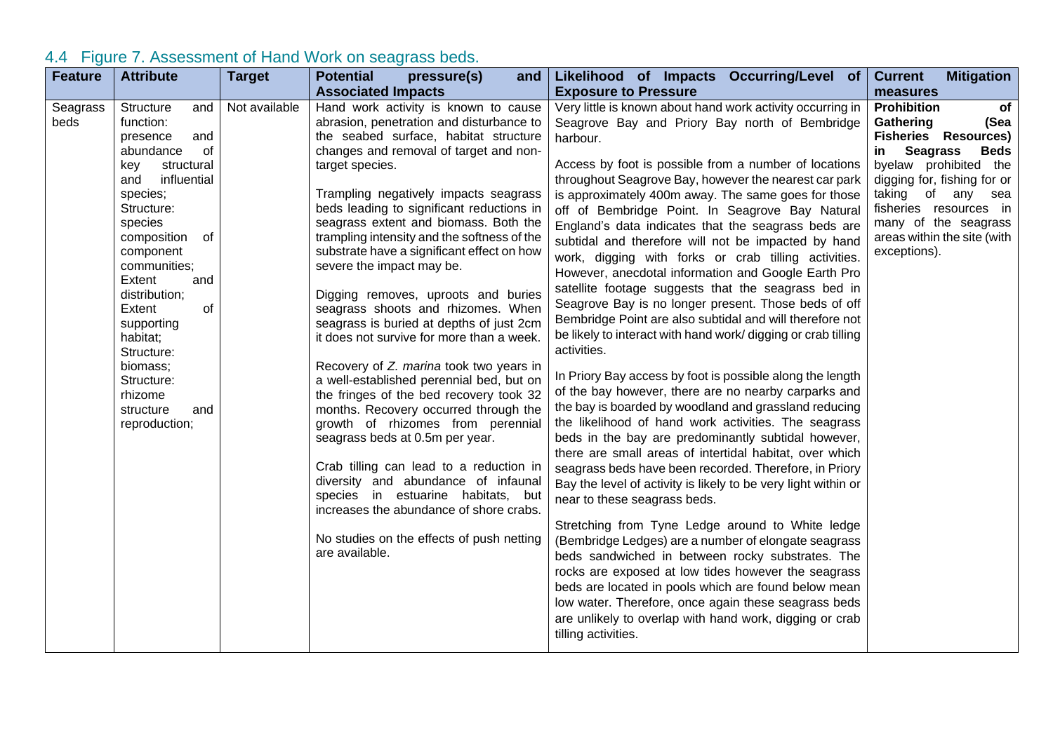## 4.4 Figure 7. Assessment of Hand Work on seagrass beds.

| Feature | Attribute | Target | Potential pressure(s) and Associated Impacts | Likelihood of Impacts Occurring/Level of Exposure to Pressure | Current Mitigation measures |
|---|---|---|---|---|---|
| Seagrass beds | Structure and function: presence and abundance of key structural and influential species; Structure: species composition of component communities; Extent and distribution; Extent of supporting habitat; Structure: biomass; Structure: rhizome structure and reproduction; | Not available | Hand work activity is known to cause abrasion, penetration and disturbance to the seabed surface, habitat structure changes and removal of target and non-target species.<br><br>Trampling negatively impacts seagrass beds leading to significant reductions in seagrass extent and biomass. Both the trampling intensity and the softness of the substrate have a significant effect on how severe the impact may be.<br><br>Digging removes, uproots and buries seagrass shoots and rhizomes. When seagrass is buried at depths of just 2cm it does not survive for more than a week.<br><br>Recovery of *Z. marina* took two years in a well-established perennial bed, but on the fringes of the bed recovery took 32 months. Recovery occurred through the growth of rhizomes from perennial seagrass beds at 0.5m per year.<br><br>Crab tilling can lead to a reduction in diversity and abundance of infaunal species in estuarine habitats, but increases the abundance of shore crabs.<br><br>No studies on the effects of push netting are available. | Very little is known about hand work activity occurring in Seagrove Bay and Priory Bay north of Bembridge harbour.<br><br>Access by foot is possible from a number of locations throughout Seagrove Bay, however the nearest car park is approximately 400m away. The same goes for those off of Bembridge Point. In Seagrove Bay Natural England's data indicates that the seagrass beds are subtidal and therefore will not be impacted by hand work, digging with forks or crab tilling activities. However, anecdotal information and Google Earth Pro satellite footage suggests that the seagrass bed in Seagrove Bay is no longer present. Those beds of off Bembridge Point are also subtidal and will therefore not be likely to interact with hand work/ digging or crab tilling activities.<br><br>In Priory Bay access by foot is possible along the length of the bay however, there are no nearby carparks and the bay is boarded by woodland and grassland reducing the likelihood of hand work activities. The seagrass beds in the bay are predominantly subtidal however, there are small areas of intertidal habitat, over which seagrass beds have been recorded. Therefore, in Priory Bay the level of activity is likely to be very light within or near to these seagrass beds.<br><br>Stretching from Tyne Ledge around to White ledge (Bembridge Ledges) are a number of elongate seagrass beds sandwiched in between rocky substrates. The rocks are exposed at low tides however the seagrass beds are located in pools which are found below mean low water. Therefore, once again these seagrass beds are unlikely to overlap with hand work, digging or crab tilling activities. | **Prohibition of Gathering (Sea Fisheries Resources) in Seagrass Beds** byelaw prohibited the digging for, fishing for or taking of any sea fisheries resources in many of the seagrass areas within the site (with exceptions). |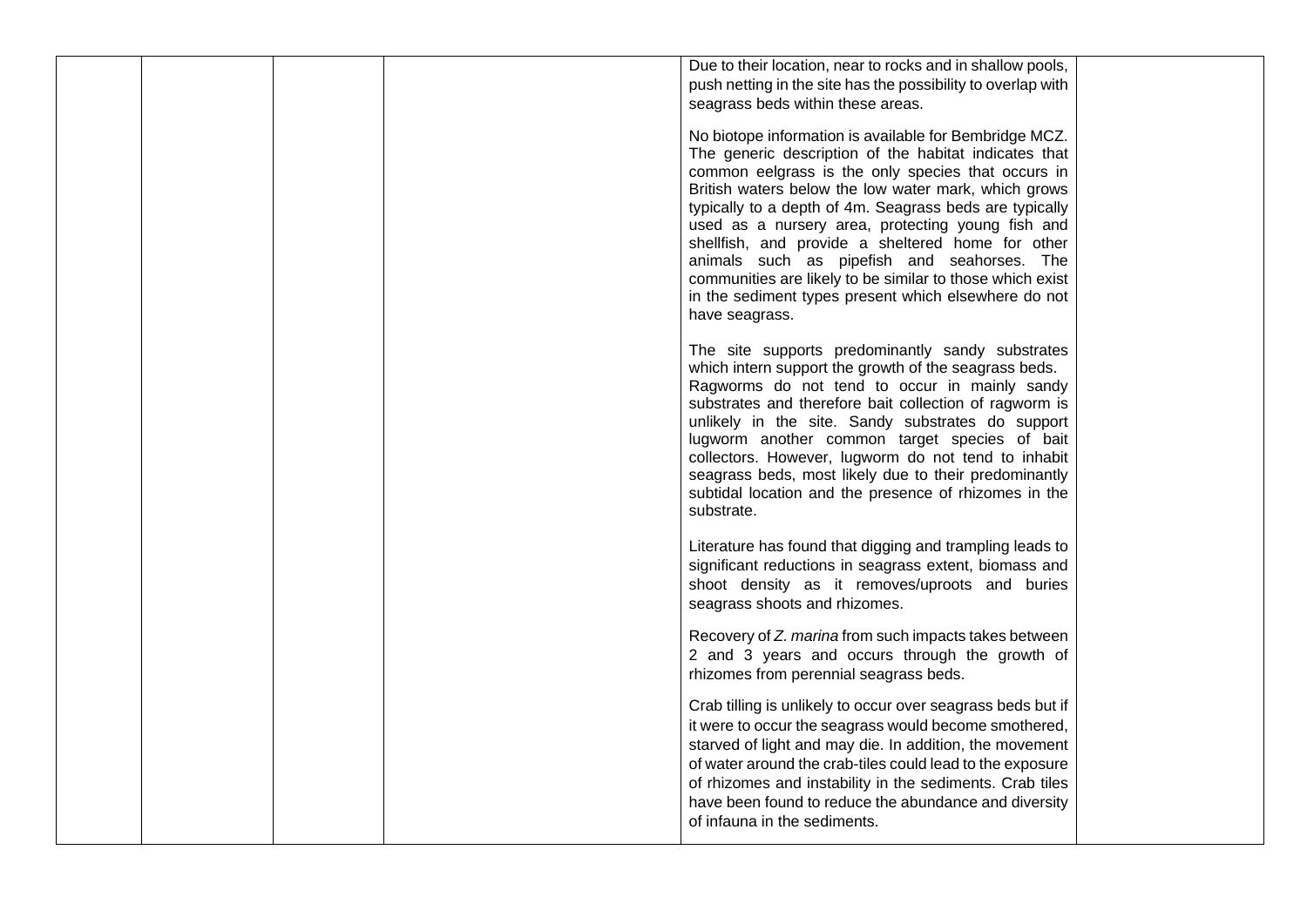|  |  |  |  | Due to their location, near to rocks and in shallow pools, push netting in the site has the possibility to overlap with seagrass beds within these areas.<br><br>No biotope information is available for Bembridge MCZ. The generic description of the habitat indicates that common eelgrass is the only species that occurs in British waters below the low water mark, which grows typically to a depth of 4m. Seagrass beds are typically used as a nursery area, protecting young fish and shellfish, and provide a sheltered home for other animals such as pipefish and seahorses. The communities are likely to be similar to those which exist in the sediment types present which elsewhere do not have seagrass.<br><br>The site supports predominantly sandy substrates which intern support the growth of the seagrass beds. Ragworms do not tend to occur in mainly sandy substrates and therefore bait collection of ragworm is unlikely in the site. Sandy substrates do support lugworm another common target species of bait collectors. However, lugworm do not tend to inhabit seagrass beds, most likely due to their predominantly subtidal location and the presence of rhizomes in the substrate.<br><br>Literature has found that digging and trampling leads to significant reductions in seagrass extent, biomass and shoot density as it removes/uproots and buries seagrass shoots and rhizomes.<br><br>Recovery of *Z. marina* from such impacts takes between 2 and 3 years and occurs through the growth of rhizomes from perennial seagrass beds.<br><br>Crab tilling is unlikely to occur over seagrass beds but if it were to occur the seagrass would become smothered, starved of light and may die. In addition, the movement of water around the crab-tiles could lead to the exposure of rhizomes and instability in the sediments. Crab tiles have been found to reduce the abundance and diversity of infauna in the sediments. |  |
|---|---|---|---|---|---|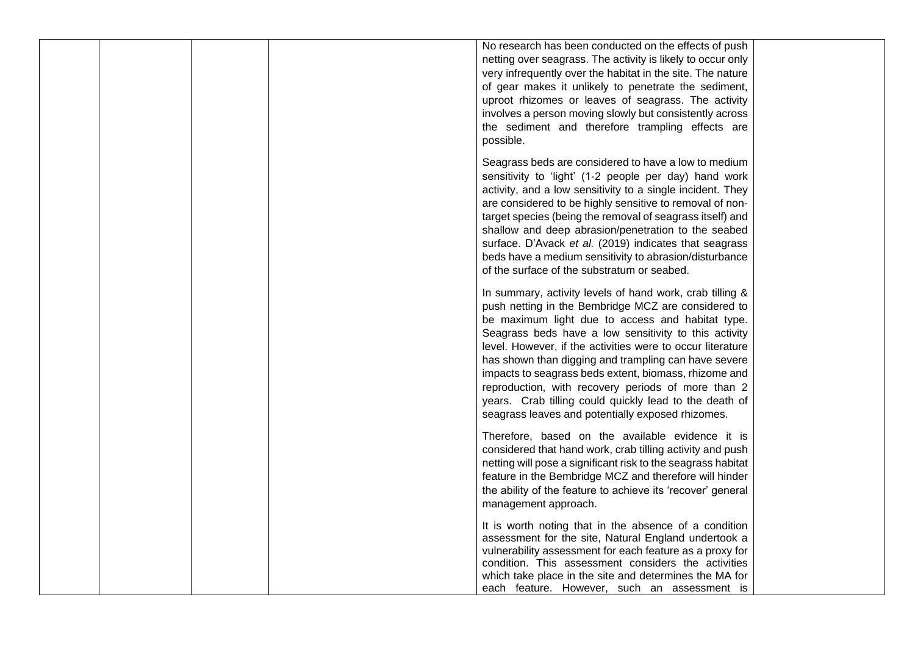|  |  |  |  | No research has been conducted on the effects of push netting over seagrass. The activity is likely to occur only very infrequently over the habitat in the site. The nature of gear makes it unlikely to penetrate the sediment, uproot rhizomes or leaves of seagrass. The activity involves a person moving slowly but consistently across the sediment and therefore trampling effects are possible.<br><br>Seagrass beds are considered to have a low to medium sensitivity to 'light' (1-2 people per day) hand work activity, and a low sensitivity to a single incident. They are considered to be highly sensitive to removal of non-target species (being the removal of seagrass itself) and shallow and deep abrasion/penetration to the seabed surface. D'Avack *et al.* (2019) indicates that seagrass beds have a medium sensitivity to abrasion/disturbance of the surface of the substratum or seabed.<br><br>In summary, activity levels of hand work, crab tilling & push netting in the Bembridge MCZ are considered to be maximum light due to access and habitat type. Seagrass beds have a low sensitivity to this activity level. However, if the activities were to occur literature has shown than digging and trampling can have severe impacts to seagrass beds extent, biomass, rhizome and reproduction, with recovery periods of more than 2 years. Crab tilling could quickly lead to the death of seagrass leaves and potentially exposed rhizomes.<br><br>Therefore, based on the available evidence it is considered that hand work, crab tilling activity and push netting will pose a significant risk to the seagrass habitat feature in the Bembridge MCZ and therefore will hinder the ability of the feature to achieve its 'recover' general management approach.<br><br>It is worth noting that in the absence of a condition assessment for the site, Natural England undertook a vulnerability assessment for each feature as a proxy for condition. This assessment considers the activities which take place in the site and determines the MA for each feature. However, such an assessment is |  |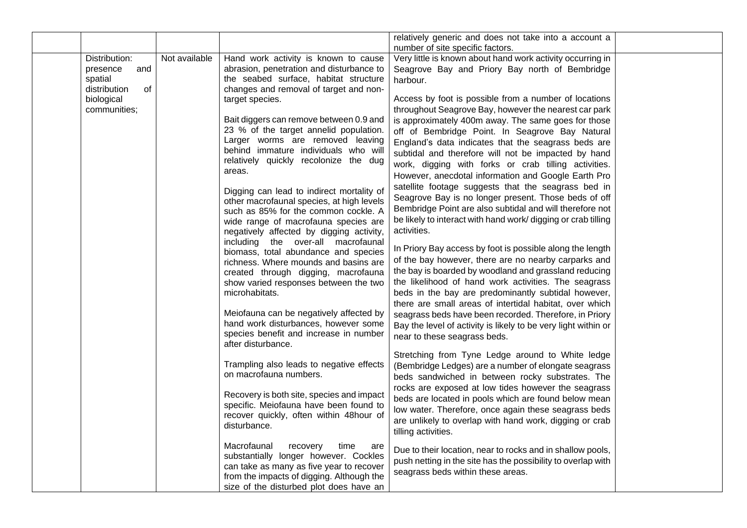| | | | | | |
|---|---|---|---|---|---|
| | | | | relatively generic and does not take into a account a number of site specific factors. | |
| | Distribution: presence and spatial distribution of biological communities; | Not available | Hand work activity is known to cause abrasion, penetration and disturbance to the seabed surface, habitat structure changes and removal of target and non-target species.<br><br>Bait diggers can remove between 0.9 and 23 % of the target annelid population. Larger worms are removed leaving behind immature individuals who will relatively quickly recolonize the dug areas.<br><br>Digging can lead to indirect mortality of other macrofaunal species, at high levels such as 85% for the common cockle. A wide range of macrofauna species are negatively affected by digging activity, including the over-all macrofaunal biomass, total abundance and species richness. Where mounds and basins are created through digging, macrofauna show varied responses between the two microhabitats.<br><br>Meiofauna can be negatively affected by hand work disturbances, however some species benefit and increase in number after disturbance.<br><br>Trampling also leads to negative effects on macrofauna numbers.<br><br>Recovery is both site, species and impact specific. Meiofauna have been found to recover quickly, often within 48hour of disturbance.<br><br>Macrofaunal recovery time are substantially longer however. Cockles can take as many as five year to recover from the impacts of digging. Although the size of the disturbed plot does have an | Very little is known about hand work activity occurring in Seagrove Bay and Priory Bay north of Bembridge harbour.<br><br>Access by foot is possible from a number of locations throughout Seagrove Bay, however the nearest car park is approximately 400m away. The same goes for those off of Bembridge Point. In Seagrove Bay Natural England's data indicates that the seagrass beds are subtidal and therefore will not be impacted by hand work, digging with forks or crab tilling activities. However, anecdotal information and Google Earth Pro satellite footage suggests that the seagrass bed in Seagrove Bay is no longer present. Those beds of off Bembridge Point are also subtidal and will therefore not be likely to interact with hand work/ digging or crab tilling activities.<br><br>In Priory Bay access by foot is possible along the length of the bay however, there are no nearby carparks and the bay is boarded by woodland and grassland reducing the likelihood of hand work activities. The seagrass beds in the bay are predominantly subtidal however, there are small areas of intertidal habitat, over which seagrass beds have been recorded. Therefore, in Priory Bay the level of activity is likely to be very light within or near to these seagrass beds.<br><br>Stretching from Tyne Ledge around to White ledge (Bembridge Ledges) are a number of elongate seagrass beds sandwiched in between rocky substrates. The rocks are exposed at low tides however the seagrass beds are located in pools which are found below mean low water. Therefore, once again these seagrass beds are unlikely to overlap with hand work, digging or crab tilling activities.<br><br>Due to their location, near to rocks and in shallow pools, push netting in the site has the possibility to overlap with seagrass beds within these areas. | |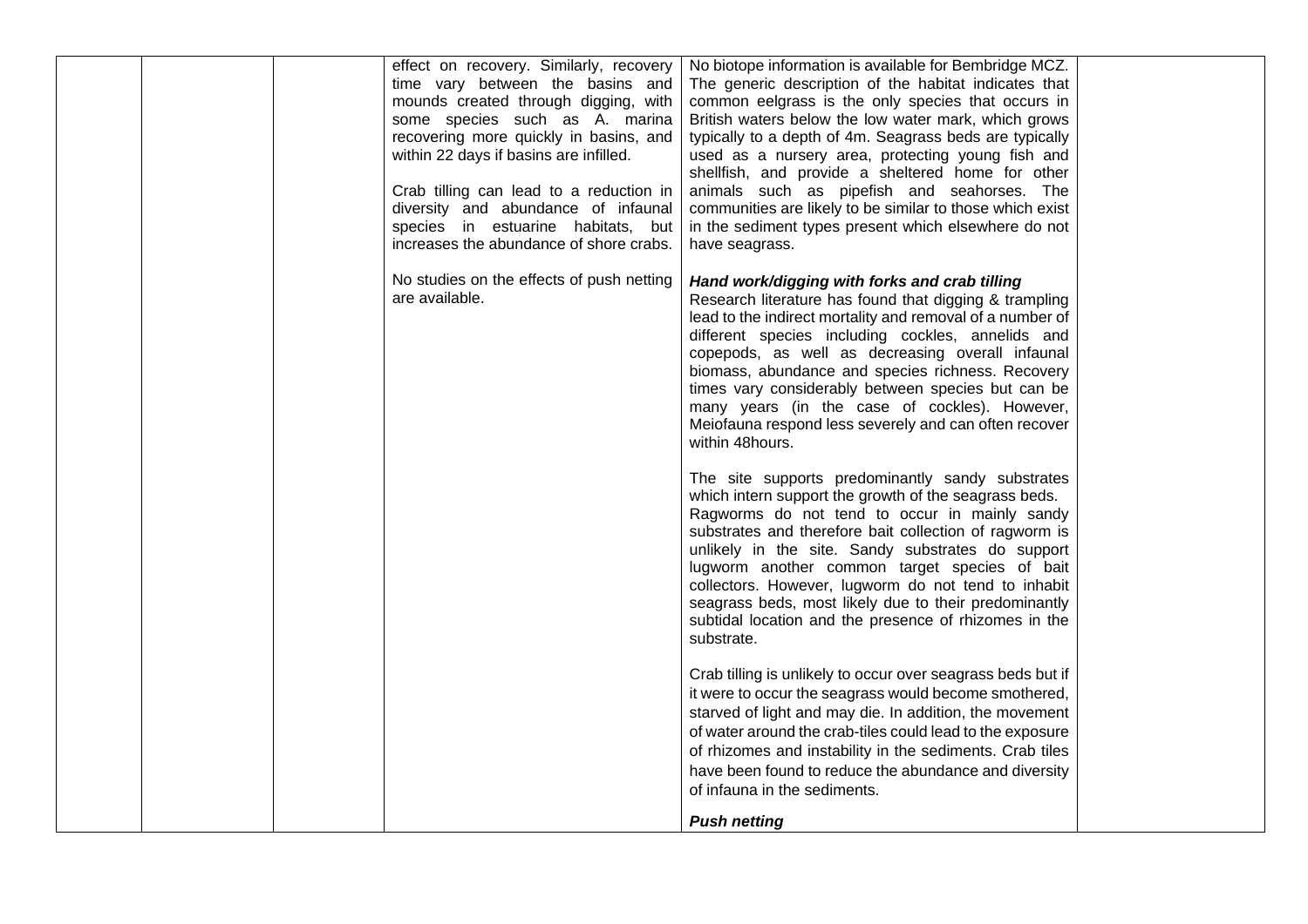| | | | | | |
|---|---|---|---|---|---|
| | | | effect on recovery. Similarly, recovery time vary between the basins and mounds created through digging, with some species such as A. marina recovering more quickly in basins, and within 22 days if basins are infilled.<br><br>Crab tilling can lead to a reduction in diversity and abundance of infaunal species in estuarine habitats, but increases the abundance of shore crabs.<br><br>No studies on the effects of push netting are available. | No biotope information is available for Bembridge MCZ. The generic description of the habitat indicates that common eelgrass is the only species that occurs in British waters below the low water mark, which grows typically to a depth of 4m. Seagrass beds are typically used as a nursery area, protecting young fish and shellfish, and provide a sheltered home for other animals such as pipefish and seahorses. The communities are likely to be similar to those which exist in the sediment types present which elsewhere do not have seagrass.<br><br>***Hand work/digging with forks and crab tilling***<br>Research literature has found that digging & trampling lead to the indirect mortality and removal of a number of different species including cockles, annelids and copepods, as well as decreasing overall infaunal biomass, abundance and species richness. Recovery times vary considerably between species but can be many years (in the case of cockles). However, Meiofauna respond less severely and can often recover within 48hours.<br><br>The site supports predominantly sandy substrates which intern support the growth of the seagrass beds. Ragworms do not tend to occur in mainly sandy substrates and therefore bait collection of ragworm is unlikely in the site. Sandy substrates do support lugworm another common target species of bait collectors. However, lugworm do not tend to inhabit seagrass beds, most likely due to their predominantly subtidal location and the presence of rhizomes in the substrate.<br><br>Crab tilling is unlikely to occur over seagrass beds but if it were to occur the seagrass would become smothered, starved of light and may die. In addition, the movement of water around the crab-tiles could lead to the exposure of rhizomes and instability in the sediments. Crab tiles have been found to reduce the abundance and diversity of infauna in the sediments.<br><br>***Push netting*** | |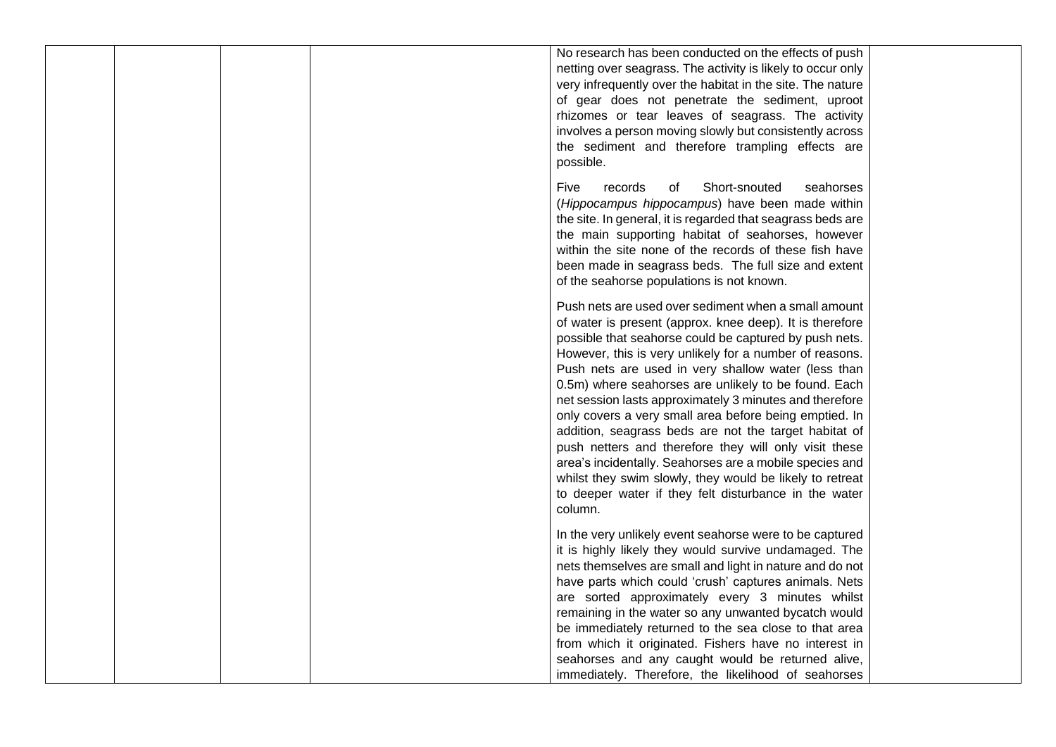| | | | | | |
|---|---|---|---|---|---|
| | | | | No research has been conducted on the effects of push netting over seagrass. The activity is likely to occur only very infrequently over the habitat in the site. The nature of gear does not penetrate the sediment, uproot rhizomes or tear leaves of seagrass. The activity involves a person moving slowly but consistently across the sediment and therefore trampling effects are possible.<br><br>Five records of Short-snouted seahorses (*Hippocampus hippocampus*) have been made within the site. In general, it is regarded that seagrass beds are the main supporting habitat of seahorses, however within the site none of the records of these fish have been made in seagrass beds. The full size and extent of the seahorse populations is not known.<br><br>Push nets are used over sediment when a small amount of water is present (approx. knee deep). It is therefore possible that seahorse could be captured by push nets. However, this is very unlikely for a number of reasons. Push nets are used in very shallow water (less than 0.5m) where seahorses are unlikely to be found. Each net session lasts approximately 3 minutes and therefore only covers a very small area before being emptied. In addition, seagrass beds are not the target habitat of push netters and therefore they will only visit these area's incidentally. Seahorses are a mobile species and whilst they swim slowly, they would be likely to retreat to deeper water if they felt disturbance in the water column.<br><br>In the very unlikely event seahorse were to be captured it is highly likely they would survive undamaged. The nets themselves are small and light in nature and do not have parts which could 'crush' captures animals. Nets are sorted approximately every 3 minutes whilst remaining in the water so any unwanted bycatch would be immediately returned to the sea close to that area from which it originated. Fishers have no interest in seahorses and any caught would be returned alive, immediately. Therefore, the likelihood of seahorses | |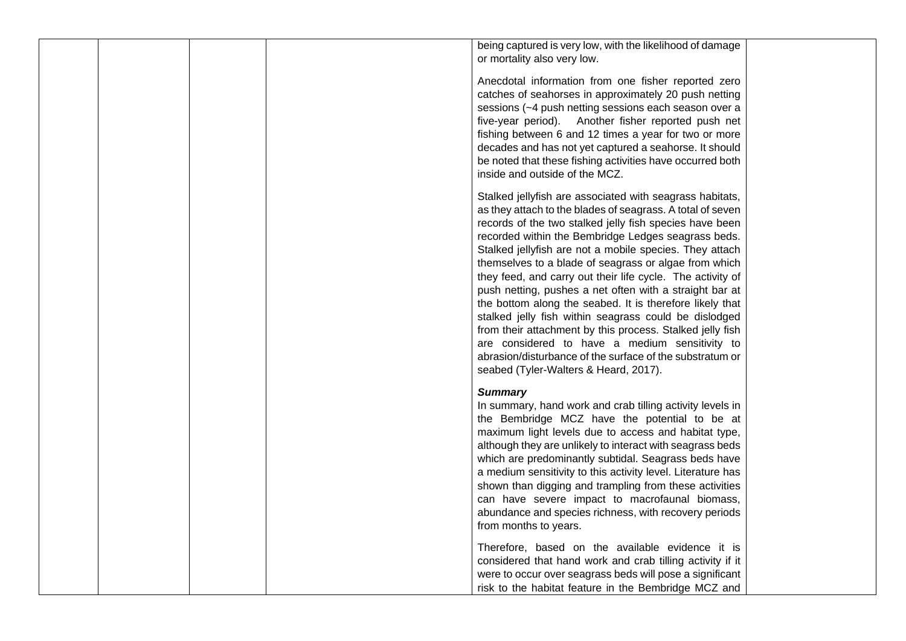| | | | | being captured is very low, with the likelihood of damage or mortality also very low.<br><br>Anecdotal information from one fisher reported zero catches of seahorses in approximately 20 push netting sessions (~4 push netting sessions each season over a five-year period). Another fisher reported push net fishing between 6 and 12 times a year for two or more decades and has not yet captured a seahorse. It should be noted that these fishing activities have occurred both inside and outside of the MCZ.<br><br>Stalked jellyfish are associated with seagrass habitats, as they attach to the blades of seagrass. A total of seven records of the two stalked jelly fish species have been recorded within the Bembridge Ledges seagrass beds. Stalked jellyfish are not a mobile species. They attach themselves to a blade of seagrass or algae from which they feed, and carry out their life cycle. The activity of push netting, pushes a net often with a straight bar at the bottom along the seabed. It is therefore likely that stalked jelly fish within seagrass could be dislodged from their attachment by this process. Stalked jelly fish are considered to have a medium sensitivity to abrasion/disturbance of the surface of the substratum or seabed (Tyler-Walters & Heard, 2017).<br><br>***Summary***<br>In summary, hand work and crab tilling activity levels in the Bembridge MCZ have the potential to be at maximum light levels due to access and habitat type, although they are unlikely to interact with seagrass beds which are predominantly subtidal. Seagrass beds have a medium sensitivity to this activity level. Literature has shown than digging and trampling from these activities can have severe impact to macrofaunal biomass, abundance and species richness, with recovery periods from months to years.<br><br>Therefore, based on the available evidence it is considered that hand work and crab tilling activity if it were to occur over seagrass beds will pose a significant risk to the habitat feature in the Bembridge MCZ and | |
|---|---|---|---|---|---|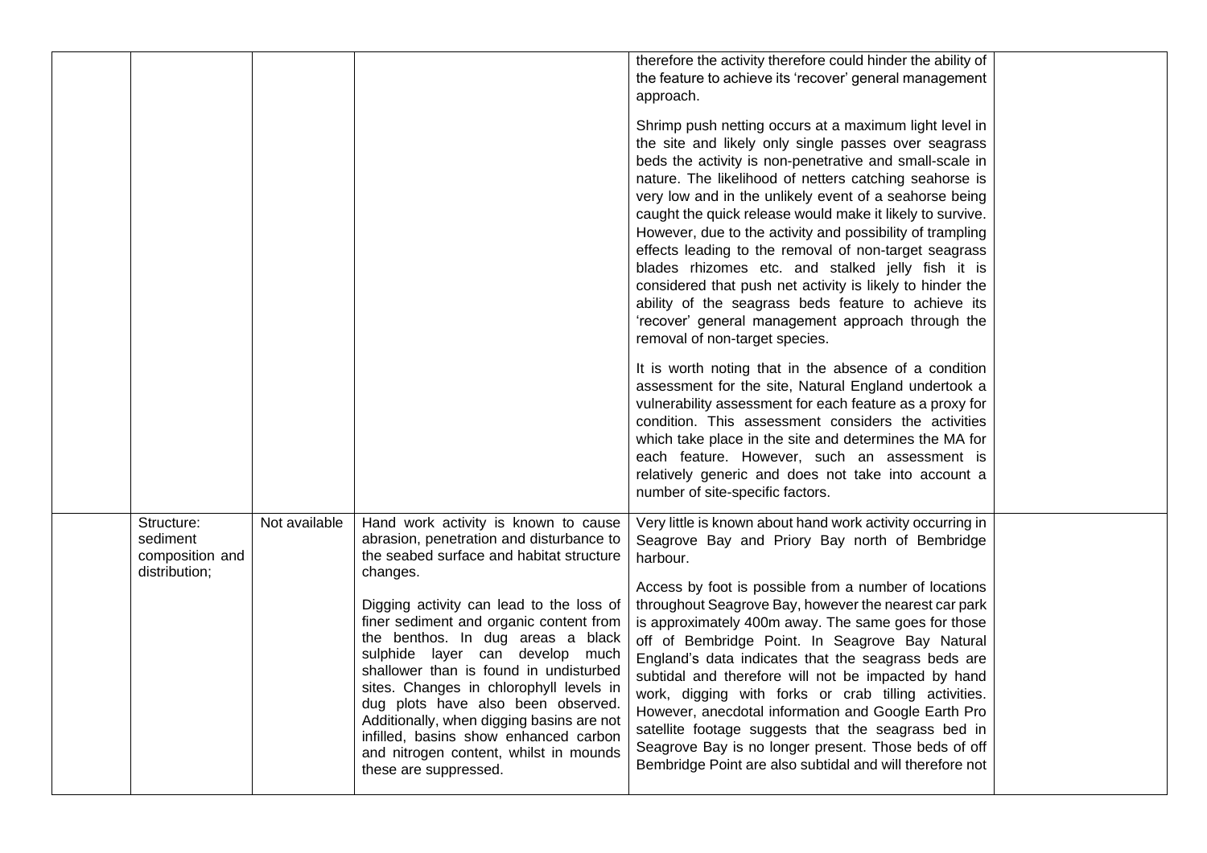| | | | | | |
|---|---|---|---|---|---|
| | | | | therefore the activity therefore could hinder the ability of the feature to achieve its 'recover' general management approach.<br><br>Shrimp push netting occurs at a maximum light level in the site and likely only single passes over seagrass beds the activity is non-penetrative and small-scale in nature. The likelihood of netters catching seahorse is very low and in the unlikely event of a seahorse being caught the quick release would make it likely to survive. However, due to the activity and possibility of trampling effects leading to the removal of non-target seagrass blades rhizomes etc. and stalked jelly fish it is considered that push net activity is likely to hinder the ability of the seagrass beds feature to achieve its 'recover' general management approach through the removal of non-target species.<br><br>It is worth noting that in the absence of a condition assessment for the site, Natural England undertook a vulnerability assessment for each feature as a proxy for condition. This assessment considers the activities which take place in the site and determines the MA for each feature. However, such an assessment is relatively generic and does not take into account a number of site-specific factors. | |
| | Structure: sediment composition and distribution; | Not available | Hand work activity is known to cause abrasion, penetration and disturbance to the seabed surface and habitat structure changes.<br><br>Digging activity can lead to the loss of finer sediment and organic content from the benthos. In dug areas a black sulphide layer can develop much shallower than is found in undisturbed sites. Changes in chlorophyll levels in dug plots have also been observed. Additionally, when digging basins are not infilled, basins show enhanced carbon and nitrogen content, whilst in mounds these are suppressed. | Very little is known about hand work activity occurring in Seagrove Bay and Priory Bay north of Bembridge harbour.<br><br>Access by foot is possible from a number of locations throughout Seagrove Bay, however the nearest car park is approximately 400m away. The same goes for those off of Bembridge Point. In Seagrove Bay Natural England's data indicates that the seagrass beds are subtidal and therefore will not be impacted by hand work, digging with forks or crab tilling activities. However, anecdotal information and Google Earth Pro satellite footage suggests that the seagrass bed in Seagrove Bay is no longer present. Those beds of off Bembridge Point are also subtidal and will therefore not | |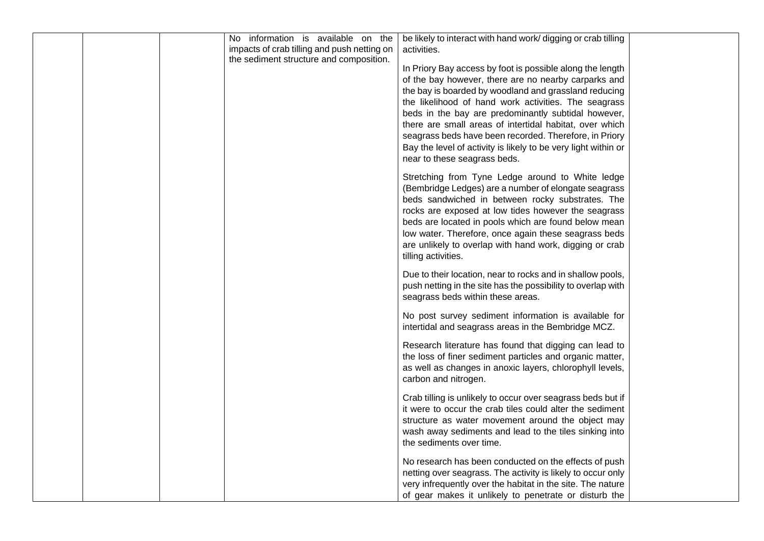|  |  |  | No information is available on the impacts of crab tilling and push netting on the sediment structure and composition. | be likely to interact with hand work/ digging or crab tilling activities.<br><br>In Priory Bay access by foot is possible along the length of the bay however, there are no nearby carparks and the bay is boarded by woodland and grassland reducing the likelihood of hand work activities. The seagrass beds in the bay are predominantly subtidal however, there are small areas of intertidal habitat, over which seagrass beds have been recorded. Therefore, in Priory Bay the level of activity is likely to be very light within or near to these seagrass beds.<br><br>Stretching from Tyne Ledge around to White ledge (Bembridge Ledges) are a number of elongate seagrass beds sandwiched in between rocky substrates. The rocks are exposed at low tides however the seagrass beds are located in pools which are found below mean low water. Therefore, once again these seagrass beds are unlikely to overlap with hand work, digging or crab tilling activities.<br><br>Due to their location, near to rocks and in shallow pools, push netting in the site has the possibility to overlap with seagrass beds within these areas.<br><br>No post survey sediment information is available for intertidal and seagrass areas in the Bembridge MCZ.<br><br>Research literature has found that digging can lead to the loss of finer sediment particles and organic matter, as well as changes in anoxic layers, chlorophyll levels, carbon and nitrogen.<br><br>Crab tilling is unlikely to occur over seagrass beds but if it were to occur the crab tiles could alter the sediment structure as water movement around the object may wash away sediments and lead to the tiles sinking into the sediments over time.<br><br>No research has been conducted on the effects of push netting over seagrass. The activity is likely to occur only very infrequently over the habitat in the site. The nature of gear makes it unlikely to penetrate or disturb the |  |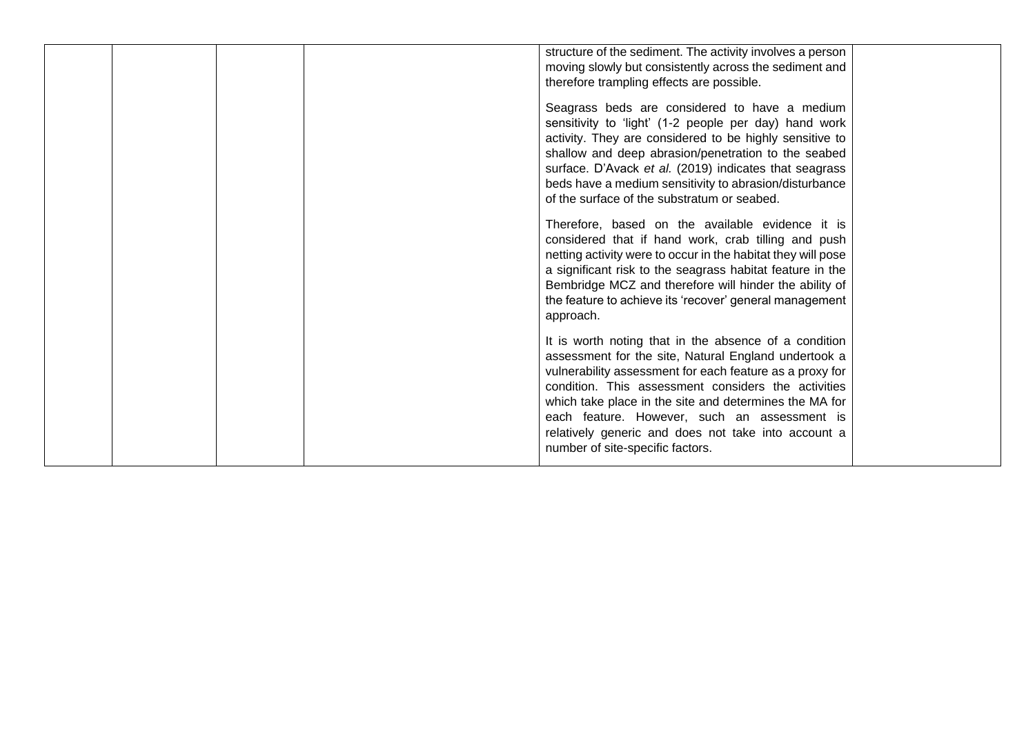|  |  |  |  | structure of the sediment. The activity involves a person moving slowly but consistently across the sediment and therefore trampling effects are possible.<br><br>Seagrass beds are considered to have a medium sensitivity to 'light' (1-2 people per day) hand work activity. They are considered to be highly sensitive to shallow and deep abrasion/penetration to the seabed surface. D'Avack *et al.* (2019) indicates that seagrass beds have a medium sensitivity to abrasion/disturbance of the surface of the substratum or seabed.<br><br>Therefore, based on the available evidence it is considered that if hand work, crab tilling and push netting activity were to occur in the habitat they will pose a significant risk to the seagrass habitat feature in the Bembridge MCZ and therefore will hinder the ability of the feature to achieve its 'recover' general management approach.<br><br>It is worth noting that in the absence of a condition assessment for the site, Natural England undertook a vulnerability assessment for each feature as a proxy for condition. This assessment considers the activities which take place in the site and determines the MA for each feature. However, such an assessment is relatively generic and does not take into account a number of site-specific factors. |  |
|---|---|---|---|---|---|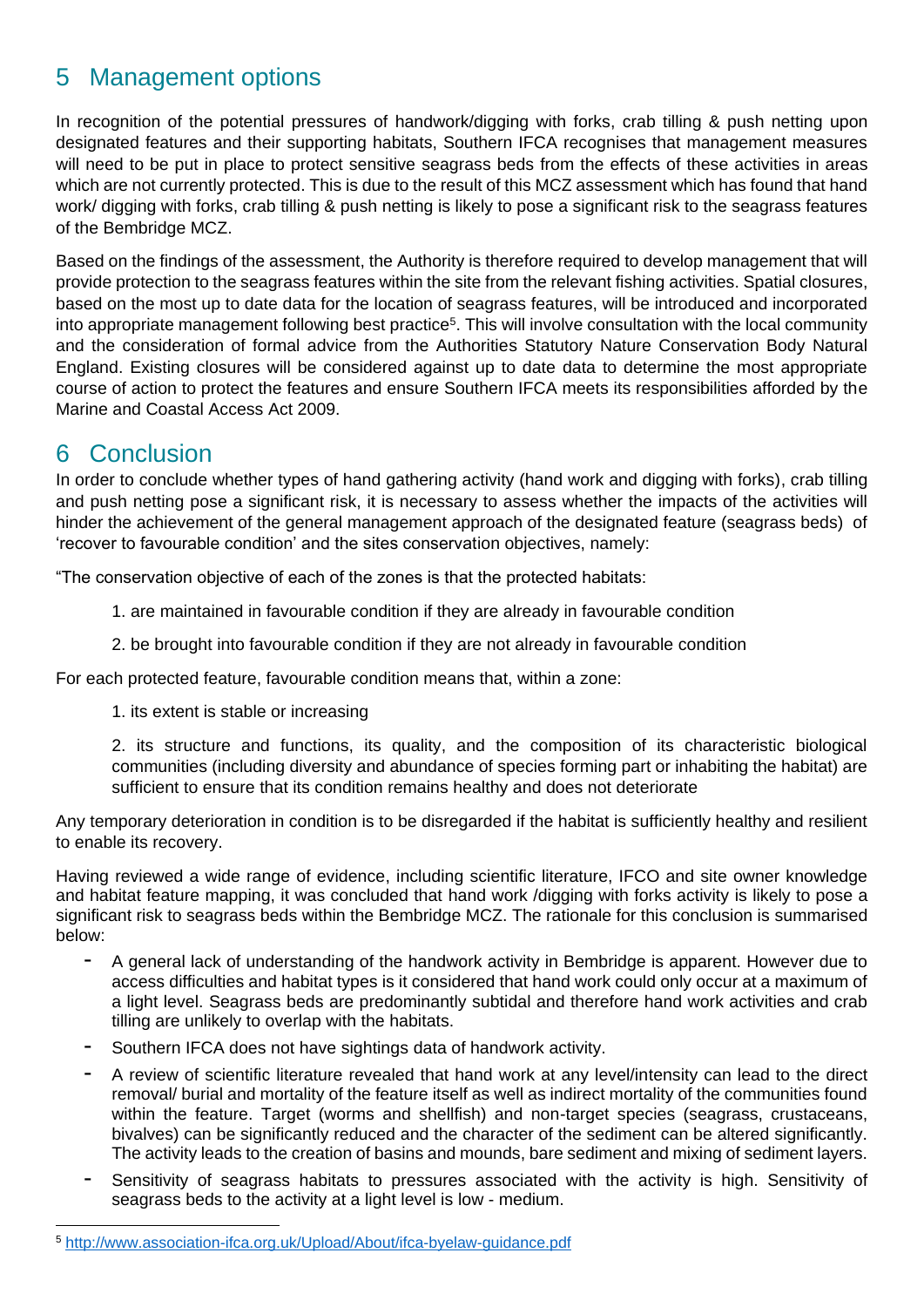## 5 Management options

In recognition of the potential pressures of handwork/digging with forks, crab tilling & push netting upon designated features and their supporting habitats, Southern IFCA recognises that management measures will need to be put in place to protect sensitive seagrass beds from the effects of these activities in areas which are not currently protected. This is due to the result of this MCZ assessment which has found that hand work/ digging with forks, crab tilling & push netting is likely to pose a significant risk to the seagrass features of the Bembridge MCZ.

Based on the findings of the assessment, the Authority is therefore required to develop management that will provide protection to the seagrass features within the site from the relevant fishing activities. Spatial closures, based on the most up to date data for the location of seagrass features, will be introduced and incorporated into appropriate management following best practice[5]. This will involve consultation with the local community and the consideration of formal advice from the Authorities Statutory Nature Conservation Body Natural England. Existing closures will be considered against up to date data to determine the most appropriate course of action to protect the features and ensure Southern IFCA meets its responsibilities afforded by the Marine and Coastal Access Act 2009.

## 6 Conclusion

In order to conclude whether types of hand gathering activity (hand work and digging with forks), crab tilling and push netting pose a significant risk, it is necessary to assess whether the impacts of the activities will hinder the achievement of the general management approach of the designated feature (seagrass beds) of 'recover to favourable condition' and the sites conservation objectives, namely:

"The conservation objective of each of the zones is that the protected habitats:

1. are maintained in favourable condition if they are already in favourable condition
2. be brought into favourable condition if they are not already in favourable condition

For each protected feature, favourable condition means that, within a zone:

1. its extent is stable or increasing
2. its structure and functions, its quality, and the composition of its characteristic biological communities (including diversity and abundance of species forming part or inhabiting the habitat) are sufficient to ensure that its condition remains healthy and does not deteriorate

Any temporary deterioration in condition is to be disregarded if the habitat is sufficiently healthy and resilient to enable its recovery.

Having reviewed a wide range of evidence, including scientific literature, IFCO and site owner knowledge and habitat feature mapping, it was concluded that hand work /digging with forks activity is likely to pose a significant risk to seagrass beds within the Bembridge MCZ. The rationale for this conclusion is summarised below:

- A general lack of understanding of the handwork activity in Bembridge is apparent. However due to access difficulties and habitat types is it considered that hand work could only occur at a maximum of a light level. Seagrass beds are predominantly subtidal and therefore hand work activities and crab tilling are unlikely to overlap with the habitats.
- Southern IFCA does not have sightings data of handwork activity.
- A review of scientific literature revealed that hand work at any level/intensity can lead to the direct removal/ burial and mortality of the feature itself as well as indirect mortality of the communities found within the feature. Target (worms and shellfish) and non-target species (seagrass, crustaceans, bivalves) can be significantly reduced and the character of the sediment can be altered significantly. The activity leads to the creation of basins and mounds, bare sediment and mixing of sediment layers.
- Sensitivity of seagrass habitats to pressures associated with the activity is high. Sensitivity of seagrass beds to the activity at a light level is low - medium.

[5] http://www.association-ifca.org.uk/Upload/About/ifca-byelaw-guidance.pdf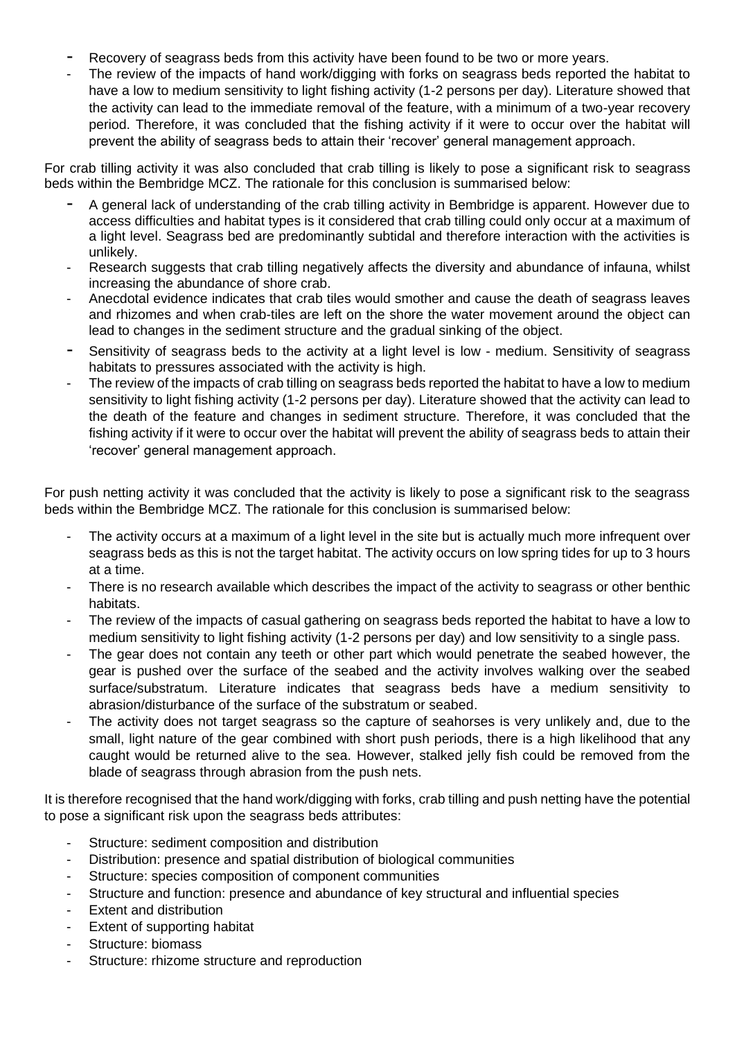- Recovery of seagrass beds from this activity have been found to be two or more years.
- The review of the impacts of hand work/digging with forks on seagrass beds reported the habitat to have a low to medium sensitivity to light fishing activity (1-2 persons per day). Literature showed that the activity can lead to the immediate removal of the feature, with a minimum of a two-year recovery period. Therefore, it was concluded that the fishing activity if it were to occur over the habitat will prevent the ability of seagrass beds to attain their 'recover' general management approach.

For crab tilling activity it was also concluded that crab tilling is likely to pose a significant risk to seagrass beds within the Bembridge MCZ. The rationale for this conclusion is summarised below:

- A general lack of understanding of the crab tilling activity in Bembridge is apparent. However due to access difficulties and habitat types is it considered that crab tilling could only occur at a maximum of a light level. Seagrass bed are predominantly subtidal and therefore interaction with the activities is unlikely.
- Research suggests that crab tilling negatively affects the diversity and abundance of infauna, whilst increasing the abundance of shore crab.
- Anecdotal evidence indicates that crab tiles would smother and cause the death of seagrass leaves and rhizomes and when crab-tiles are left on the shore the water movement around the object can lead to changes in the sediment structure and the gradual sinking of the object.
- Sensitivity of seagrass beds to the activity at a light level is low - medium. Sensitivity of seagrass habitats to pressures associated with the activity is high.
- The review of the impacts of crab tilling on seagrass beds reported the habitat to have a low to medium sensitivity to light fishing activity (1-2 persons per day). Literature showed that the activity can lead to the death of the feature and changes in sediment structure. Therefore, it was concluded that the fishing activity if it were to occur over the habitat will prevent the ability of seagrass beds to attain their 'recover' general management approach.

For push netting activity it was concluded that the activity is likely to pose a significant risk to the seagrass beds within the Bembridge MCZ. The rationale for this conclusion is summarised below:

- The activity occurs at a maximum of a light level in the site but is actually much more infrequent over seagrass beds as this is not the target habitat. The activity occurs on low spring tides for up to 3 hours at a time.
- There is no research available which describes the impact of the activity to seagrass or other benthic habitats.
- The review of the impacts of casual gathering on seagrass beds reported the habitat to have a low to medium sensitivity to light fishing activity (1-2 persons per day) and low sensitivity to a single pass.
- The gear does not contain any teeth or other part which would penetrate the seabed however, the gear is pushed over the surface of the seabed and the activity involves walking over the seabed surface/substratum. Literature indicates that seagrass beds have a medium sensitivity to abrasion/disturbance of the surface of the substratum or seabed.
- The activity does not target seagrass so the capture of seahorses is very unlikely and, due to the small, light nature of the gear combined with short push periods, there is a high likelihood that any caught would be returned alive to the sea. However, stalked jelly fish could be removed from the blade of seagrass through abrasion from the push nets.

It is therefore recognised that the hand work/digging with forks, crab tilling and push netting have the potential to pose a significant risk upon the seagrass beds attributes:

- Structure: sediment composition and distribution
- Distribution: presence and spatial distribution of biological communities
- Structure: species composition of component communities
- Structure and function: presence and abundance of key structural and influential species
- Extent and distribution
- Extent of supporting habitat
- Structure: biomass
- Structure: rhizome structure and reproduction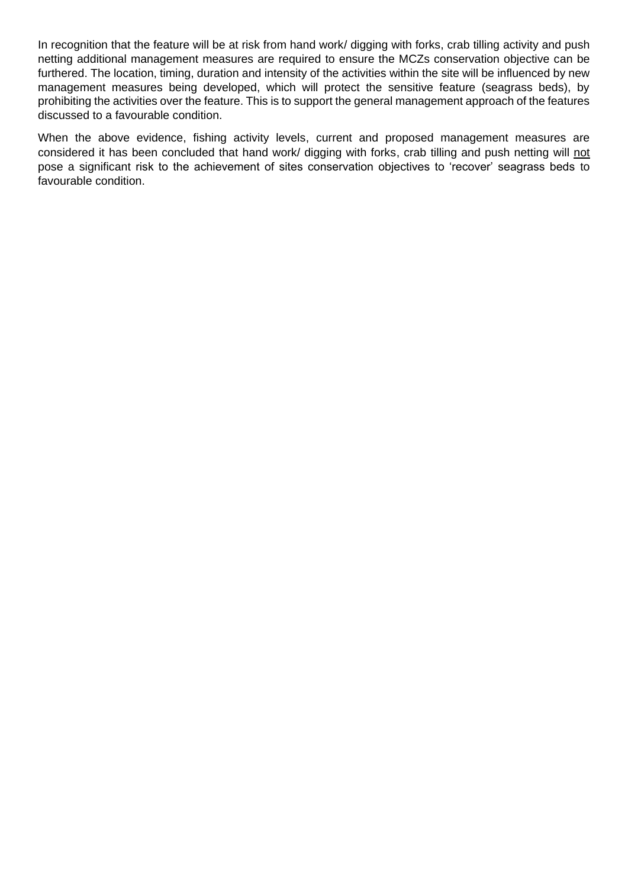In recognition that the feature will be at risk from hand work/ digging with forks, crab tilling activity and push netting additional management measures are required to ensure the MCZs conservation objective can be furthered. The location, timing, duration and intensity of the activities within the site will be influenced by new management measures being developed, which will protect the sensitive feature (seagrass beds), by prohibiting the activities over the feature. This is to support the general management approach of the features discussed to a favourable condition.

When the above evidence, fishing activity levels, current and proposed management measures are considered it has been concluded that hand work/ digging with forks, crab tilling and push netting will <u>not</u> pose a significant risk to the achievement of sites conservation objectives to 'recover' seagrass beds to favourable condition.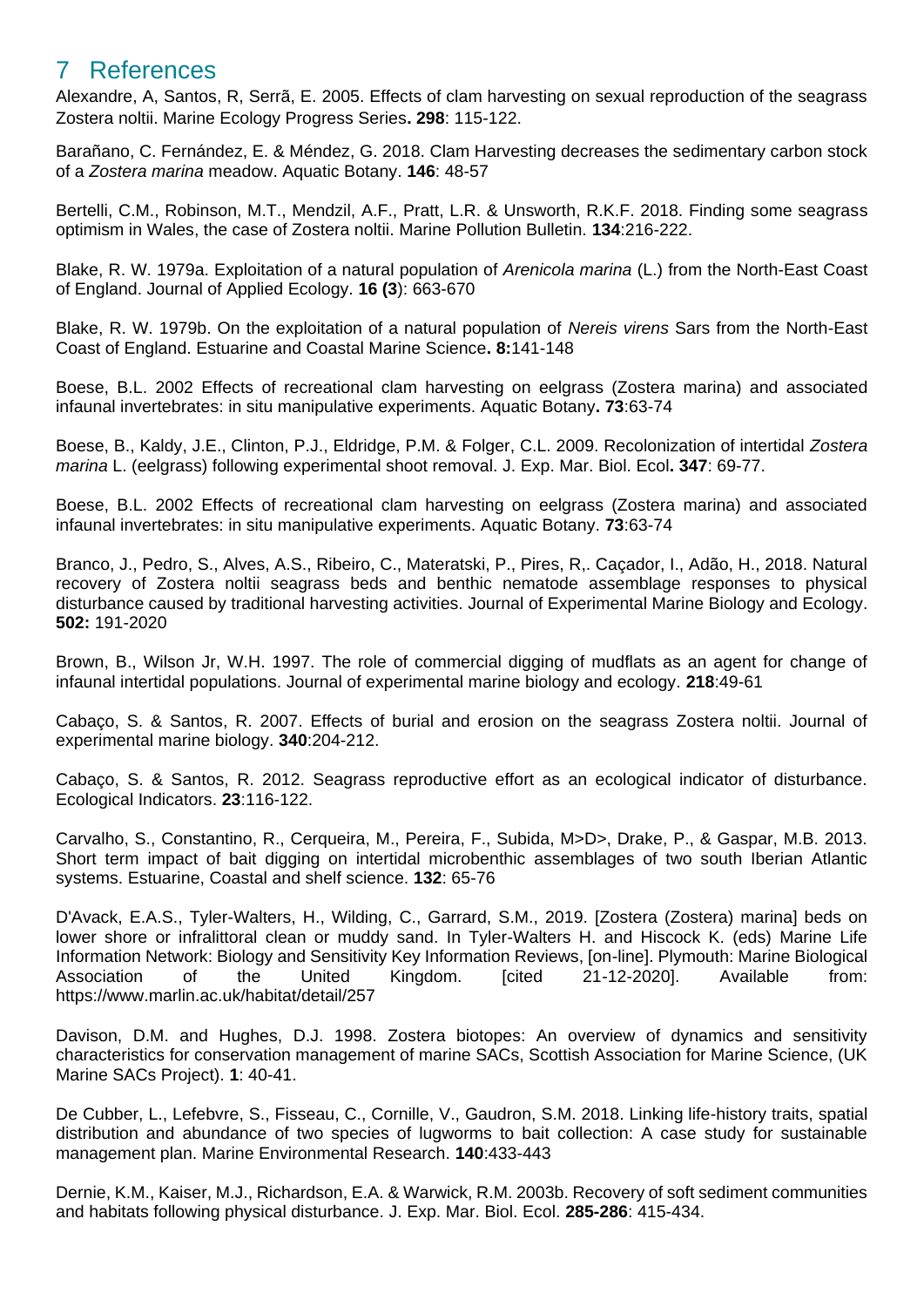# 7 References

Alexandre, A, Santos, R, Serrã, E. 2005. Effects of clam harvesting on sexual reproduction of the seagrass Zostera noltii. Marine Ecology Progress Series**. 298**: 115-122.

Barañano, C. Fernández, E. & Méndez, G. 2018. Clam Harvesting decreases the sedimentary carbon stock of a *Zostera marina* meadow. Aquatic Botany. **146**: 48-57

Bertelli, C.M., Robinson, M.T., Mendzil, A.F., Pratt, L.R. & Unsworth, R.K.F. 2018. Finding some seagrass optimism in Wales, the case of Zostera noltii. Marine Pollution Bulletin. **134**:216-222.

Blake, R. W. 1979a. Exploitation of a natural population of *Arenicola marina* (L.) from the North-East Coast of England. Journal of Applied Ecology. **16 (3**): 663-670

Blake, R. W. 1979b. On the exploitation of a natural population of *Nereis virens* Sars from the North-East Coast of England. Estuarine and Coastal Marine Science**. 8:**141-148

Boese, B.L. 2002 Effects of recreational clam harvesting on eelgrass (Zostera marina) and associated infaunal invertebrates: in situ manipulative experiments. Aquatic Botany**. 73**:63-74

Boese, B., Kaldy, J.E., Clinton, P.J., Eldridge, P.M. & Folger, C.L. 2009. Recolonization of intertidal *Zostera marina* L. (eelgrass) following experimental shoot removal. J. Exp. Mar. Biol. Ecol**. 347**: 69-77.

Boese, B.L. 2002 Effects of recreational clam harvesting on eelgrass (Zostera marina) and associated infaunal invertebrates: in situ manipulative experiments. Aquatic Botany. **73**:63-74

Branco, J., Pedro, S., Alves, A.S., Ribeiro, C., Materatski, P., Pires, R,. Caçador, I., Adão, H., 2018. Natural recovery of Zostera noltii seagrass beds and benthic nematode assemblage responses to physical disturbance caused by traditional harvesting activities. Journal of Experimental Marine Biology and Ecology. **502:** 191-2020

Brown, B., Wilson Jr, W.H. 1997. The role of commercial digging of mudflats as an agent for change of infaunal intertidal populations. Journal of experimental marine biology and ecology. **218**:49-61

Cabaço, S. & Santos, R. 2007. Effects of burial and erosion on the seagrass Zostera noltii. Journal of experimental marine biology. **340**:204-212.

Cabaço, S. & Santos, R. 2012. Seagrass reproductive effort as an ecological indicator of disturbance. Ecological Indicators. **23**:116-122.

Carvalho, S., Constantino, R., Cerqueira, M., Pereira, F., Subida, M>D>, Drake, P., & Gaspar, M.B. 2013. Short term impact of bait digging on intertidal microbenthic assemblages of two south Iberian Atlantic systems. Estuarine, Coastal and shelf science. **132**: 65-76

D'Avack, E.A.S., Tyler-Walters, H., Wilding, C., Garrard, S.M., 2019. [Zostera (Zostera) marina] beds on lower shore or infralittoral clean or muddy sand. In Tyler-Walters H. and Hiscock K. (eds) Marine Life Information Network: Biology and Sensitivity Key Information Reviews, [on-line]. Plymouth: Marine Biological Association of the United Kingdom. [cited 21-12-2020]. Available from: https://www.marlin.ac.uk/habitat/detail/257

Davison, D.M. and Hughes, D.J. 1998. Zostera biotopes: An overview of dynamics and sensitivity characteristics for conservation management of marine SACs, Scottish Association for Marine Science, (UK Marine SACs Project). **1**: 40-41.

De Cubber, L., Lefebvre, S., Fisseau, C., Cornille, V., Gaudron, S.M. 2018. Linking life-history traits, spatial distribution and abundance of two species of lugworms to bait collection: A case study for sustainable management plan. Marine Environmental Research. **140**:433-443

Dernie, K.M., Kaiser, M.J., Richardson, E.A. & Warwick, R.M. 2003b. Recovery of soft sediment communities and habitats following physical disturbance. J. Exp. Mar. Biol. Ecol. **285-286**: 415-434.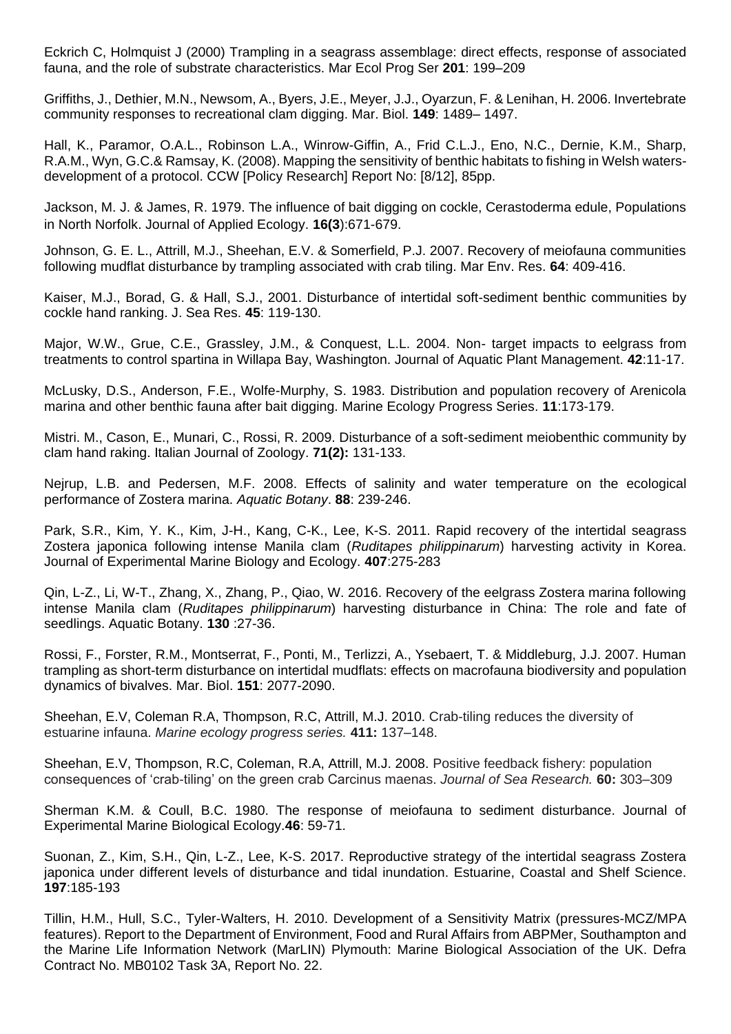Eckrich C, Holmquist J (2000) Trampling in a seagrass assemblage: direct effects, response of associated fauna, and the role of substrate characteristics. Mar Ecol Prog Ser **201**: 199–209

Griffiths, J., Dethier, M.N., Newsom, A., Byers, J.E., Meyer, J.J., Oyarzun, F. & Lenihan, H. 2006. Invertebrate community responses to recreational clam digging. Mar. Biol. **149**: 1489– 1497.

Hall, K., Paramor, O.A.L., Robinson L.A., Winrow-Giffin, A., Frid C.L.J., Eno, N.C., Dernie, K.M., Sharp, R.A.M., Wyn, G.C.& Ramsay, K. (2008). Mapping the sensitivity of benthic habitats to fishing in Welsh waters-development of a protocol. CCW [Policy Research] Report No: [8/12], 85pp.

Jackson, M. J. & James, R. 1979. The influence of bait digging on cockle, Cerastoderma edule, Populations in North Norfolk. Journal of Applied Ecology. **16(3**):671-679.

Johnson, G. E. L., Attrill, M.J., Sheehan, E.V. & Somerfield, P.J. 2007. Recovery of meiofauna communities following mudflat disturbance by trampling associated with crab tiling. Mar Env. Res. **64**: 409-416.

Kaiser, M.J., Borad, G. & Hall, S.J., 2001. Disturbance of intertidal soft-sediment benthic communities by cockle hand ranking. J. Sea Res. **45**: 119-130.

Major, W.W., Grue, C.E., Grassley, J.M., & Conquest, L.L. 2004. Non- target impacts to eelgrass from treatments to control spartina in Willapa Bay, Washington. Journal of Aquatic Plant Management. **42**:11-17.

McLusky, D.S., Anderson, F.E., Wolfe-Murphy, S. 1983. Distribution and population recovery of Arenicola marina and other benthic fauna after bait digging. Marine Ecology Progress Series. **11**:173-179.

Mistri. M., Cason, E., Munari, C., Rossi, R. 2009. Disturbance of a soft-sediment meiobenthic community by clam hand raking. Italian Journal of Zoology. **71(2):** 131-133.

Nejrup, L.B. and Pedersen, M.F. 2008. Effects of salinity and water temperature on the ecological performance of Zostera marina. *Aquatic Botany*. **88**: 239-246.

Park, S.R., Kim, Y. K., Kim, J-H., Kang, C-K., Lee, K-S. 2011. Rapid recovery of the intertidal seagrass Zostera japonica following intense Manila clam (*Ruditapes philippinarum*) harvesting activity in Korea. Journal of Experimental Marine Biology and Ecology. **407**:275-283

Qin, L-Z., Li, W-T., Zhang, X., Zhang, P., Qiao, W. 2016. Recovery of the eelgrass Zostera marina following intense Manila clam (*Ruditapes philippinarum*) harvesting disturbance in China: The role and fate of seedlings. Aquatic Botany. **130** :27-36.

Rossi, F., Forster, R.M., Montserrat, F., Ponti, M., Terlizzi, A., Ysebaert, T. & Middleburg, J.J. 2007. Human trampling as short-term disturbance on intertidal mudflats: effects on macrofauna biodiversity and population dynamics of bivalves. Mar. Biol. **151**: 2077-2090.

Sheehan, E.V, Coleman R.A, Thompson, R.C, Attrill, M.J. 2010. Crab-tiling reduces the diversity of estuarine infauna. *Marine ecology progress series.* **411:** 137–148.

Sheehan, E.V, Thompson, R.C, Coleman, R.A, Attrill, M.J. 2008. Positive feedback fishery: population consequences of 'crab-tiling' on the green crab Carcinus maenas. *Journal of Sea Research.* **60:** 303–309

Sherman K.M. & Coull, B.C. 1980. The response of meiofauna to sediment disturbance. Journal of Experimental Marine Biological Ecology.**46**: 59-71.

Suonan, Z., Kim, S.H., Qin, L-Z., Lee, K-S. 2017. Reproductive strategy of the intertidal seagrass Zostera japonica under different levels of disturbance and tidal inundation. Estuarine, Coastal and Shelf Science. **197**:185-193

Tillin, H.M., Hull, S.C., Tyler-Walters, H. 2010. Development of a Sensitivity Matrix (pressures-MCZ/MPA features). Report to the Department of Environment, Food and Rural Affairs from ABPMer, Southampton and the Marine Life Information Network (MarLIN) Plymouth: Marine Biological Association of the UK. Defra Contract No. MB0102 Task 3A, Report No. 22.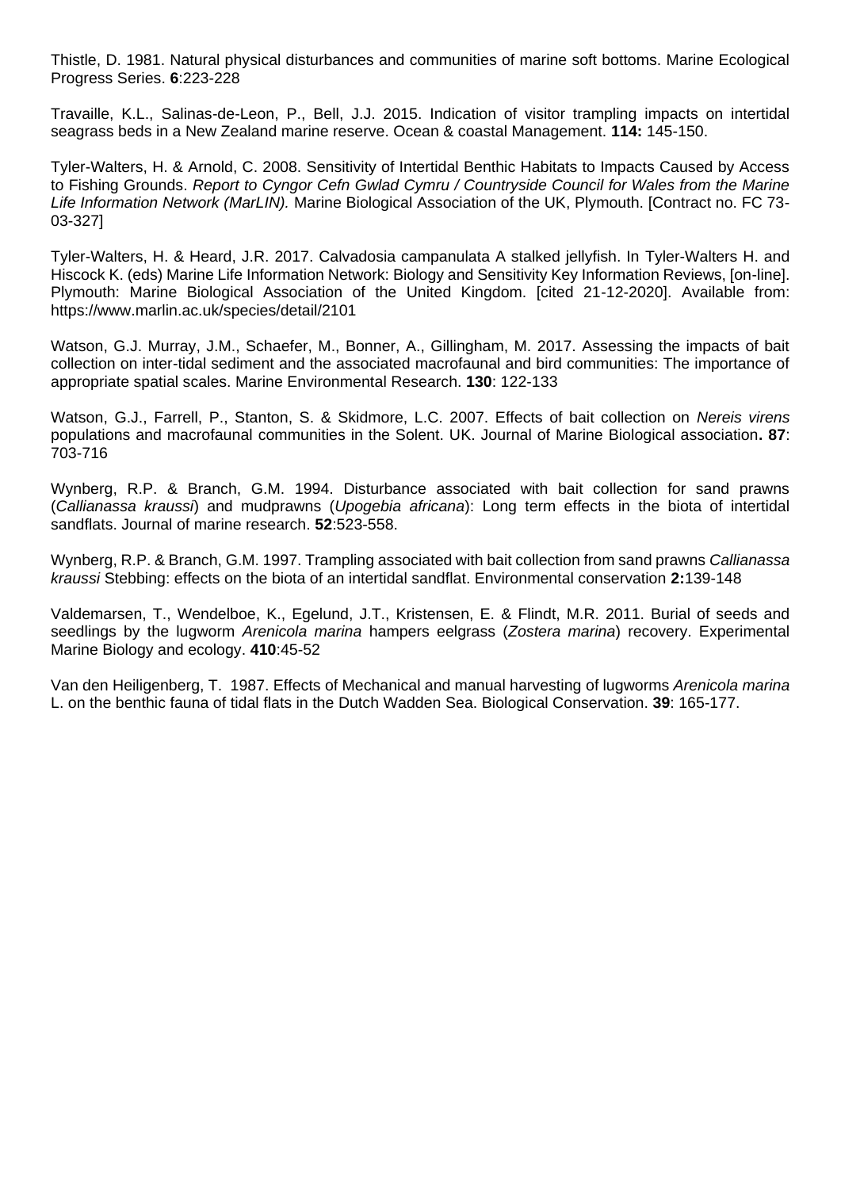Thistle, D. 1981. Natural physical disturbances and communities of marine soft bottoms. Marine Ecological Progress Series. **6**:223-228

Travaille, K.L., Salinas-de-Leon, P., Bell, J.J. 2015. Indication of visitor trampling impacts on intertidal seagrass beds in a New Zealand marine reserve. Ocean & coastal Management. **114:** 145-150.

Tyler-Walters, H. & Arnold, C. 2008. Sensitivity of Intertidal Benthic Habitats to Impacts Caused by Access to Fishing Grounds. *Report to Cyngor Cefn Gwlad Cymru / Countryside Council for Wales from the Marine Life Information Network (MarLIN).* Marine Biological Association of the UK, Plymouth. [Contract no. FC 73-03-327]

Tyler-Walters, H. & Heard, J.R. 2017. Calvadosia campanulata A stalked jellyfish. In Tyler-Walters H. and Hiscock K. (eds) Marine Life Information Network: Biology and Sensitivity Key Information Reviews, [on-line]. Plymouth: Marine Biological Association of the United Kingdom. [cited 21-12-2020]. Available from: https://www.marlin.ac.uk/species/detail/2101

Watson, G.J. Murray, J.M., Schaefer, M., Bonner, A., Gillingham, M. 2017. Assessing the impacts of bait collection on inter-tidal sediment and the associated macrofaunal and bird communities: The importance of appropriate spatial scales. Marine Environmental Research. **130**: 122-133

Watson, G.J., Farrell, P., Stanton, S. & Skidmore, L.C. 2007. Effects of bait collection on *Nereis virens* populations and macrofaunal communities in the Solent. UK. Journal of Marine Biological association**. 87**: 703-716

Wynberg, R.P. & Branch, G.M. 1994. Disturbance associated with bait collection for sand prawns (*Callianassa kraussi*) and mudprawns (*Upogebia africana*): Long term effects in the biota of intertidal sandflats. Journal of marine research. **52**:523-558.

Wynberg, R.P. & Branch, G.M. 1997. Trampling associated with bait collection from sand prawns *Callianassa kraussi* Stebbing: effects on the biota of an intertidal sandflat. Environmental conservation **2:**139-148

Valdemarsen, T., Wendelboe, K., Egelund, J.T., Kristensen, E. & Flindt, M.R. 2011. Burial of seeds and seedlings by the lugworm *Arenicola marina* hampers eelgrass (*Zostera marina*) recovery. Experimental Marine Biology and ecology. **410**:45-52

Van den Heiligenberg, T. 1987. Effects of Mechanical and manual harvesting of lugworms *Arenicola marina* L. on the benthic fauna of tidal flats in the Dutch Wadden Sea. Biological Conservation. **39**: 165-177.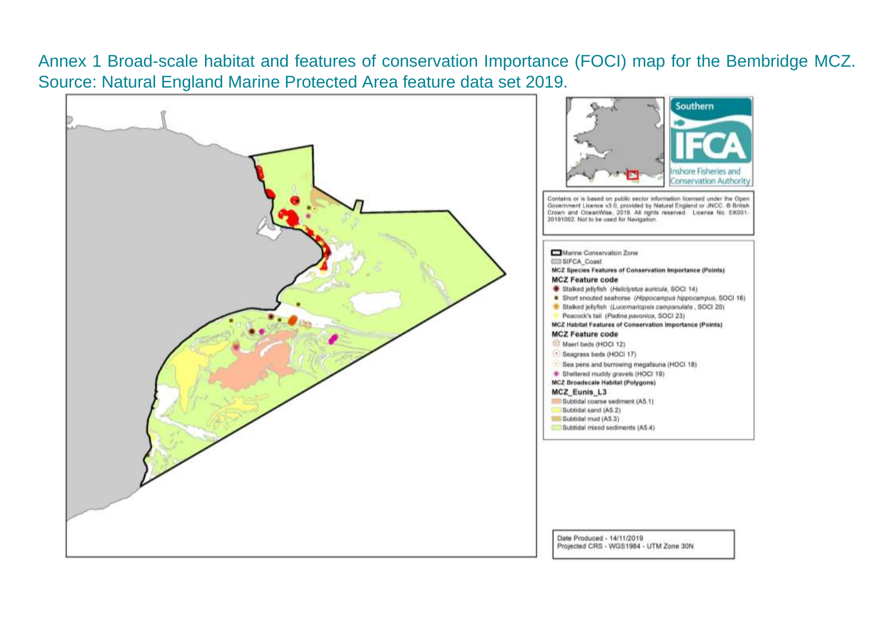Annex 1 Broad-scale habitat and features of conservation Importance (FOCI) map for the Bembridge MCZ. Source: Natural England Marine Protected Area feature data set 2019.

Southern IFCA Inshore Fisheries and Conservation Authority

Contains or is based on public sector information licensed under the Open Government Licence v3.0, provided by Natural England or JNCC. © British Crown and OceanWise, 2019. All rights reserved. License No. EK001-20191002. Not to be used for Navigation.

Marine Conservation Zone

SIFCA_Coast

**MCZ Species Features of Conservation Importance (Points)**

**MCZ Feature code**

- Stalked jellyfish (*Haliclystus auricula*, SOCI 14)
- Short snouted seahorse (*Hippocampus hippocampus*, SOCI 16)
- Stalked jellyfish (*Lucernariopsis campanulata*, SOCI 20)
- Peacock's tail (*Padina pavonica*, SOCI 23)

**MCZ Habitat Features of Conservation Importance (Points)**

**MCZ Feature code**

- Maerl beds (HOCI 12)
- Seagrass beds (HOCI 17)
- Sea pens and burrowing megafauna (HOCI 18)
- Sheltered muddy gravels (HOCI 19)

**MCZ Broadscale Habitat (Polygons)**

**MCZ_Eunis_L3**

- Subtidal coarse sediment (A5.1)
- Subtidal sand (A5.2)
- Subtidal mud (A5.3)
- Subtidal mixed sediments (A5.4)

Date Produced - 14/11/2019
Projected CRS - WGS1984 - UTM Zone 30N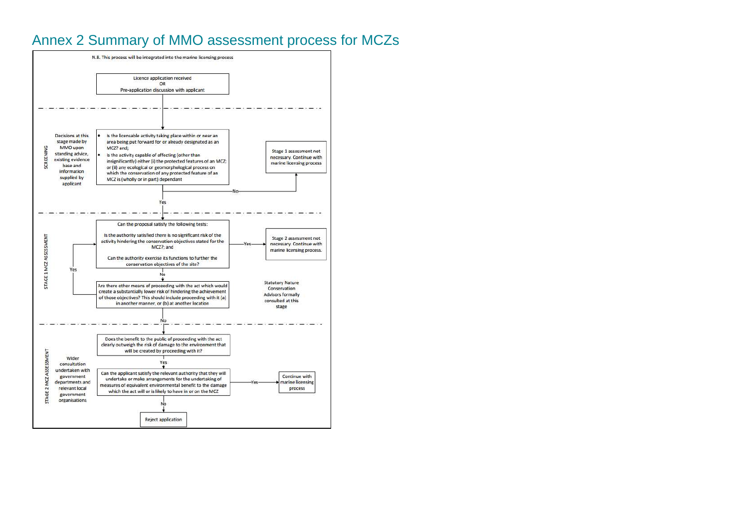## Annex 2 Summary of MMO assessment process for MCZs

N.B. This process will be integrated into the marine licensing process

Licence application received
OR
Pre-application discussion with applicant

**SCREENING**

Decisions at this stage made by MMO upon standing advice, existing evidence base and information supplied by applicant

- Is the licensable activity taking place within or near an area being put forward for or already designated as an MCZ? and;
- Is the activity capable of affecting (other than insignificantly) either (i) the protected features of an MCZ; or (ii) any ecological or geomorphological process on which the conservation of any protected feature of an MCZ is (wholly or in part) dependant

No → Stage 1 assessment not necessary. Continue with marine licensing process

Yes ↓

**STAGE 1 MCZ ASSESSMENT**

Can the proposal satisfy the following tests:

Is the authority satisfied there is no significant risk of the activity hindering the conservation objectives stated for the MCZ?; and

Can the authority exercise its functions to further the conservation objectives of the site?

Yes → Stage 2 assessment not necessary. Continue with marine licensing process.

No ↓

Are there other means of proceeding with the act which would create a substantially lower risk of hindering the achievement of those objectives? This should include proceeding with it (a) in another manner, or (b) at another location

Yes → (return to tests above)

Statutory Nature Conservation Advisors formally consulted at this stage

No ↓

**STAGE 2 MCZ ASSESSMENT**

Wider consultation undertaken with government departments and relevant local government organisations

Does the benefit to the public of proceeding with the act clearly outweigh the risk of damage to the environment that will be created by proceeding with it?

Yes ↓

Can the applicant satisfy the relevant authority that they will undertake or make arrangements for the undertaking of measures of equivalent environmental benefit to the damage which the act will or is likely to have in or on the MCZ

Yes → Continue with marine licensing process

No ↓

Reject application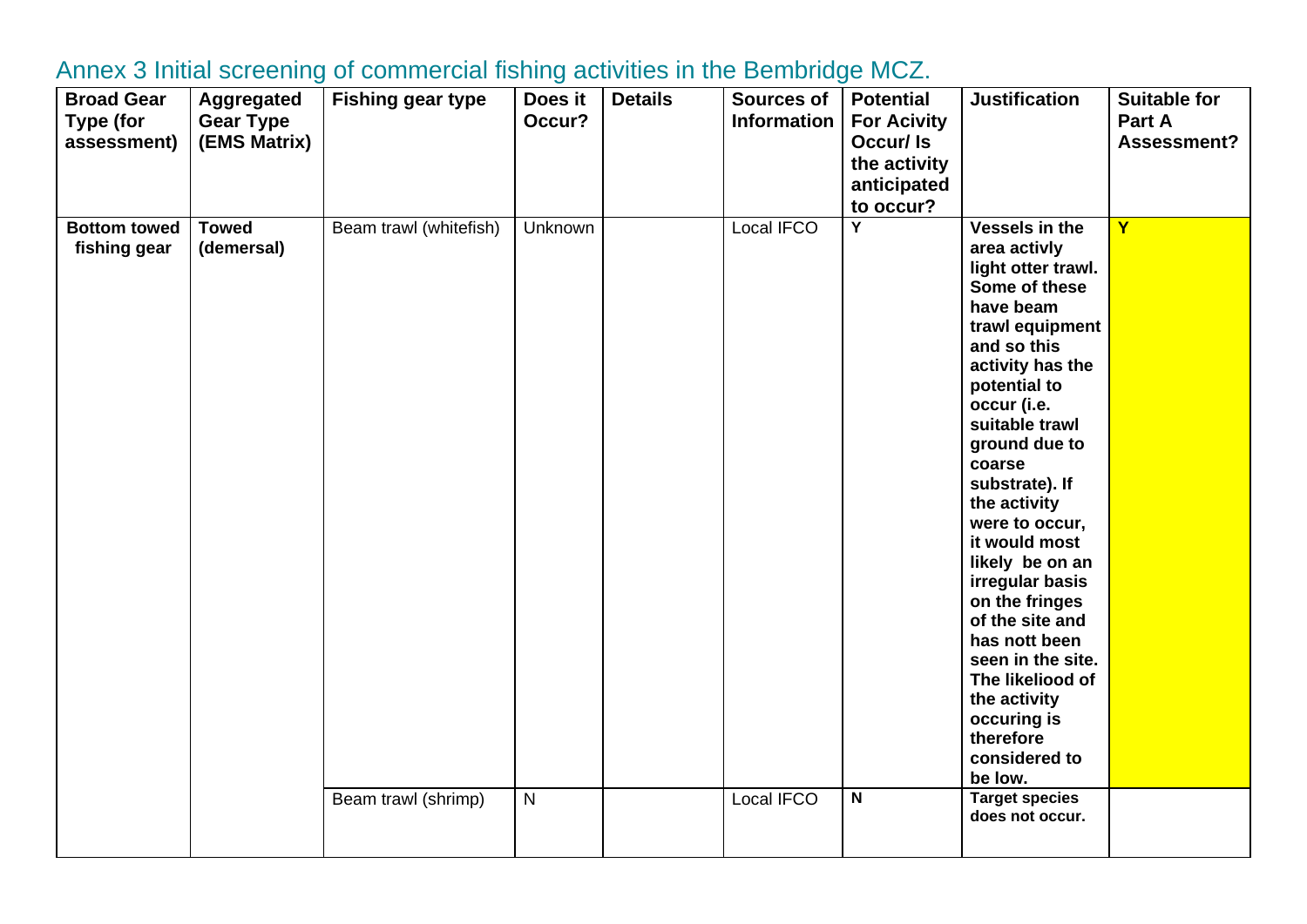## Annex 3 Initial screening of commercial fishing activities in the Bembridge MCZ.

| Broad Gear Type (for assessment) | Aggregated Gear Type (EMS Matrix) | Fishing gear type | Does it Occur? | Details | Sources of Information | Potential For Acivity Occur/ Is the activity anticipated to occur? | Justification | Suitable for Part A Assessment? |
|---|---|---|---|---|---|---|---|---|
| **Bottom towed fishing gear** | **Towed (demersal)** | Beam trawl (whitefish) | Unknown | | Local IFCO | **Y** | **Vessels in the area activly light otter trawl. Some of these have beam trawl equipment and so this activity has the potential to occur (i.e. suitable trawl ground due to coarse substrate). If the activity were to occur, it would most likely be on an irregular basis on the fringes of the site and has nott been seen in the site. The likeliood of the activity occuring is therefore considered to be low.** | **Y** |
| | | Beam trawl (shrimp) | N | | Local IFCO | **N** | **Target species does not occur.** | |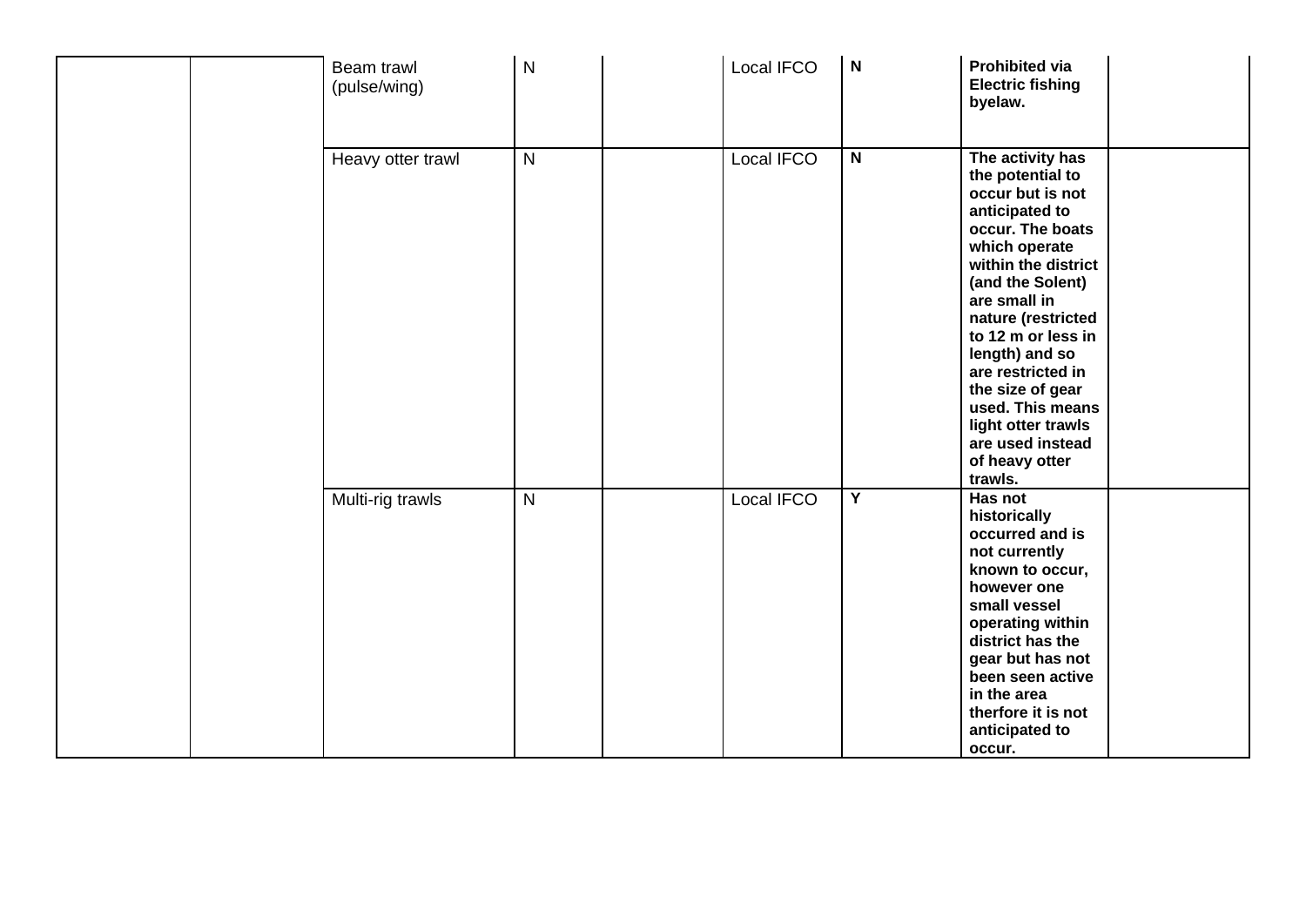| | | | | | | | | |
|---|---|---|---|---|---|---|---|---|
| | | Beam trawl (pulse/wing) | N | | Local IFCO | **N** | **Prohibited via Electric fishing byelaw.** | |
| | | Heavy otter trawl | N | | Local IFCO | **N** | **The activity has the potential to occur but is not anticipated to occur. The boats which operate within the district (and the Solent) are small in nature (restricted to 12 m or less in length) and so are restricted in the size of gear used. This means light otter trawls are used instead of heavy otter trawls.** | |
| | | Multi-rig trawls | N | | Local IFCO | **Y** | **Has not historically occurred and is not currently known to occur, however one small vessel operating within district has the gear but has not been seen active in the area therfore it is not anticipated to occur.** | |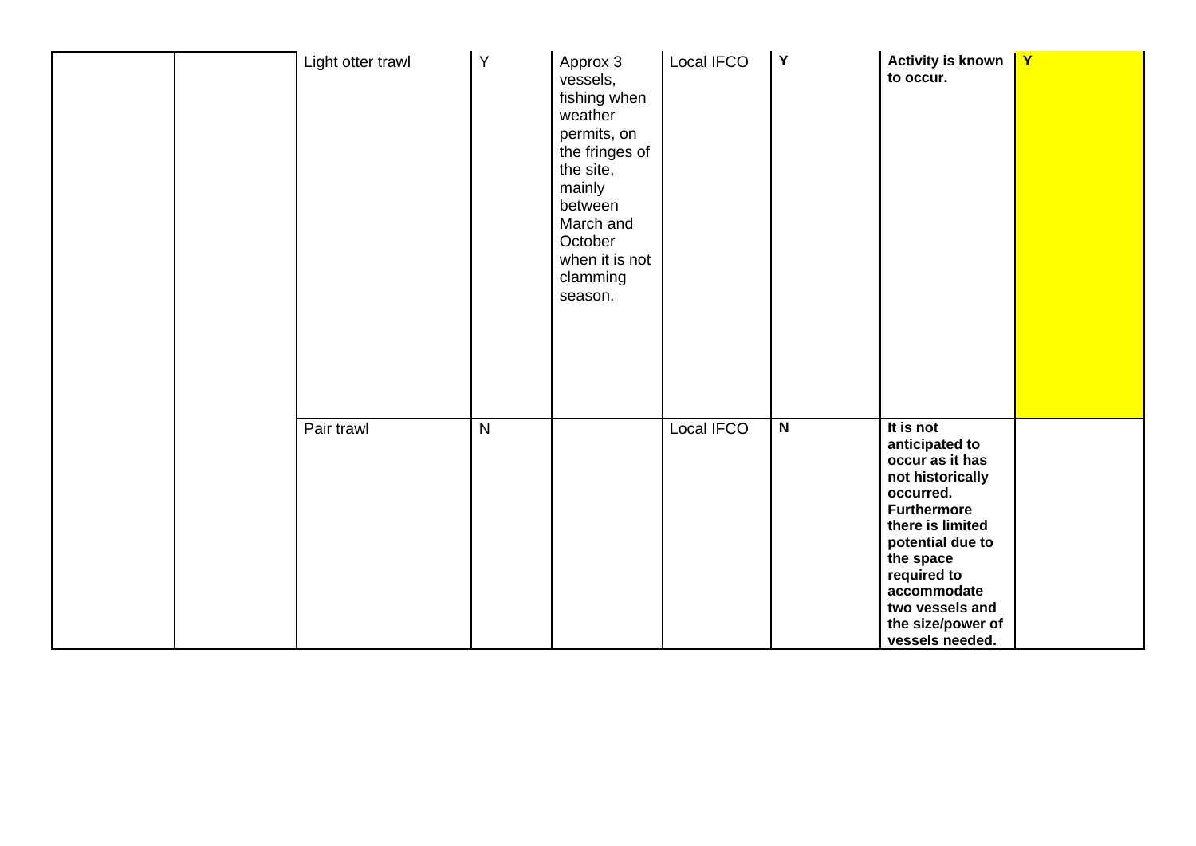| | | | | | | | | |
|---|---|---|---|---|---|---|---|---|
| | | Light otter trawl | Y | Approx 3 vessels, fishing when weather permits, on the fringes of the site, mainly between March and October when it is not clamming season. | Local IFCO | **Y** | **Activity is known to occur.** | **Y** |
| | | Pair trawl | N | | Local IFCO | **N** | **It is not anticipated to occur as it has not historically occurred. Furthermore there is limited potential due to the space required to accommodate two vessels and the size/power of vessels needed.** | |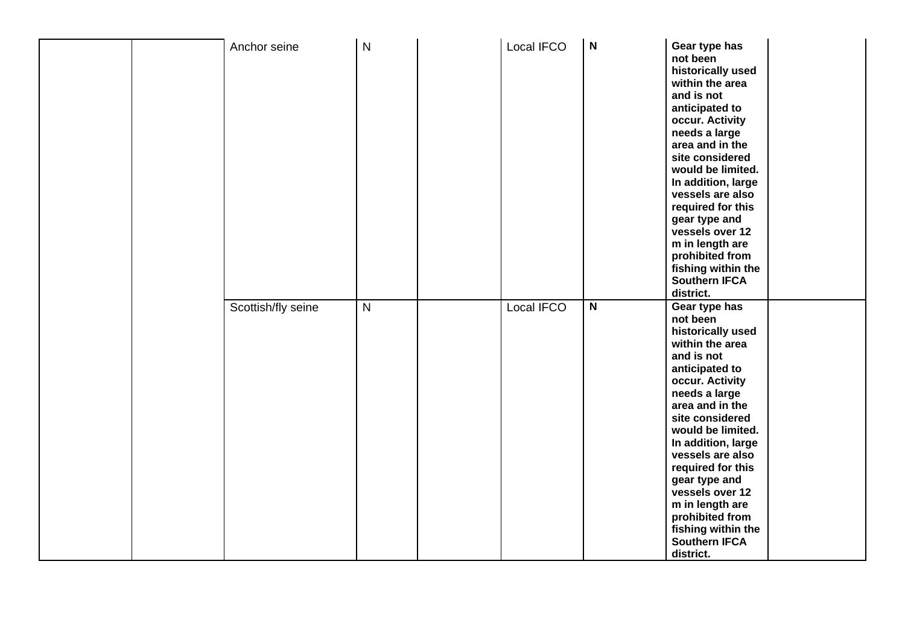| | | | | | | | | |
|---|---|---|---|---|---|---|---|---|
| | | Anchor seine | N | | Local IFCO | **N** | **Gear type has not been historically used within the area and is not anticipated to occur. Activity needs a large area and in the site considered would be limited. In addition, large vessels are also required for this gear type and vessels over 12 m in length are prohibited from fishing within the Southern IFCA district.** | |
| | | Scottish/fly seine | N | | Local IFCO | **N** | **Gear type has not been historically used within the area and is not anticipated to occur. Activity needs a large area and in the site considered would be limited. In addition, large vessels are also required for this gear type and vessels over 12 m in length are prohibited from fishing within the Southern IFCA district.** | |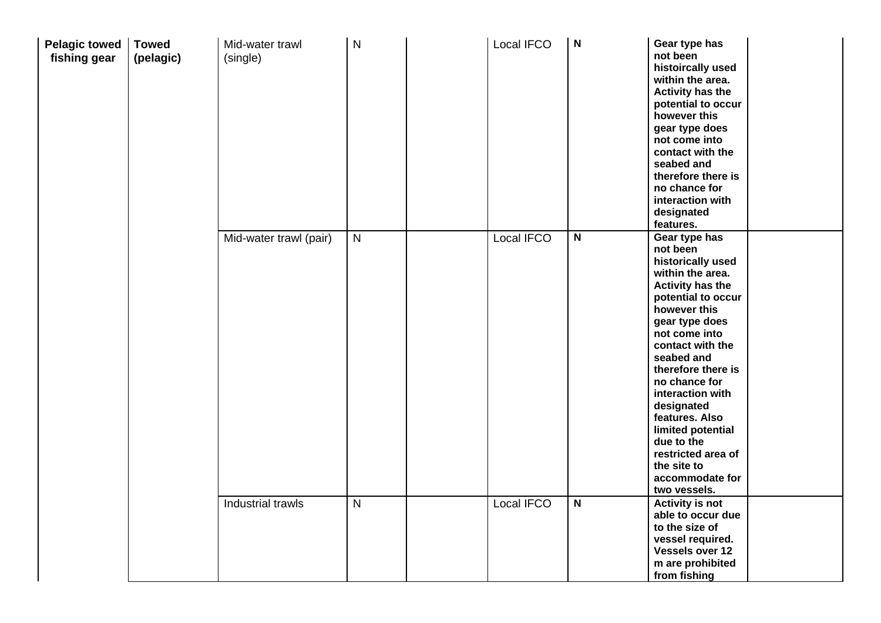| | | | | | | | | |
|---|---|---|---|---|---|---|---|---|
| **Pelagic towed fishing gear** | **Towed (pelagic)** | Mid-water trawl (single) | N | | Local IFCO | **N** | **Gear type has not been histoircally used within the area. Activity has the potential to occur however this gear type does not come into contact with the seabed and therefore there is no chance for interaction with designated features.** | |
| | | Mid-water trawl (pair) | N | | Local IFCO | **N** | **Gear type has not been historically used within the area. Activity has the potential to occur however this gear type does not come into contact with the seabed and therefore there is no chance for interaction with designated features. Also limited potential due to the restricted area of the site to accommodate for two vessels.** | |
| | | Industrial trawls | N | | Local IFCO | **N** | **Activity is not able to occur due to the size of vessel required. Vessels over 12 m are prohibited from fishing** | |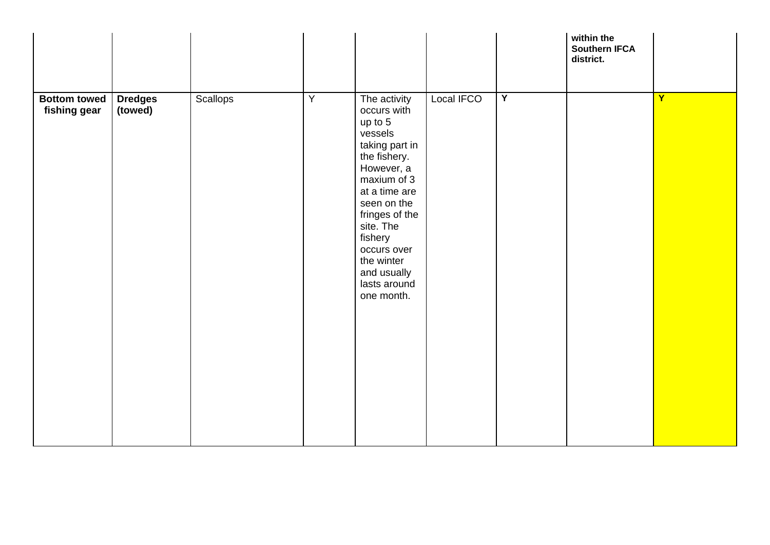| | | | | | | | | |
|---|---|---|---|---|---|---|---|---|
| | | | | | | | **within the Southern IFCA district.** | |
| **Bottom towed fishing gear** | **Dredges (towed)** | Scallops | Y | The activity occurs with up to 5 vessels taking part in the fishery. However, a maxium of 3 at a time are seen on the fringes of the site. The fishery occurs over the winter and usually lasts around one month. | Local IFCO | **Y** | | **Y** |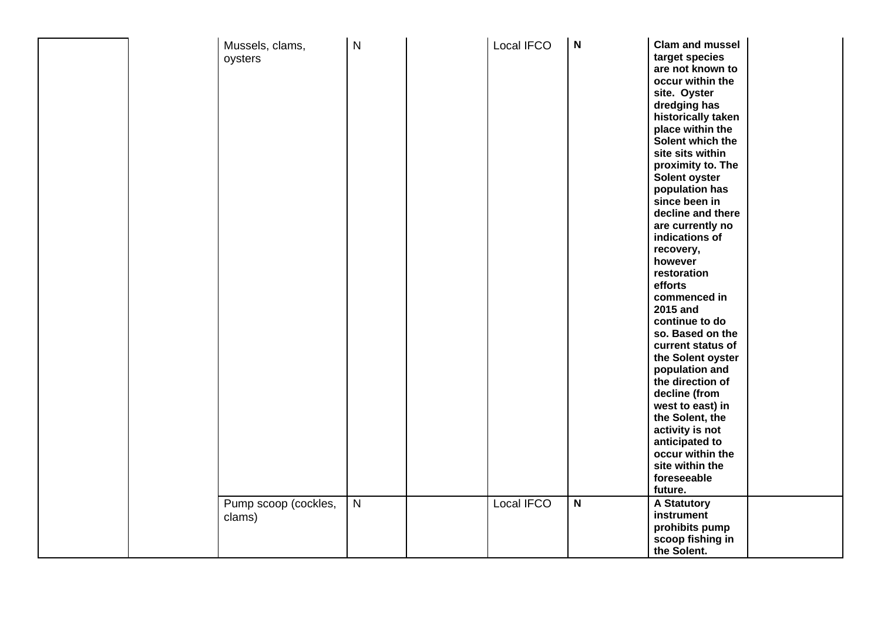|  |  |  |  |  |  |  |  |  |
|---|---|---|---|---|---|---|---|---|
|  |  | Mussels, clams, oysters | N |  | Local IFCO | **N** | **Clam and mussel target species are not known to occur within the site. Oyster dredging has historically taken place within the Solent which the site sits within proximity to. The Solent oyster population has since been in decline and there are currently no indications of recovery, however restoration efforts commenced in 2015 and continue to do so. Based on the current status of the Solent oyster population and the direction of decline (from west to east) in the Solent, the activity is not anticipated to occur within the site within the foreseeable future.** |  |
|  |  | Pump scoop (cockles, clams) | N |  | Local IFCO | **N** | **A Statutory instrument prohibits pump scoop fishing in the Solent.** |  |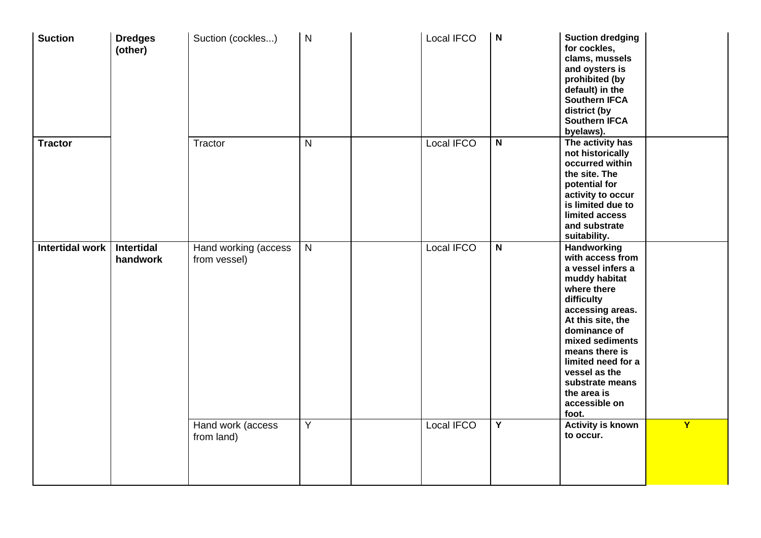| | | | | | | | | |
|---|---|---|---|---|---|---|---|---|
| **Suction** | **Dredges (other)** | Suction (cockles...) | N | | Local IFCO | **N** | **Suction dredging for cockles, clams, mussels and oysters is prohibited (by default) in the Southern IFCA district (by Southern IFCA byelaws).** | |
| **Tractor** | | Tractor | N | | Local IFCO | **N** | **The activity has not historically occurred within the site. The potential for activity to occur is limited due to limited access and substrate suitability.** | |
| **Intertidal work** | **Intertidal handwork** | Hand working (access from vessel) | N | | Local IFCO | **N** | **Handworking with access from a vessel infers a muddy habitat where there difficulty accessing areas. At this site, the dominance of mixed sediments means there is limited need for a vessel as the substrate means the area is accessible on foot.** | |
| | | Hand work (access from land) | Y | | Local IFCO | **Y** | **Activity is known to occur.** | **Y** |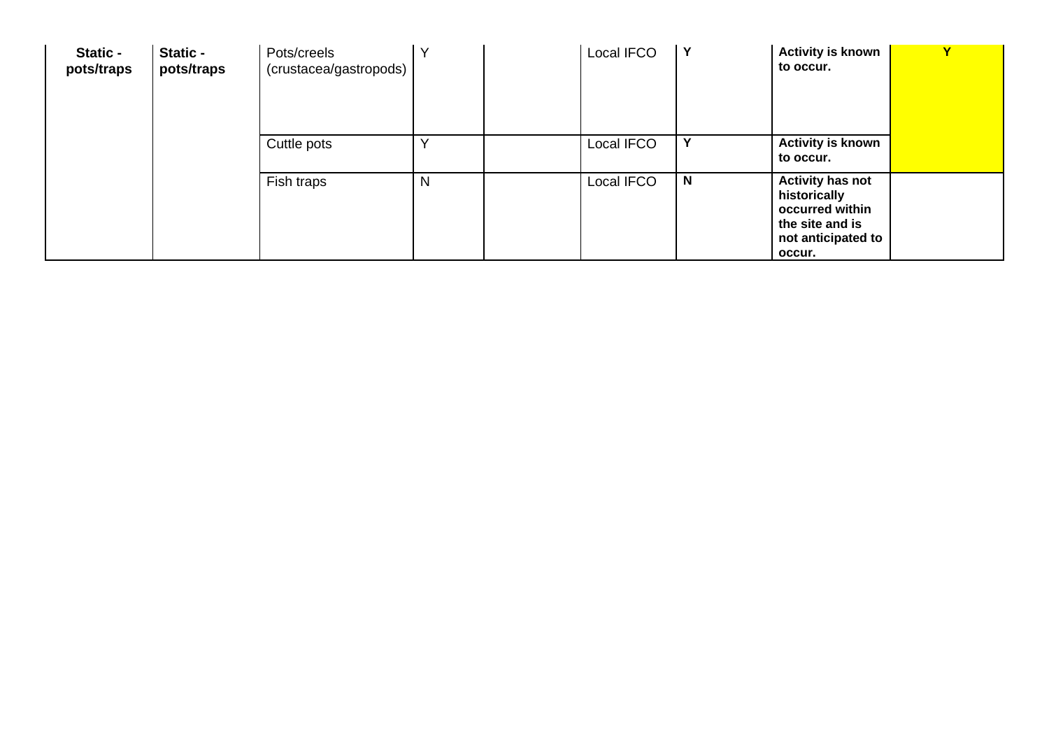| **Static - pots/traps** | **Static - pots/traps** | Pots/creels (crustacea/gastropods) | Y | | Local IFCO | **Y** | **Activity is known to occur.** | **Y** |
|---|---|---|---|---|---|---|---|---|
| | | Cuttle pots | Y | | Local IFCO | **Y** | **Activity is known to occur.** | |
| | | Fish traps | N | | Local IFCO | **N** | **Activity has not historically occurred within the site and is not anticipated to occur.** | |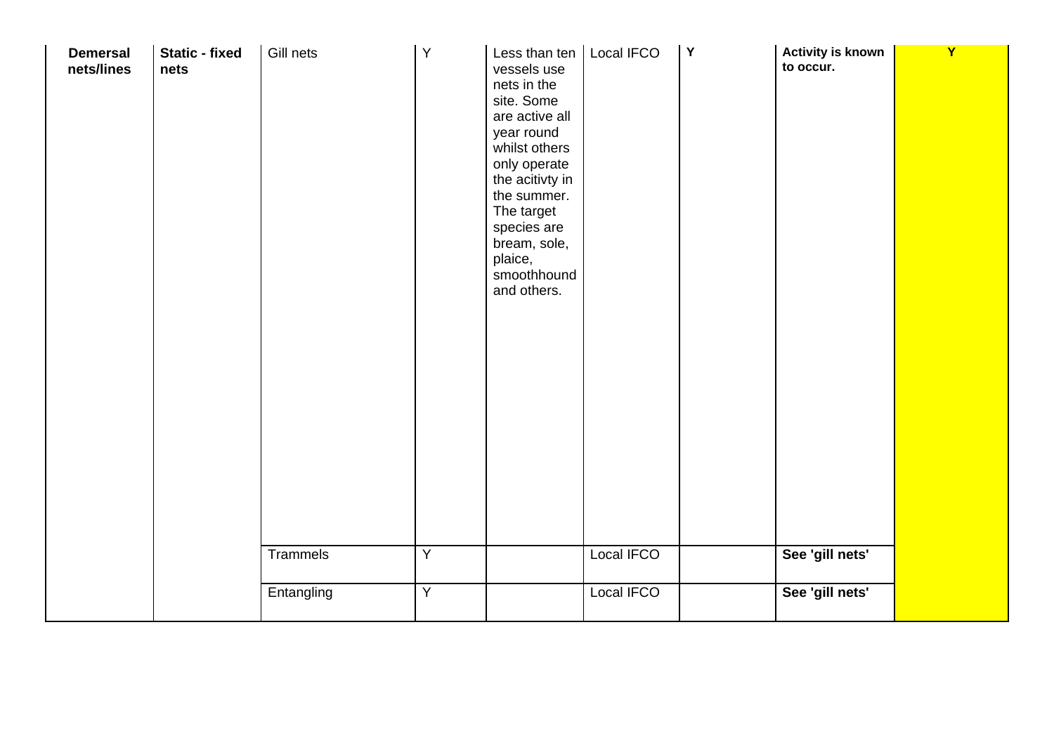| | | | | | | | | |
|---|---|---|---|---|---|---|---|---|
| **Demersal nets/lines** | **Static - fixed nets** | Gill nets | Y | Less than ten vessels use nets in the site. Some are active all year round whilst others only operate the acitivty in the summer. The target species are bream, sole, plaice, smoothhound and others. | Local IFCO | **Y** | **Activity is known to occur.** | **Y** |
| | | Trammels | Y | | Local IFCO | | **See 'gill nets'** | |
| | | Entangling | Y | | Local IFCO | | **See 'gill nets'** | |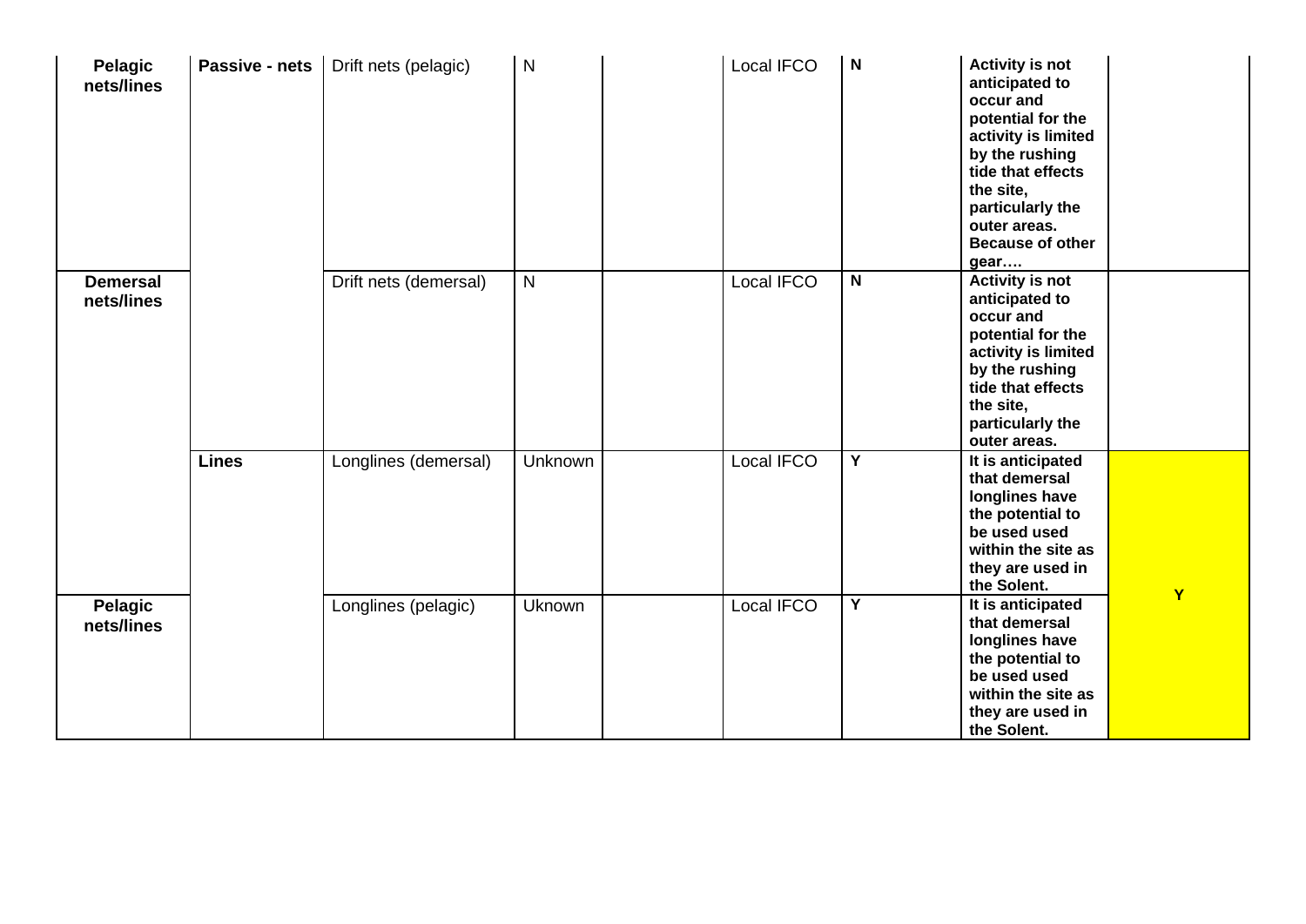| **Pelagic nets/lines** | **Passive - nets** | Drift nets (pelagic) | N | | Local IFCO | **N** | **Activity is not anticipated to occur and potential for the activity is limited by the rushing tide that effects the site, particularly the outer areas. Because of other gear….** | |
|---|---|---|---|---|---|---|---|---|
| **Demersal nets/lines** | | Drift nets (demersal) | N | | Local IFCO | **N** | **Activity is not anticipated to occur and potential for the activity is limited by the rushing tide that effects the site, particularly the outer areas.** | |
| | **Lines** | Longlines (demersal) | Unknown | | Local IFCO | **Y** | **It is anticipated that demersal longlines have the potential to be used used within the site as they are used in the Solent.** | **Y** |
| **Pelagic nets/lines** | | Longlines (pelagic) | Uknown | | Local IFCO | **Y** | **It is anticipated that demersal longlines have the potential to be used used within the site as they are used in the Solent.** | |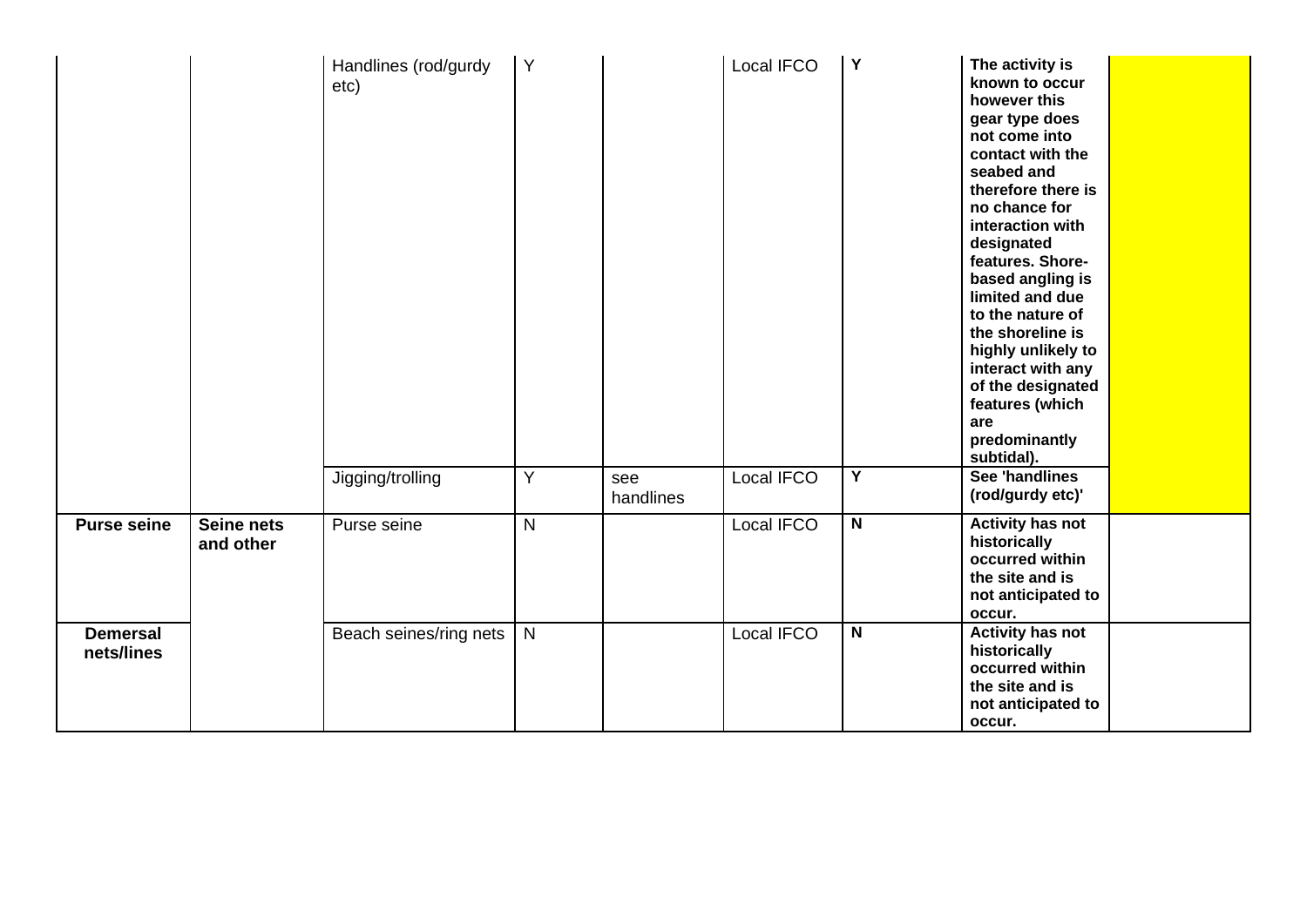| | | | | | | | | |
|---|---|---|---|---|---|---|---|---|
| | | Handlines (rod/gurdy etc) | Y | | Local IFCO | **Y** | **The activity is known to occur however this gear type does not come into contact with the seabed and therefore there is no chance for interaction with designated features. Shore-based angling is limited and due to the nature of the shoreline is highly unlikely to interact with any of the designated features (which are predominantly subtidal).** | |
| | | Jigging/trolling | Y | see handlines | Local IFCO | **Y** | **See 'handlines (rod/gurdy etc)'** | |
| **Purse seine** | **Seine nets and other** | Purse seine | N | | Local IFCO | **N** | **Activity has not historically occurred within the site and is not anticipated to occur.** | |
| **Demersal nets/lines** | | Beach seines/ring nets | N | | Local IFCO | **N** | **Activity has not historically occurred within the site and is not anticipated to occur.** | |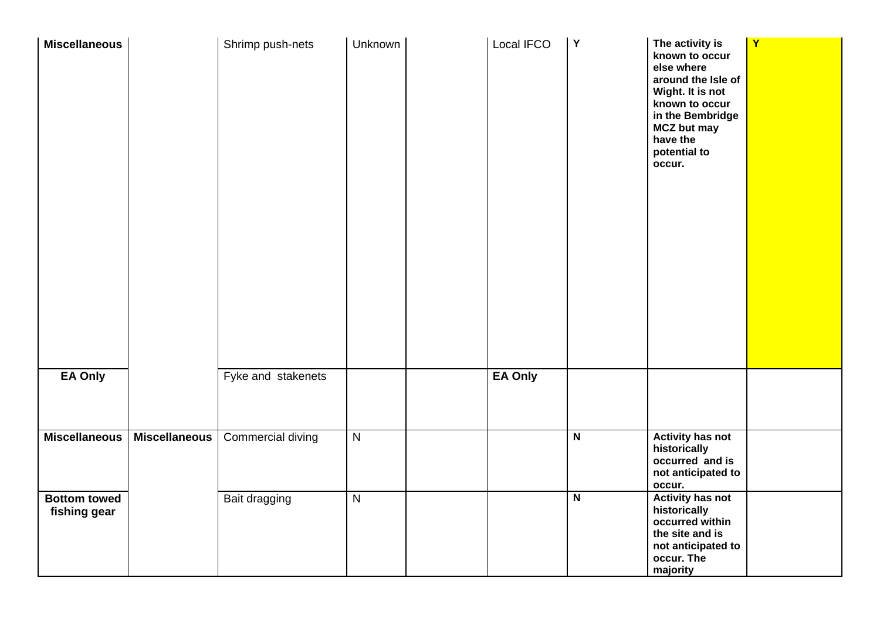| | | | | | | | | |
|---|---|---|---|---|---|---|---|---|
| **Miscellaneous** | | Shrimp push-nets | Unknown | | Local IFCO | **Y** | **The activity is known to occur else where around the Isle of Wight. It is not known to occur in the Bembridge MCZ but may have the potential to occur.** | **Y** |
| **EA Only** | | Fyke and stakenets | | | **EA Only** | | | |
| **Miscellaneous** | **Miscellaneous** | Commercial diving | N | | | **N** | **Activity has not historically occurred and is not anticipated to occur.** | |
| **Bottom towed fishing gear** | | Bait dragging | N | | | **N** | **Activity has not historically occurred within the site and is not anticipated to occur. The majority** | |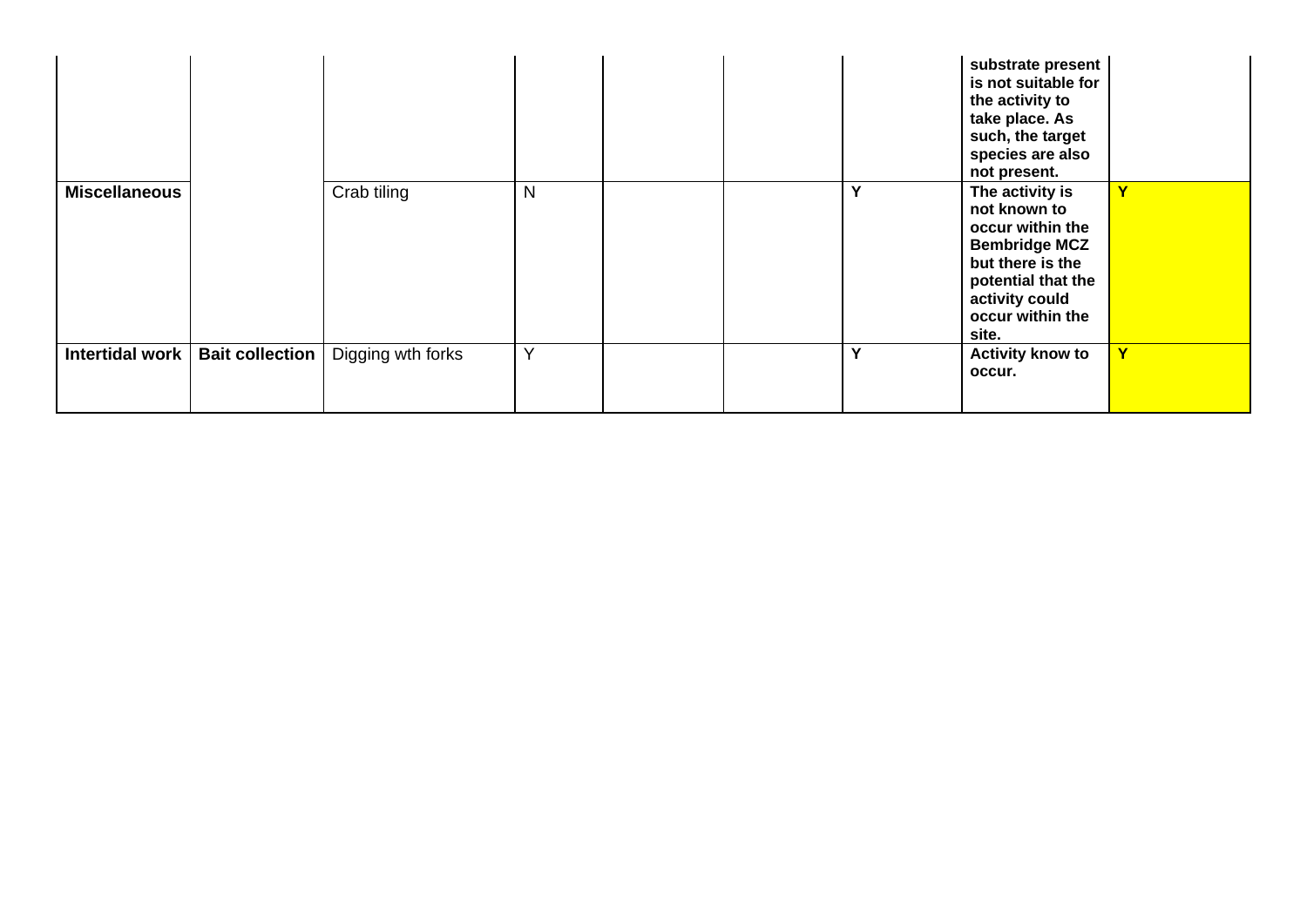| | | | | | | | | |
|---|---|---|---|---|---|---|---|---|
| | | | | | | | **substrate present is not suitable for the activity to take place. As such, the target species are also not present.** | |
| **Miscellaneous** | | Crab tiling | N | | | **Y** | **The activity is not known to occur within the Bembridge MCZ but there is the potential that the activity could occur within the site.** | **Y** |
| **Intertidal work** | **Bait collection** | Digging wth forks | Y | | | **Y** | **Activity know to occur.** | **Y** |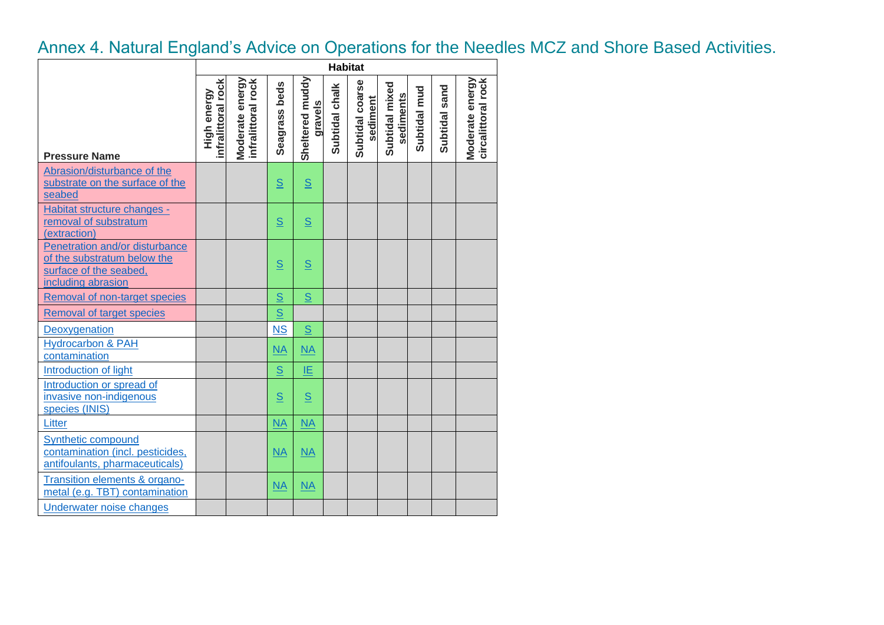## Annex 4. Natural England's Advice on Operations for the Needles MCZ and Shore Based Activities.

| Pressure Name | Habitat | | | | | | | | | |
|---|---|---|---|---|---|---|---|---|---|---|
| | High energy infralittoral rock | Moderate energy infralittoral rock | Seagrass beds | Sheltered muddy gravels | Subtidal chalk | Subtidal coarse sediment | Subtidal mixed sediments | Subtidal mud | Subtidal sand | Moderate energy circalittoral rock |
| Abrasion/disturbance of the substrate on the surface of the seabed | | | S | S | | | | | | |
| Habitat structure changes - removal of substratum (extraction) | | | S | S | | | | | | |
| Penetration and/or disturbance of the substratum below the surface of the seabed, including abrasion | | | S | S | | | | | | |
| Removal of non-target species | | | S | S | | | | | | |
| Removal of target species | | | S | | | | | | | |
| Deoxygenation | | | NS | S | | | | | | |
| Hydrocarbon & PAH contamination | | | NA | NA | | | | | | |
| Introduction of light | | | S | IE | | | | | | |
| Introduction or spread of invasive non-indigenous species (INIS) | | | S | S | | | | | | |
| Litter | | | NA | NA | | | | | | |
| Synthetic compound contamination (incl. pesticides, antifoulants, pharmaceuticals) | | | NA | NA | | | | | | |
| Transition elements & organo-metal (e.g. TBT) contamination | | | NA | NA | | | | | | |
| Underwater noise changes | | | | | | | | | | |